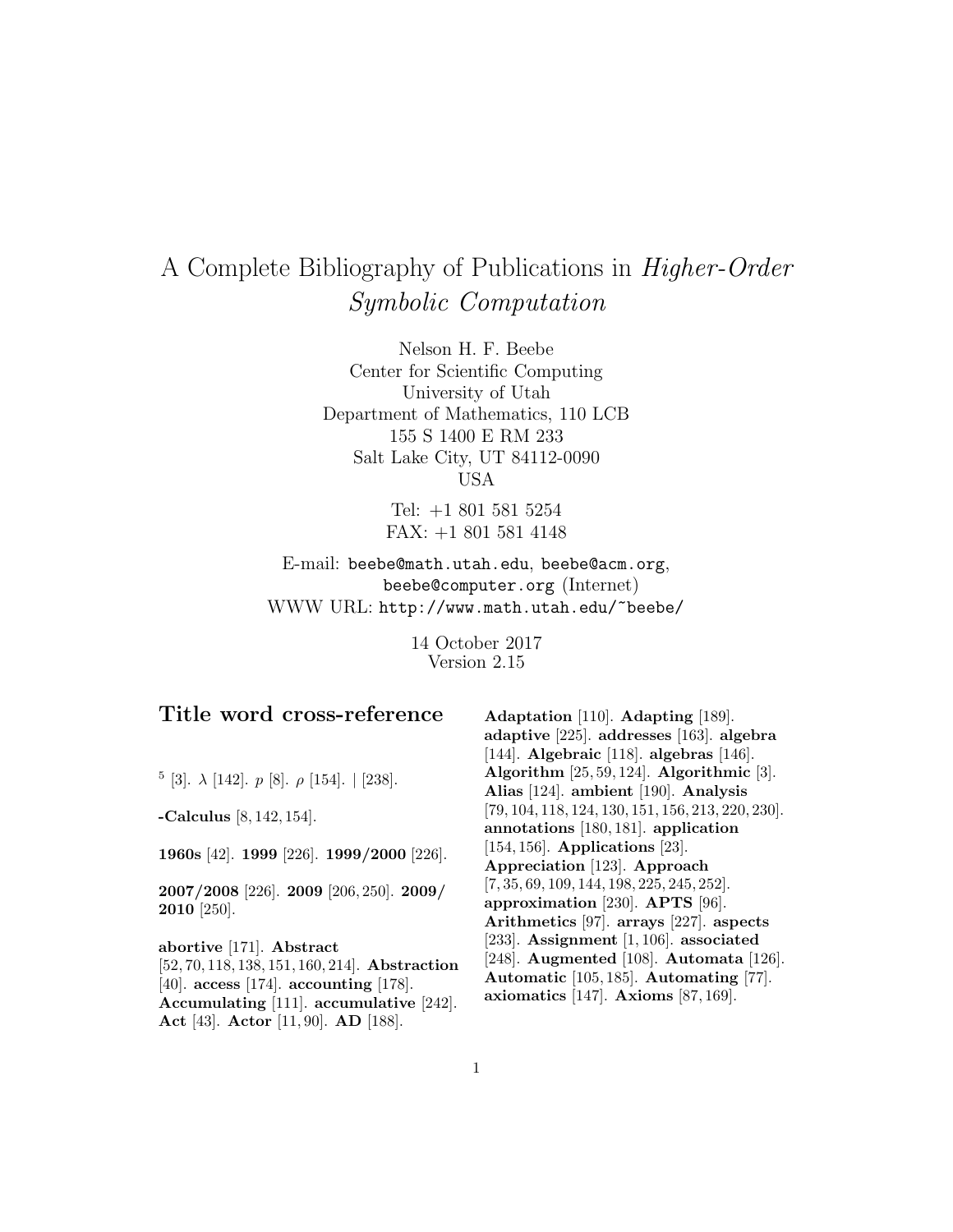# A Complete Bibliography of Publications in *Higher-Order Symbolic Computation*

Nelson H. F. Beebe
Center for Scientific Computing
University of Utah
Department of Mathematics, 110 LCB
155 S 1400 E RM 233
Salt Lake City, UT 84112-0090
USA

Tel: +1 801 581 5254
FAX: +1 801 581 4148

E-mail: `beebe@math.utah.edu`, `beebe@acm.org`, `beebe@computer.org` (Internet)
WWW URL: `http://www.math.utah.edu/~beebe/`

14 October 2017
Version 2.15

## Title word cross-reference

$^5$ [3]. $\lambda$ [142]. $p$ [8]. $\rho$ [154]. | [238].

**-Calculus** [8, 142, 154].

**1960s** [42]. **1999** [226]. **1999/2000** [226].

**2007/2008** [226]. **2009** [206, 250]. **2009/2010** [250].

**abortive** [171]. **Abstract** [52, 70, 118, 138, 151, 160, 214]. **Abstraction** [40]. **access** [174]. **accounting** [178]. **Accumulating** [111]. **accumulative** [242]. **Act** [43]. **Actor** [11, 90]. **AD** [188].

**Adaptation** [110]. **Adapting** [189]. **adaptive** [225]. **addresses** [163]. **algebra** [144]. **Algebraic** [118]. **algebras** [146]. **Algorithm** [25, 59, 124]. **Algorithmic** [3]. **Alias** [124]. **ambient** [190]. **Analysis** [79, 104, 118, 124, 130, 151, 156, 213, 220, 230]. **annotations** [180, 181]. **application** [154, 156]. **Applications** [23]. **Appreciation** [123]. **Approach** [7, 35, 69, 109, 144, 198, 225, 245, 252]. **approximation** [230]. **APTS** [96]. **Arithmetics** [97]. **arrays** [227]. **aspects** [233]. **Assignment** [1, 106]. **associated** [248]. **Augmented** [108]. **Automata** [126]. **Automatic** [105, 185]. **Automating** [77]. **axiomatics** [147]. **Axioms** [87, 169].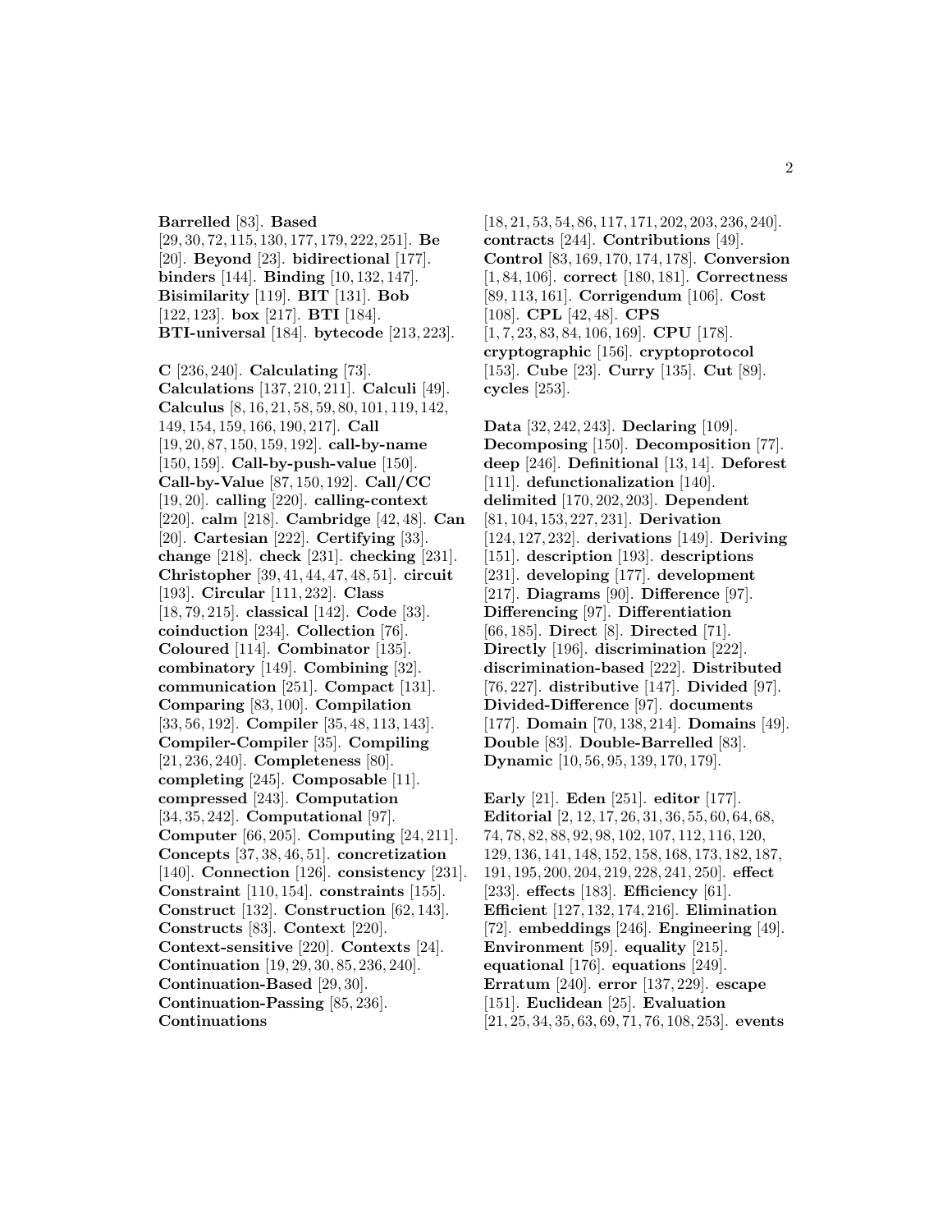**Barrelled** [83]. **Based** [29, 30, 72, 115, 130, 177, 179, 222, 251]. **Be** [20]. **Beyond** [23]. **bidirectional** [177]. **binders** [144]. **Binding** [10, 132, 147]. **Bisimilarity** [119]. **BIT** [131]. **Bob** [122, 123]. **box** [217]. **BTI** [184]. **BTI-universal** [184]. **bytecode** [213, 223].

**C** [236, 240]. **Calculating** [73]. **Calculations** [137, 210, 211]. **Calculi** [49]. **Calculus** [8, 16, 21, 58, 59, 80, 101, 119, 142, 149, 154, 159, 166, 190, 217]. **Call** [19, 20, 87, 150, 159, 192]. **call-by-name** [150, 159]. **Call-by-push-value** [150]. **Call-by-Value** [87, 150, 192]. **Call/CC** [19, 20]. **calling** [220]. **calling-context** [220]. **calm** [218]. **Cambridge** [42, 48]. **Can** [20]. **Cartesian** [222]. **Certifying** [33]. **change** [218]. **check** [231]. **checking** [231]. **Christopher** [39, 41, 44, 47, 48, 51]. **circuit** [193]. **Circular** [111, 232]. **Class** [18, 79, 215]. **classical** [142]. **Code** [33]. **coinduction** [234]. **Collection** [76]. **Coloured** [114]. **Combinator** [135]. **combinatory** [149]. **Combining** [32]. **communication** [251]. **Compact** [131]. **Comparing** [83, 100]. **Compilation** [33, 56, 192]. **Compiler** [35, 48, 113, 143]. **Compiler-Compiler** [35]. **Compiling** [21, 236, 240]. **Completeness** [80]. **completing** [245]. **Composable** [11]. **compressed** [243]. **Computation** [34, 35, 242]. **Computational** [97]. **Computer** [66, 205]. **Computing** [24, 211]. **Concepts** [37, 38, 46, 51]. **concretization** [140]. **Connection** [126]. **consistency** [231]. **Constraint** [110, 154]. **constraints** [155]. **Construct** [132]. **Construction** [62, 143]. **Constructs** [83]. **Context** [220]. **Context-sensitive** [220]. **Contexts** [24]. **Continuation** [19, 29, 30, 85, 236, 240]. **Continuation-Based** [29, 30]. **Continuation-Passing** [85, 236]. **Continuations** [18, 21, 53, 54, 86, 117, 171, 202, 203, 236, 240]. **contracts** [244]. **Contributions** [49]. **Control** [83, 169, 170, 174, 178]. **Conversion** [1, 84, 106]. **correct** [180, 181]. **Correctness** [89, 113, 161]. **Corrigendum** [106]. **Cost** [108]. **CPL** [42, 48]. **CPS** [1, 7, 23, 83, 84, 106, 169]. **CPU** [178]. **cryptographic** [156]. **cryptoprotocol** [153]. **Cube** [23]. **Curry** [135]. **Cut** [89]. **cycles** [253].

**Data** [32, 242, 243]. **Declaring** [109]. **Decomposing** [150]. **Decomposition** [77]. **deep** [246]. **Definitional** [13, 14]. **Deforest** [111]. **defunctionalization** [140]. **delimited** [170, 202, 203]. **Dependent** [81, 104, 153, 227, 231]. **Derivation** [124, 127, 232]. **derivations** [149]. **Deriving** [151]. **description** [193]. **descriptions** [231]. **developing** [177]. **development** [217]. **Diagrams** [90]. **Difference** [97]. **Differencing** [97]. **Differentiation** [66, 185]. **Direct** [8]. **Directed** [71]. **Directly** [196]. **discrimination** [222]. **discrimination-based** [222]. **Distributed** [76, 227]. **distributive** [147]. **Divided** [97]. **Divided-Difference** [97]. **documents** [177]. **Domain** [70, 138, 214]. **Domains** [49]. **Double** [83]. **Double-Barrelled** [83]. **Dynamic** [10, 56, 95, 139, 170, 179].

**Early** [21]. **Eden** [251]. **editor** [177]. **Editorial** [2, 12, 17, 26, 31, 36, 55, 60, 64, 68, 74, 78, 82, 88, 92, 98, 102, 107, 112, 116, 120, 129, 136, 141, 148, 152, 158, 168, 173, 182, 187, 191, 195, 200, 204, 219, 228, 241, 250]. **effect** [233]. **effects** [183]. **Efficiency** [61]. **Efficient** [127, 132, 174, 216]. **Elimination** [72]. **embeddings** [246]. **Engineering** [49]. **Environment** [59]. **equality** [215]. **equational** [176]. **equations** [249]. **Erratum** [240]. **error** [137, 229]. **escape** [151]. **Euclidean** [25]. **Evaluation** [21, 25, 34, 35, 63, 69, 71, 76, 108, 253]. **events**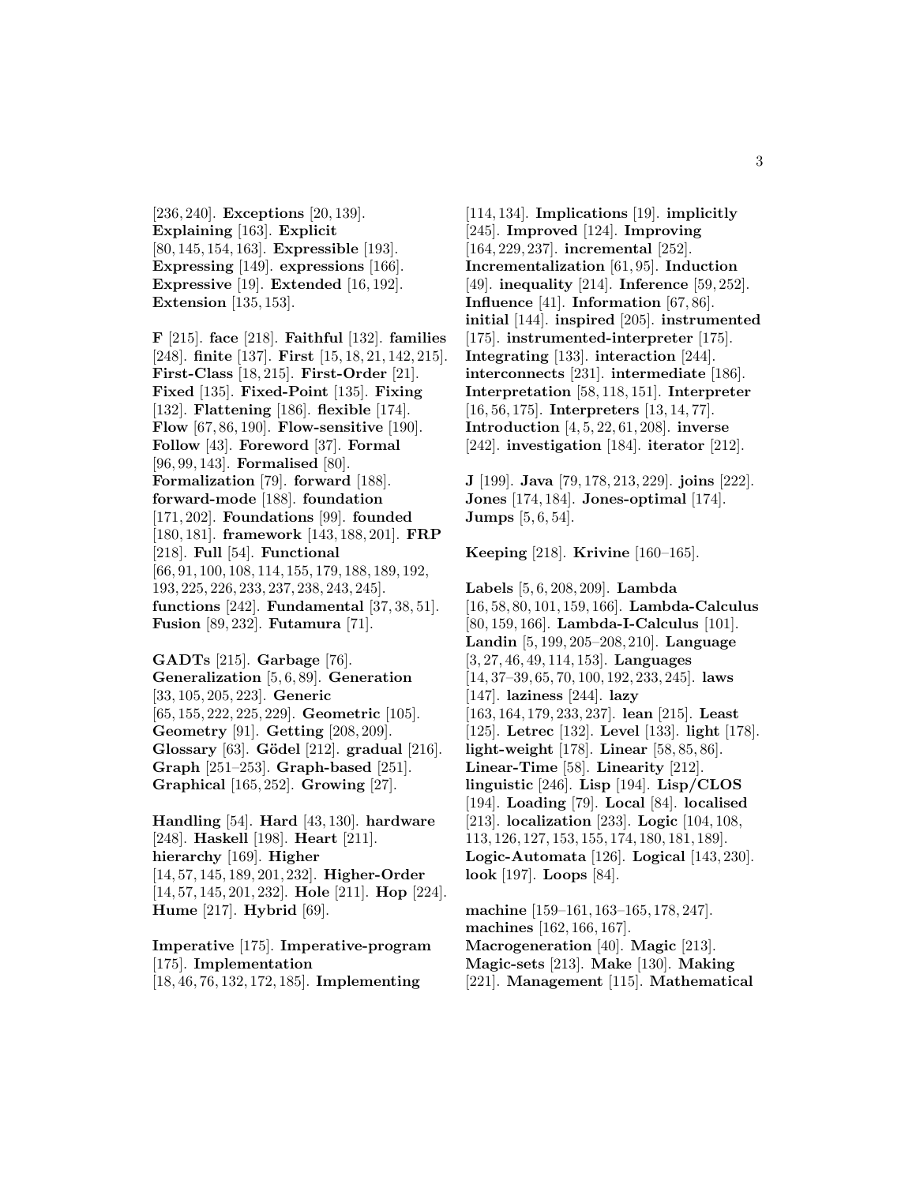[236, 240]. **Exceptions** [20, 139]. **Explaining** [163]. **Explicit** [80, 145, 154, 163]. **Expressible** [193]. **Expressing** [149]. **expressions** [166]. **Expressive** [19]. **Extended** [16, 192]. **Extension** [135, 153].

**F** [215]. **face** [218]. **Faithful** [132]. **families** [248]. **finite** [137]. **First** [15, 18, 21, 142, 215]. **First-Class** [18, 215]. **First-Order** [21]. **Fixed** [135]. **Fixed-Point** [135]. **Fixing** [132]. **Flattening** [186]. **flexible** [174]. **Flow** [67, 86, 190]. **Flow-sensitive** [190]. **Follow** [43]. **Foreword** [37]. **Formal** [96, 99, 143]. **Formalised** [80]. **Formalization** [79]. **forward** [188]. **forward-mode** [188]. **foundation** [171, 202]. **Foundations** [99]. **founded** [180, 181]. **framework** [143, 188, 201]. **FRP** [218]. **Full** [54]. **Functional** [66, 91, 100, 108, 114, 155, 179, 188, 189, 192, 193, 225, 226, 233, 237, 238, 243, 245]. **functions** [242]. **Fundamental** [37, 38, 51]. **Fusion** [89, 232]. **Futamura** [71].

**GADTs** [215]. **Garbage** [76]. **Generalization** [5, 6, 89]. **Generation** [33, 105, 205, 223]. **Generic** [65, 155, 222, 225, 229]. **Geometric** [105]. **Geometry** [91]. **Getting** [208, 209]. **Glossary** [63]. **Gödel** [212]. **gradual** [216]. **Graph** [251–253]. **Graph-based** [251]. **Graphical** [165, 252]. **Growing** [27].

**Handling** [54]. **Hard** [43, 130]. **hardware** [248]. **Haskell** [198]. **Heart** [211]. **hierarchy** [169]. **Higher** [14, 57, 145, 189, 201, 232]. **Higher-Order** [14, 57, 145, 201, 232]. **Hole** [211]. **Hop** [224]. **Hume** [217]. **Hybrid** [69].

**Imperative** [175]. **Imperative-program** [175]. **Implementation** [18, 46, 76, 132, 172, 185]. **Implementing** [114, 134]. **Implications** [19]. **implicitly** [245]. **Improved** [124]. **Improving** [164, 229, 237]. **incremental** [252]. **Incrementalization** [61, 95]. **Induction** [49]. **inequality** [214]. **Inference** [59, 252]. **Influence** [41]. **Information** [67, 86]. **initial** [144]. **inspired** [205]. **instrumented** [175]. **instrumented-interpreter** [175]. **Integrating** [133]. **interaction** [244]. **interconnects** [231]. **intermediate** [186]. **Interpretation** [58, 118, 151]. **Interpreter** [16, 56, 175]. **Interpreters** [13, 14, 77]. **Introduction** [4, 5, 22, 61, 208]. **inverse** [242]. **investigation** [184]. **iterator** [212].

**J** [199]. **Java** [79, 178, 213, 229]. **joins** [222]. **Jones** [174, 184]. **Jones-optimal** [174]. **Jumps** [5, 6, 54].

**Keeping** [218]. **Krivine** [160–165].

**Labels** [5, 6, 208, 209]. **Lambda** [16, 58, 80, 101, 159, 166]. **Lambda-Calculus** [80, 159, 166]. **Lambda-I-Calculus** [101]. **Landin** [5, 199, 205–208, 210]. **Language** [3, 27, 46, 49, 114, 153]. **Languages** [14, 37–39, 65, 70, 100, 192, 233, 245]. **laws** [147]. **laziness** [244]. **lazy** [163, 164, 179, 233, 237]. **lean** [215]. **Least** [125]. **Letrec** [132]. **Level** [133]. **light** [178]. **light-weight** [178]. **Linear** [58, 85, 86]. **Linear-Time** [58]. **Linearity** [212]. **linguistic** [246]. **Lisp** [194]. **Lisp/CLOS** [194]. **Loading** [79]. **Local** [84]. **localised** [213]. **localization** [233]. **Logic** [104, 108, 113, 126, 127, 153, 155, 174, 180, 181, 189]. **Logic-Automata** [126]. **Logical** [143, 230]. **look** [197]. **Loops** [84].

**machine** [159–161, 163–165, 178, 247]. **machines** [162, 166, 167]. **Macrogeneration** [40]. **Magic** [213]. **Magic-sets** [213]. **Make** [130]. **Making** [221]. **Management** [115]. **Mathematical**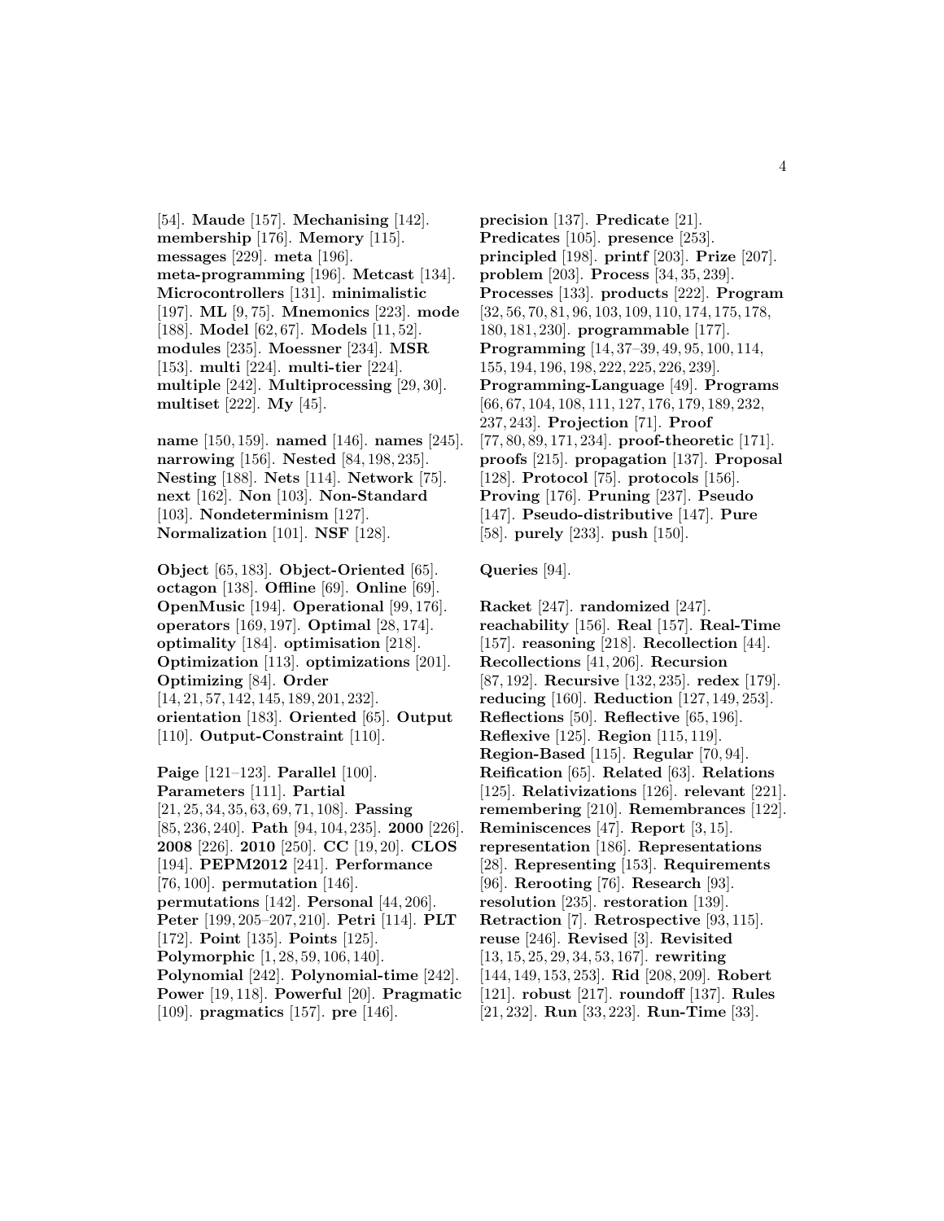[54]. **Maude** [157]. **Mechanising** [142]. **membership** [176]. **Memory** [115]. **messages** [229]. **meta** [196]. **meta-programming** [196]. **Metcast** [134]. **Microcontrollers** [131]. **minimalistic** [197]. **ML** [9, 75]. **Mnemonics** [223]. **mode** [188]. **Model** [62, 67]. **Models** [11, 52]. **modules** [235]. **Moessner** [234]. **MSR** [153]. **multi** [224]. **multi-tier** [224]. **multiple** [242]. **Multiprocessing** [29, 30]. **multiset** [222]. **My** [45].

**name** [150, 159]. **named** [146]. **names** [245]. **narrowing** [156]. **Nested** [84, 198, 235]. **Nesting** [188]. **Nets** [114]. **Network** [75]. **next** [162]. **Non** [103]. **Non-Standard** [103]. **Nondeterminism** [127]. **Normalization** [101]. **NSF** [128].

**Object** [65, 183]. **Object-Oriented** [65]. **octagon** [138]. **Offline** [69]. **Online** [69]. **OpenMusic** [194]. **Operational** [99, 176]. **operators** [169, 197]. **Optimal** [28, 174]. **optimality** [184]. **optimisation** [218]. **Optimization** [113]. **optimizations** [201]. **Optimizing** [84]. **Order** [14, 21, 57, 142, 145, 189, 201, 232]. **orientation** [183]. **Oriented** [65]. **Output** [110]. **Output-Constraint** [110].

**Paige** [121–123]. **Parallel** [100]. **Parameters** [111]. **Partial** [21, 25, 34, 35, 63, 69, 71, 108]. **Passing** [85, 236, 240]. **Path** [94, 104, 235]. **2000** [226]. **2008** [226]. **2010** [250]. **CC** [19, 20]. **CLOS** [194]. **PEPM2012** [241]. **Performance** [76, 100]. **permutation** [146]. **permutations** [142]. **Personal** [44, 206]. **Peter** [199, 205–207, 210]. **Petri** [114]. **PLT** [172]. **Point** [135]. **Points** [125]. **Polymorphic** [1, 28, 59, 106, 140]. **Polynomial** [242]. **Polynomial-time** [242]. **Power** [19, 118]. **Powerful** [20]. **Pragmatic** [109]. **pragmatics** [157]. **pre** [146]. **precision** [137]. **Predicate** [21]. **Predicates** [105]. **presence** [253]. **principled** [198]. **printf** [203]. **Prize** [207]. **problem** [203]. **Process** [34, 35, 239]. **Processes** [133]. **products** [222]. **Program** [32, 56, 70, 81, 96, 103, 109, 110, 174, 175, 178, 180, 181, 230]. **programmable** [177]. **Programming** [14, 37–39, 49, 95, 100, 114, 155, 194, 196, 198, 222, 225, 226, 239]. **Programming-Language** [49]. **Programs** [66, 67, 104, 108, 111, 127, 176, 179, 189, 232, 237, 243]. **Projection** [71]. **Proof** [77, 80, 89, 171, 234]. **proof-theoretic** [171]. **proofs** [215]. **propagation** [137]. **Proposal** [128]. **Protocol** [75]. **protocols** [156]. **Proving** [176]. **Pruning** [237]. **Pseudo** [147]. **Pseudo-distributive** [147]. **Pure** [58]. **purely** [233]. **push** [150].

**Queries** [94].

**Racket** [247]. **randomized** [247]. **reachability** [156]. **Real** [157]. **Real-Time** [157]. **reasoning** [218]. **Recollection** [44]. **Recollections** [41, 206]. **Recursion** [87, 192]. **Recursive** [132, 235]. **redex** [179]. **reducing** [160]. **Reduction** [127, 149, 253]. **Reflections** [50]. **Reflective** [65, 196]. **Reflexive** [125]. **Region** [115, 119]. **Region-Based** [115]. **Regular** [70, 94]. **Reification** [65]. **Related** [63]. **Relations** [125]. **Relativizations** [126]. **relevant** [221]. **remembering** [210]. **Remembrances** [122]. **Reminiscences** [47]. **Report** [3, 15]. **representation** [186]. **Representations** [28]. **Representing** [153]. **Requirements** [96]. **Rerooting** [76]. **Research** [93]. **resolution** [235]. **restoration** [139]. **Retraction** [7]. **Retrospective** [93, 115]. **reuse** [246]. **Revised** [3]. **Revisited** [13, 15, 25, 29, 34, 53, 167]. **rewriting** [144, 149, 153, 253]. **Rid** [208, 209]. **Robert** [121]. **robust** [217]. **roundoff** [137]. **Rules** [21, 232]. **Run** [33, 223]. **Run-Time** [33].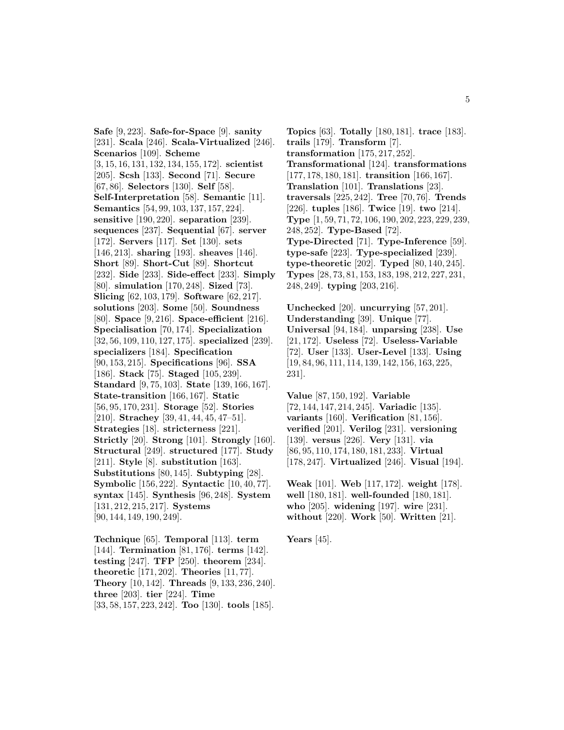**Safe** [9, 223]. **Safe-for-Space** [9]. **sanity** [231]. **Scala** [246]. **Scala-Virtualized** [246]. **Scenarios** [109]. **Scheme** [3, 15, 16, 131, 132, 134, 155, 172]. **scientist** [205]. **Scsh** [133]. **Second** [71]. **Secure** [67, 86]. **Selectors** [130]. **Self** [58]. **Self-Interpretation** [58]. **Semantic** [11]. **Semantics** [54, 99, 103, 137, 157, 224]. **sensitive** [190, 220]. **separation** [239]. **sequences** [237]. **Sequential** [67]. **server** [172]. **Servers** [117]. **Set** [130]. **sets** [146, 213]. **sharing** [193]. **sheaves** [146]. **Short** [89]. **Short-Cut** [89]. **Shortcut** [232]. **Side** [233]. **Side-effect** [233]. **Simply** [80]. **simulation** [170, 248]. **Sized** [73]. **Slicing** [62, 103, 179]. **Software** [62, 217]. **solutions** [203]. **Some** [50]. **Soundness** [80]. **Space** [9, 216]. **Space-efficient** [216]. **Specialisation** [70, 174]. **Specialization** [32, 56, 109, 110, 127, 175]. **specialized** [239]. **specializers** [184]. **Specification** [90, 153, 215]. **Specifications** [96]. **SSA** [186]. **Stack** [75]. **Staged** [105, 239]. **Standard** [9, 75, 103]. **State** [139, 166, 167]. **State-transition** [166, 167]. **Static** [56, 95, 170, 231]. **Storage** [52]. **Stories** [210]. **Strachey** [39, 41, 44, 45, 47–51]. **Strategies** [18]. **stricterness** [221]. **Strictly** [20]. **Strong** [101]. **Strongly** [160]. **Structural** [249]. **structured** [177]. **Study** [211]. **Style** [8]. **substitution** [163]. **Substitutions** [80, 145]. **Subtyping** [28]. **Symbolic** [156, 222]. **Syntactic** [10, 40, 77]. **syntax** [145]. **Synthesis** [96, 248]. **System** [131, 212, 215, 217]. **Systems** [90, 144, 149, 190, 249].

**Technique** [65]. **Temporal** [113]. **term** [144]. **Termination** [81, 176]. **terms** [142]. **testing** [247]. **TFP** [250]. **theorem** [234]. **theoretic** [171, 202]. **Theories** [11, 77]. **Theory** [10, 142]. **Threads** [9, 133, 236, 240]. **three** [203]. **tier** [224]. **Time** [33, 58, 157, 223, 242]. **Too** [130]. **tools** [185]. **Topics** [63]. **Totally** [180, 181]. **trace** [183]. **trails** [179]. **Transform** [7]. **transformation** [175, 217, 252]. **Transformational** [124]. **transformations** [177, 178, 180, 181]. **transition** [166, 167]. **Translation** [101]. **Translations** [23]. **traversals** [225, 242]. **Tree** [70, 76]. **Trends** [226]. **tuples** [186]. **Twice** [19]. **two** [214]. **Type** [1, 59, 71, 72, 106, 190, 202, 223, 229, 239, 248, 252]. **Type-Based** [72]. **Type-Directed** [71]. **Type-Inference** [59]. **type-safe** [223]. **Type-specialized** [239]. **type-theoretic** [202]. **Typed** [80, 140, 245]. **Types** [28, 73, 81, 153, 183, 198, 212, 227, 231, 248, 249]. **typing** [203, 216].

**Unchecked** [20]. **uncurrying** [57, 201]. **Understanding** [39]. **Unique** [77]. **Universal** [94, 184]. **unparsing** [238]. **Use** [21, 172]. **Useless** [72]. **Useless-Variable** [72]. **User** [133]. **User-Level** [133]. **Using** [19, 84, 96, 111, 114, 139, 142, 156, 163, 225, 231].

**Value** [87, 150, 192]. **Variable** [72, 144, 147, 214, 245]. **Variadic** [135]. **variants** [160]. **Verification** [81, 156]. **verified** [201]. **Verilog** [231]. **versioning** [139]. **versus** [226]. **Very** [131]. **via** [86, 95, 110, 174, 180, 181, 233]. **Virtual** [178, 247]. **Virtualized** [246]. **Visual** [194].

**Weak** [101]. **Web** [117, 172]. **weight** [178]. **well** [180, 181]. **well-founded** [180, 181]. **who** [205]. **widening** [197]. **wire** [231]. **without** [220]. **Work** [50]. **Written** [21].

**Years** [45].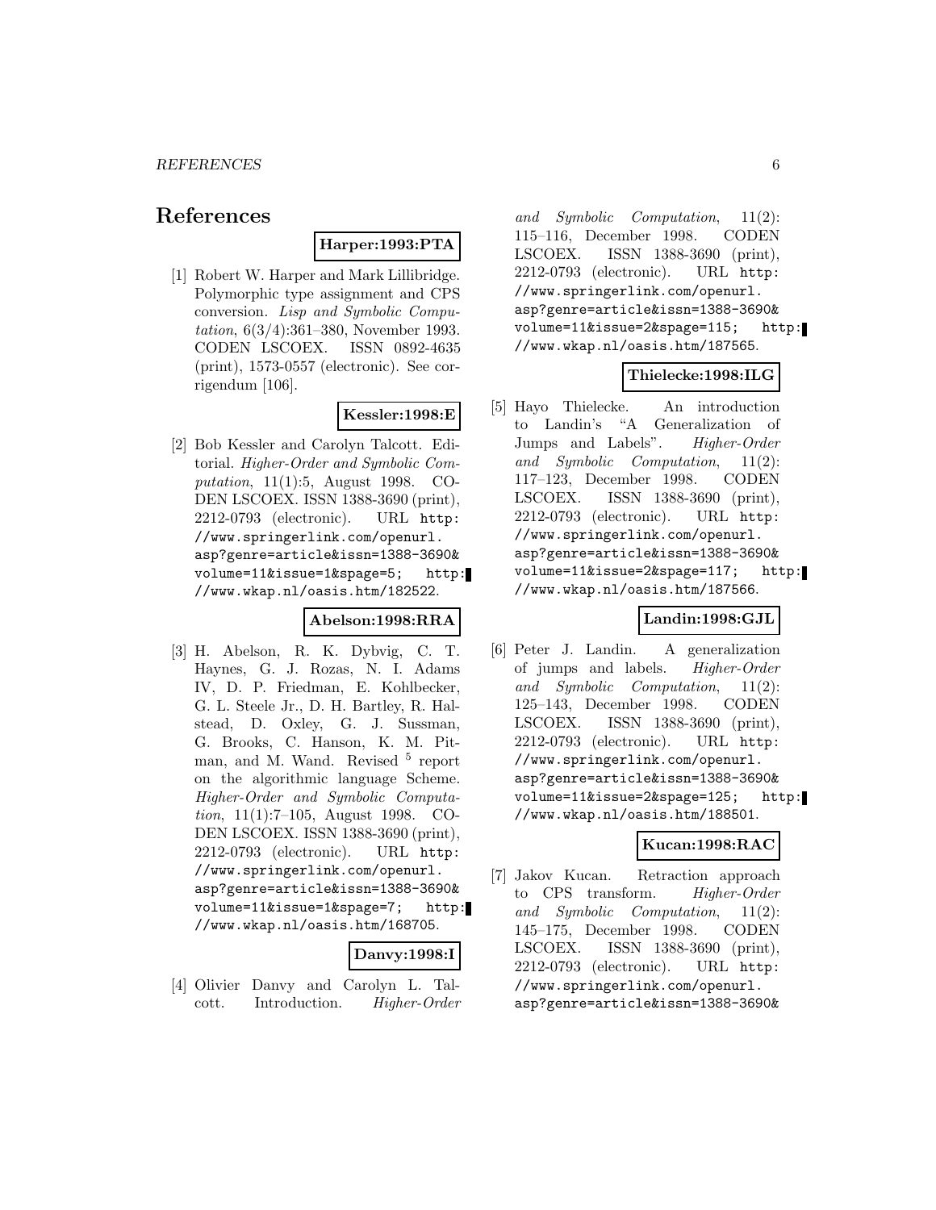# References

**Harper:1993:PTA**

[1] Robert W. Harper and Mark Lillibridge. Polymorphic type assignment and CPS conversion. *Lisp and Symbolic Computation*, 6(3/4):361–380, November 1993. CODEN LSCOEX. ISSN 0892-4635 (print), 1573-0557 (electronic). See corrigendum [106].

**Kessler:1998:E**

[2] Bob Kessler and Carolyn Talcott. Editorial. *Higher-Order and Symbolic Computation*, 11(1):5, August 1998. CODEN LSCOEX. ISSN 1388-3690 (print), 2212-0793 (electronic). URL http://www.springerlink.com/openurl.asp?genre=article&issn=1388-3690&volume=11&issue=1&spage=5; http://www.wkap.nl/oasis.htm/182522.

**Abelson:1998:RRA**

[3] H. Abelson, R. K. Dybvig, C. T. Haynes, G. J. Rozas, N. I. Adams IV, D. P. Friedman, E. Kohlbecker, G. L. Steele Jr., D. H. Bartley, R. Halstead, D. Oxley, G. J. Sussman, G. Brooks, C. Hanson, K. M. Pitman, and M. Wand. Revised [5] report on the algorithmic language Scheme. *Higher-Order and Symbolic Computation*, 11(1):7–105, August 1998. CODEN LSCOEX. ISSN 1388-3690 (print), 2212-0793 (electronic). URL http://www.springerlink.com/openurl.asp?genre=article&issn=1388-3690&volume=11&issue=1&spage=7; http://www.wkap.nl/oasis.htm/168705.

**Danvy:1998:I**

[4] Olivier Danvy and Carolyn L. Talcott. Introduction. *Higher-Order and Symbolic Computation*, 11(2):115–116, December 1998. CODEN LSCOEX. ISSN 1388-3690 (print), 2212-0793 (electronic). URL http://www.springerlink.com/openurl.asp?genre=article&issn=1388-3690&volume=11&issue=2&spage=115; http://www.wkap.nl/oasis.htm/187565.

**Thielecke:1998:ILG**

[5] Hayo Thielecke. An introduction to Landin's "A Generalization of Jumps and Labels". *Higher-Order and Symbolic Computation*, 11(2):117–123, December 1998. CODEN LSCOEX. ISSN 1388-3690 (print), 2212-0793 (electronic). URL http://www.springerlink.com/openurl.asp?genre=article&issn=1388-3690&volume=11&issue=2&spage=117; http://www.wkap.nl/oasis.htm/187566.

**Landin:1998:GJL**

[6] Peter J. Landin. A generalization of jumps and labels. *Higher-Order and Symbolic Computation*, 11(2):125–143, December 1998. CODEN LSCOEX. ISSN 1388-3690 (print), 2212-0793 (electronic). URL http://www.springerlink.com/openurl.asp?genre=article&issn=1388-3690&volume=11&issue=2&spage=125; http://www.wkap.nl/oasis.htm/188501.

**Kucan:1998:RAC**

[7] Jakov Kucan. Retraction approach to CPS transform. *Higher-Order and Symbolic Computation*, 11(2):145–175, December 1998. CODEN LSCOEX. ISSN 1388-3690 (print), 2212-0793 (electronic). URL http://www.springerlink.com/openurl.asp?genre=article&issn=1388-3690&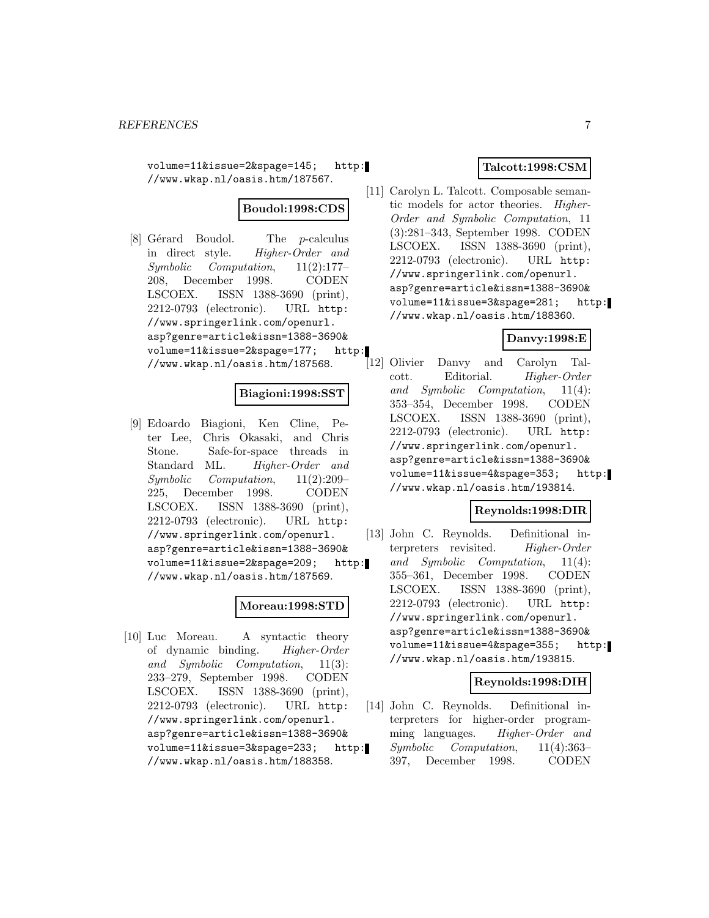volume=11&issue=2&spage=145; http://www.wkap.nl/oasis.htm/187567.

**Boudol:1998:CDS**

[8] Gérard Boudol. The *p*-calculus in direct style. *Higher-Order and Symbolic Computation*, 11(2):177–208, December 1998. CODEN LSCOEX. ISSN 1388-3690 (print), 2212-0793 (electronic). URL http://www.springerlink.com/openurl.asp?genre=article&issn=1388-3690&volume=11&issue=2&spage=177; http://www.wkap.nl/oasis.htm/187568.

**Biagioni:1998:SST**

[9] Edoardo Biagioni, Ken Cline, Peter Lee, Chris Okasaki, and Chris Stone. Safe-for-space threads in Standard ML. *Higher-Order and Symbolic Computation*, 11(2):209–225, December 1998. CODEN LSCOEX. ISSN 1388-3690 (print), 2212-0793 (electronic). URL http://www.springerlink.com/openurl.asp?genre=article&issn=1388-3690&volume=11&issue=2&spage=209; http://www.wkap.nl/oasis.htm/187569.

**Moreau:1998:STD**

[10] Luc Moreau. A syntactic theory of dynamic binding. *Higher-Order and Symbolic Computation*, 11(3):233–279, September 1998. CODEN LSCOEX. ISSN 1388-3690 (print), 2212-0793 (electronic). URL http://www.springerlink.com/openurl.asp?genre=article&issn=1388-3690&volume=11&issue=3&spage=233; http://www.wkap.nl/oasis.htm/188358.

**Talcott:1998:CSM**

[11] Carolyn L. Talcott. Composable semantic models for actor theories. *Higher-Order and Symbolic Computation*, 11(3):281–343, September 1998. CODEN LSCOEX. ISSN 1388-3690 (print), 2212-0793 (electronic). URL http://www.springerlink.com/openurl.asp?genre=article&issn=1388-3690&volume=11&issue=3&spage=281; http://www.wkap.nl/oasis.htm/188360.

**Danvy:1998:E**

[12] Olivier Danvy and Carolyn Talcott. Editorial. *Higher-Order and Symbolic Computation*, 11(4):353–354, December 1998. CODEN LSCOEX. ISSN 1388-3690 (print), 2212-0793 (electronic). URL http://www.springerlink.com/openurl.asp?genre=article&issn=1388-3690&volume=11&issue=4&spage=353; http://www.wkap.nl/oasis.htm/193814.

**Reynolds:1998:DIR**

[13] John C. Reynolds. Definitional interpreters revisited. *Higher-Order and Symbolic Computation*, 11(4):355–361, December 1998. CODEN LSCOEX. ISSN 1388-3690 (print), 2212-0793 (electronic). URL http://www.springerlink.com/openurl.asp?genre=article&issn=1388-3690&volume=11&issue=4&spage=355; http://www.wkap.nl/oasis.htm/193815.

**Reynolds:1998:DIH**

[14] John C. Reynolds. Definitional interpreters for higher-order programming languages. *Higher-Order and Symbolic Computation*, 11(4):363–397, December 1998. CODEN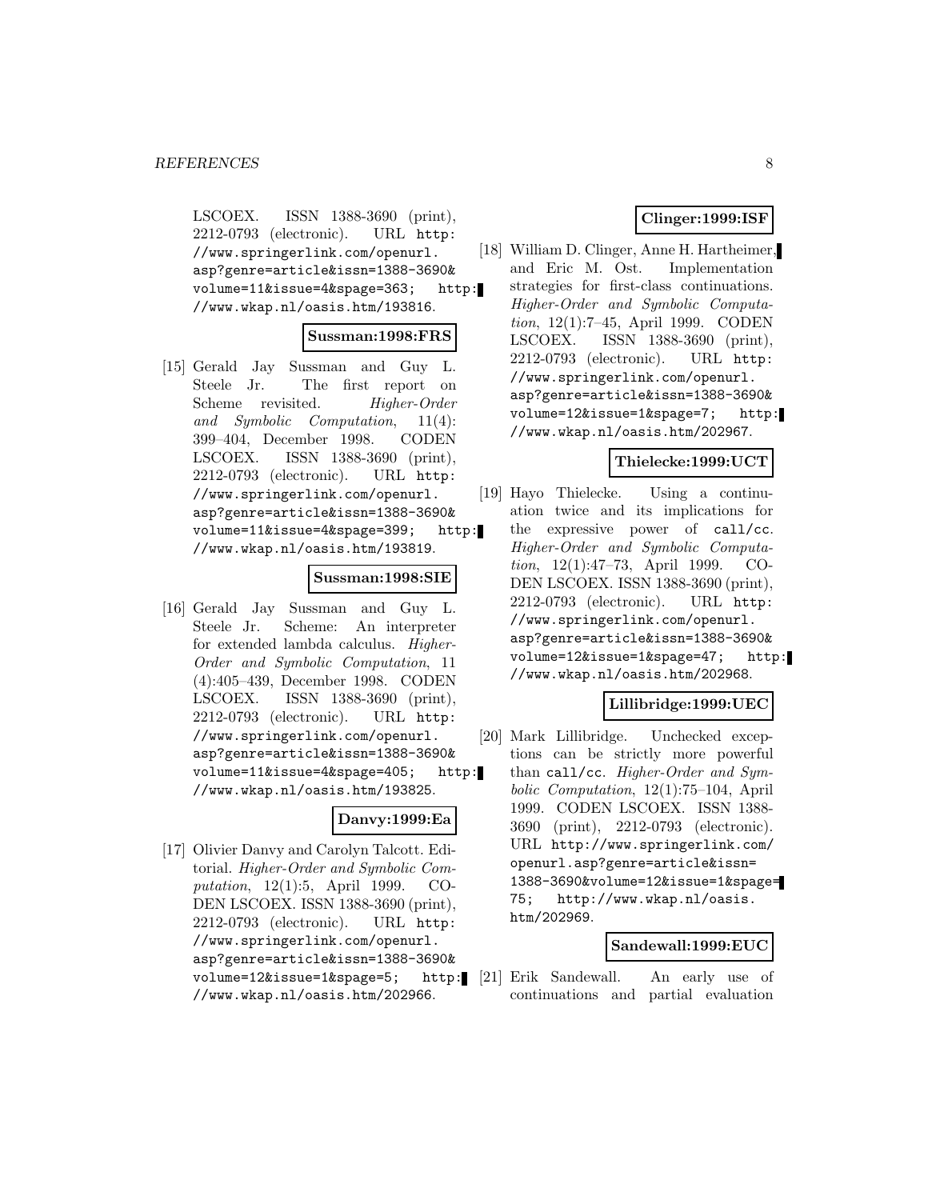LSCOEX. ISSN 1388-3690 (print), 2212-0793 (electronic). URL http://www.springerlink.com/openurl.asp?genre=article&issn=1388-3690&volume=11&issue=4&spage=363; http://www.wkap.nl/oasis.htm/193816.

**Sussman:1998:FRS**

[15] Gerald Jay Sussman and Guy L. Steele Jr. The first report on Scheme revisited. *Higher-Order and Symbolic Computation*, 11(4): 399–404, December 1998. CODEN LSCOEX. ISSN 1388-3690 (print), 2212-0793 (electronic). URL http://www.springerlink.com/openurl.asp?genre=article&issn=1388-3690&volume=11&issue=4&spage=399; http://www.wkap.nl/oasis.htm/193819.

**Sussman:1998:SIE**

[16] Gerald Jay Sussman and Guy L. Steele Jr. Scheme: An interpreter for extended lambda calculus. *Higher-Order and Symbolic Computation*, 11 (4):405–439, December 1998. CODEN LSCOEX. ISSN 1388-3690 (print), 2212-0793 (electronic). URL http://www.springerlink.com/openurl.asp?genre=article&issn=1388-3690&volume=11&issue=4&spage=405; http://www.wkap.nl/oasis.htm/193825.

**Danvy:1999:Ea**

[17] Olivier Danvy and Carolyn Talcott. Editorial. *Higher-Order and Symbolic Computation*, 12(1):5, April 1999. CODEN LSCOEX. ISSN 1388-3690 (print), 2212-0793 (electronic). URL http://www.springerlink.com/openurl.asp?genre=article&issn=1388-3690&volume=12&issue=1&spage=5; http://www.wkap.nl/oasis.htm/202966.

**Clinger:1999:ISF**

[18] William D. Clinger, Anne H. Hartheimer, and Eric M. Ost. Implementation strategies for first-class continuations. *Higher-Order and Symbolic Computation*, 12(1):7–45, April 1999. CODEN LSCOEX. ISSN 1388-3690 (print), 2212-0793 (electronic). URL http://www.springerlink.com/openurl.asp?genre=article&issn=1388-3690&volume=12&issue=1&spage=7; http://www.wkap.nl/oasis.htm/202967.

**Thielecke:1999:UCT**

[19] Hayo Thielecke. Using a continuation twice and its implications for the expressive power of call/cc. *Higher-Order and Symbolic Computation*, 12(1):47–73, April 1999. CODEN LSCOEX. ISSN 1388-3690 (print), 2212-0793 (electronic). URL http://www.springerlink.com/openurl.asp?genre=article&issn=1388-3690&volume=12&issue=1&spage=47; http://www.wkap.nl/oasis.htm/202968.

**Lillibridge:1999:UEC**

[20] Mark Lillibridge. Unchecked exceptions can be strictly more powerful than call/cc. *Higher-Order and Symbolic Computation*, 12(1):75–104, April 1999. CODEN LSCOEX. ISSN 1388-3690 (print), 2212-0793 (electronic). URL http://www.springerlink.com/openurl.asp?genre=article&issn=1388-3690&volume=12&issue=1&spage=75; http://www.wkap.nl/oasis.htm/202969.

**Sandewall:1999:EUC**

[21] Erik Sandewall. An early use of continuations and partial evaluation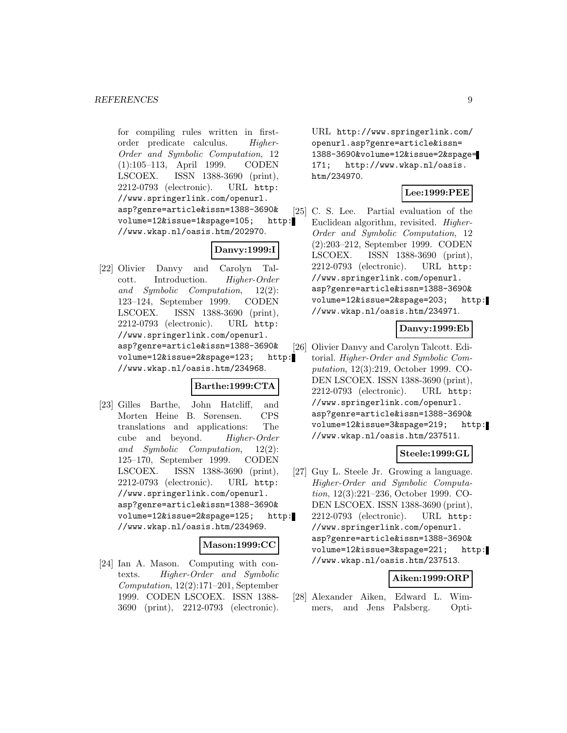for compiling rules written in first-order predicate calculus. *Higher-Order and Symbolic Computation*, 12 (1):105–113, April 1999. CODEN LSCOEX. ISSN 1388-3690 (print), 2212-0793 (electronic). URL http://www.springerlink.com/openurl.asp?genre=article&issn=1388-3690&volume=12&issue=1&spage=105; http://www.wkap.nl/oasis.htm/202970.

**Danvy:1999:I**

[22] Olivier Danvy and Carolyn Talcott. Introduction. *Higher-Order and Symbolic Computation*, 12(2): 123–124, September 1999. CODEN LSCOEX. ISSN 1388-3690 (print), 2212-0793 (electronic). URL http://www.springerlink.com/openurl.asp?genre=article&issn=1388-3690&volume=12&issue=2&spage=123; http://www.wkap.nl/oasis.htm/234968.

**Barthe:1999:CTA**

[23] Gilles Barthe, John Hatcliff, and Morten Heine B. Sørensen. CPS translations and applications: The cube and beyond. *Higher-Order and Symbolic Computation*, 12(2): 125–170, September 1999. CODEN LSCOEX. ISSN 1388-3690 (print), 2212-0793 (electronic). URL http://www.springerlink.com/openurl.asp?genre=article&issn=1388-3690&volume=12&issue=2&spage=125; http://www.wkap.nl/oasis.htm/234969.

**Mason:1999:CC**

[24] Ian A. Mason. Computing with contexts. *Higher-Order and Symbolic Computation*, 12(2):171–201, September 1999. CODEN LSCOEX. ISSN 1388-3690 (print), 2212-0793 (electronic). URL http://www.springerlink.com/openurl.asp?genre=article&issn=1388-3690&volume=12&issue=2&spage=171; http://www.wkap.nl/oasis.htm/234970.

**Lee:1999:PEE**

[25] C. S. Lee. Partial evaluation of the Euclidean algorithm, revisited. *Higher-Order and Symbolic Computation*, 12 (2):203–212, September 1999. CODEN LSCOEX. ISSN 1388-3690 (print), 2212-0793 (electronic). URL http://www.springerlink.com/openurl.asp?genre=article&issn=1388-3690&volume=12&issue=2&spage=203; http://www.wkap.nl/oasis.htm/234971.

**Danvy:1999:Eb**

[26] Olivier Danvy and Carolyn Talcott. Editorial. *Higher-Order and Symbolic Computation*, 12(3):219, October 1999. CODEN LSCOEX. ISSN 1388-3690 (print), 2212-0793 (electronic). URL http://www.springerlink.com/openurl.asp?genre=article&issn=1388-3690&volume=12&issue=3&spage=219; http://www.wkap.nl/oasis.htm/237511.

**Steele:1999:GL**

[27] Guy L. Steele Jr. Growing a language. *Higher-Order and Symbolic Computation*, 12(3):221–236, October 1999. CODEN LSCOEX. ISSN 1388-3690 (print), 2212-0793 (electronic). URL http://www.springerlink.com/openurl.asp?genre=article&issn=1388-3690&volume=12&issue=3&spage=221; http://www.wkap.nl/oasis.htm/237513.

**Aiken:1999:ORP**

[28] Alexander Aiken, Edward L. Wimmers, and Jens Palsberg. Opti-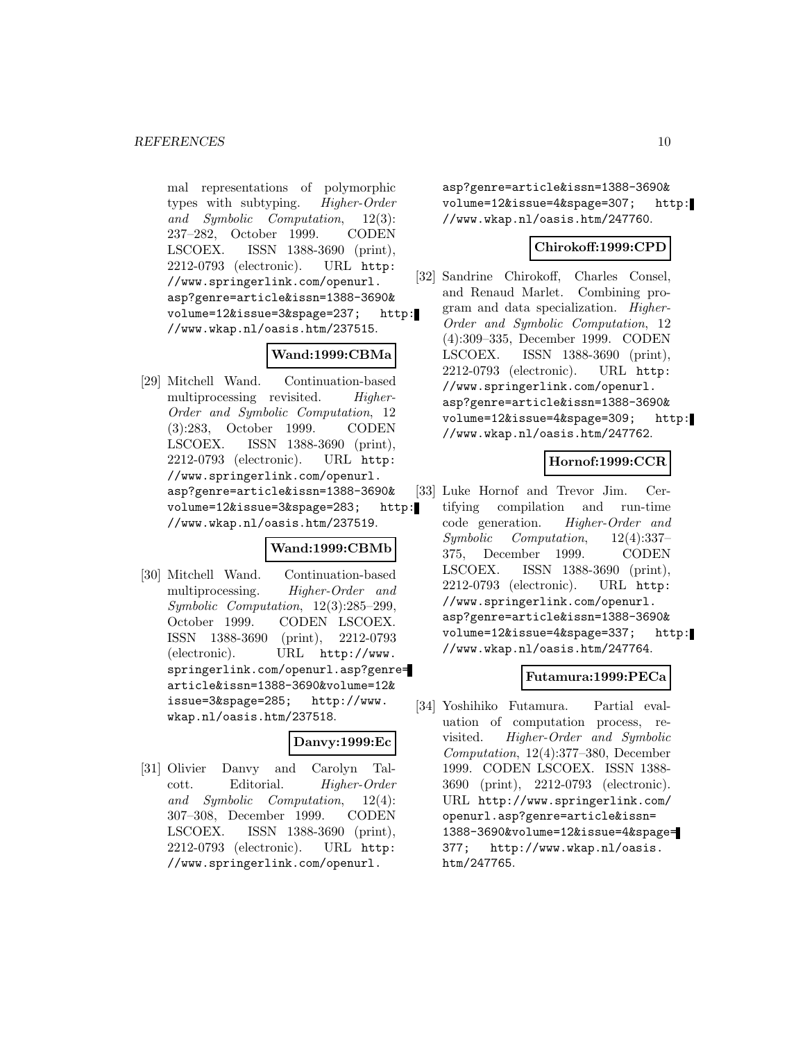mal representations of polymorphic types with subtyping. *Higher-Order and Symbolic Computation*, 12(3): 237–282, October 1999. CODEN LSCOEX. ISSN 1388-3690 (print), 2212-0793 (electronic). URL http://www.springerlink.com/openurl.asp?genre=article&issn=1388-3690&volume=12&issue=3&spage=237; http://www.wkap.nl/oasis.htm/237515.

**Wand:1999:CBMa**

[29] Mitchell Wand. Continuation-based multiprocessing revisited. *Higher-Order and Symbolic Computation*, 12 (3):283, October 1999. CODEN LSCOEX. ISSN 1388-3690 (print), 2212-0793 (electronic). URL http://www.springerlink.com/openurl.asp?genre=article&issn=1388-3690&volume=12&issue=3&spage=283; http://www.wkap.nl/oasis.htm/237519.

**Wand:1999:CBMb**

[30] Mitchell Wand. Continuation-based multiprocessing. *Higher-Order and Symbolic Computation*, 12(3):285–299, October 1999. CODEN LSCOEX. ISSN 1388-3690 (print), 2212-0793 (electronic). URL http://www.springerlink.com/openurl.asp?genre=article&issn=1388-3690&volume=12&issue=3&spage=285; http://www.wkap.nl/oasis.htm/237518.

**Danvy:1999:Ec**

[31] Olivier Danvy and Carolyn Talcott. Editorial. *Higher-Order and Symbolic Computation*, 12(4): 307–308, December 1999. CODEN LSCOEX. ISSN 1388-3690 (print), 2212-0793 (electronic). URL http://www.springerlink.com/openurl.asp?genre=article&issn=1388-3690&volume=12&issue=4&spage=307; http://www.wkap.nl/oasis.htm/247760.

**Chirokoff:1999:CPD**

[32] Sandrine Chirokoff, Charles Consel, and Renaud Marlet. Combining program and data specialization. *Higher-Order and Symbolic Computation*, 12 (4):309–335, December 1999. CODEN LSCOEX. ISSN 1388-3690 (print), 2212-0793 (electronic). URL http://www.springerlink.com/openurl.asp?genre=article&issn=1388-3690&volume=12&issue=4&spage=309; http://www.wkap.nl/oasis.htm/247762.

**Hornof:1999:CCR**

[33] Luke Hornof and Trevor Jim. Certifying compilation and run-time code generation. *Higher-Order and Symbolic Computation*, 12(4):337–375, December 1999. CODEN LSCOEX. ISSN 1388-3690 (print), 2212-0793 (electronic). URL http://www.springerlink.com/openurl.asp?genre=article&issn=1388-3690&volume=12&issue=4&spage=337; http://www.wkap.nl/oasis.htm/247764.

**Futamura:1999:PECa**

[34] Yoshihiko Futamura. Partial evaluation of computation process, revisited. *Higher-Order and Symbolic Computation*, 12(4):377–380, December 1999. CODEN LSCOEX. ISSN 1388-3690 (print), 2212-0793 (electronic). URL http://www.springerlink.com/openurl.asp?genre=article&issn=1388-3690&volume=12&issue=4&spage=377; http://www.wkap.nl/oasis.htm/247765.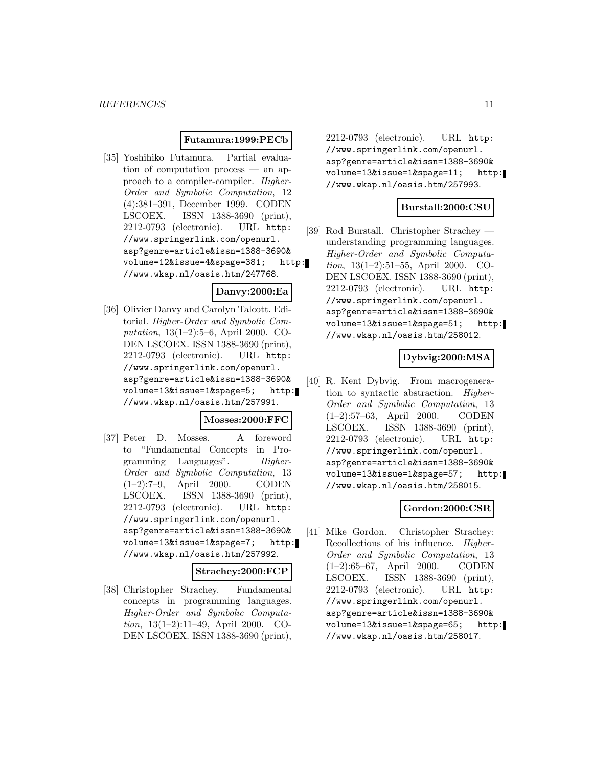**Futamura:1999:PECb**

[35] Yoshihiko Futamura. Partial evaluation of computation process — an approach to a compiler-compiler. *Higher-Order and Symbolic Computation*, 12 (4):381–391, December 1999. CODEN LSCOEX. ISSN 1388-3690 (print), 2212-0793 (electronic). URL http://www.springerlink.com/openurl.asp?genre=article&issn=1388-3690&volume=12&issue=4&spage=381; http://www.wkap.nl/oasis.htm/247768.

**Danvy:2000:Ea**

[36] Olivier Danvy and Carolyn Talcott. Editorial. *Higher-Order and Symbolic Computation*, 13(1–2):5–6, April 2000. CODEN LSCOEX. ISSN 1388-3690 (print), 2212-0793 (electronic). URL http://www.springerlink.com/openurl.asp?genre=article&issn=1388-3690&volume=13&issue=1&spage=5; http://www.wkap.nl/oasis.htm/257991.

**Mosses:2000:FFC**

[37] Peter D. Mosses. A foreword to "Fundamental Concepts in Programming Languages". *Higher-Order and Symbolic Computation*, 13 (1–2):7–9, April 2000. CODEN LSCOEX. ISSN 1388-3690 (print), 2212-0793 (electronic). URL http://www.springerlink.com/openurl.asp?genre=article&issn=1388-3690&volume=13&issue=1&spage=7; http://www.wkap.nl/oasis.htm/257992.

**Strachey:2000:FCP**

[38] Christopher Strachey. Fundamental concepts in programming languages. *Higher-Order and Symbolic Computation*, 13(1–2):11–49, April 2000. CODEN LSCOEX. ISSN 1388-3690 (print), 2212-0793 (electronic). URL http://www.springerlink.com/openurl.asp?genre=article&issn=1388-3690&volume=13&issue=1&spage=11; http://www.wkap.nl/oasis.htm/257993.

**Burstall:2000:CSU**

[39] Rod Burstall. Christopher Strachey — understanding programming languages. *Higher-Order and Symbolic Computation*, 13(1–2):51–55, April 2000. CODEN LSCOEX. ISSN 1388-3690 (print), 2212-0793 (electronic). URL http://www.springerlink.com/openurl.asp?genre=article&issn=1388-3690&volume=13&issue=1&spage=51; http://www.wkap.nl/oasis.htm/258012.

**Dybvig:2000:MSA**

[40] R. Kent Dybvig. From macrogeneration to syntactic abstraction. *Higher-Order and Symbolic Computation*, 13 (1–2):57–63, April 2000. CODEN LSCOEX. ISSN 1388-3690 (print), 2212-0793 (electronic). URL http://www.springerlink.com/openurl.asp?genre=article&issn=1388-3690&volume=13&issue=1&spage=57; http://www.wkap.nl/oasis.htm/258015.

**Gordon:2000:CSR**

[41] Mike Gordon. Christopher Strachey: Recollections of his influence. *Higher-Order and Symbolic Computation*, 13 (1–2):65–67, April 2000. CODEN LSCOEX. ISSN 1388-3690 (print), 2212-0793 (electronic). URL http://www.springerlink.com/openurl.asp?genre=article&issn=1388-3690&volume=13&issue=1&spage=65; http://www.wkap.nl/oasis.htm/258017.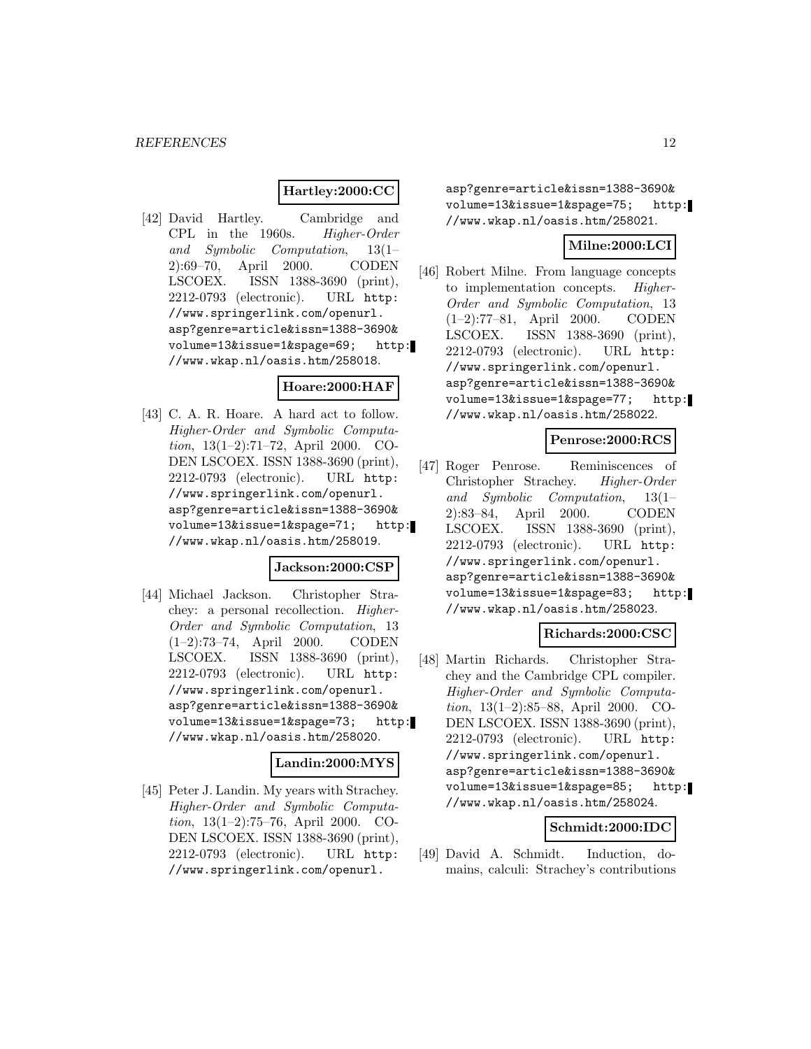**Hartley:2000:CC**

[42] David Hartley. Cambridge and CPL in the 1960s. *Higher-Order and Symbolic Computation*, 13(1–2):69–70, April 2000. CODEN LSCOEX. ISSN 1388-3690 (print), 2212-0793 (electronic). URL http://www.springerlink.com/openurl.asp?genre=article&issn=1388-3690&volume=13&issue=1&spage=69; http://www.wkap.nl/oasis.htm/258018.

**Hoare:2000:HAF**

[43] C. A. R. Hoare. A hard act to follow. *Higher-Order and Symbolic Computation*, 13(1–2):71–72, April 2000. CODEN LSCOEX. ISSN 1388-3690 (print), 2212-0793 (electronic). URL http://www.springerlink.com/openurl.asp?genre=article&issn=1388-3690&volume=13&issue=1&spage=71; http://www.wkap.nl/oasis.htm/258019.

**Jackson:2000:CSP**

[44] Michael Jackson. Christopher Strachey: a personal recollection. *Higher-Order and Symbolic Computation*, 13(1–2):73–74, April 2000. CODEN LSCOEX. ISSN 1388-3690 (print), 2212-0793 (electronic). URL http://www.springerlink.com/openurl.asp?genre=article&issn=1388-3690&volume=13&issue=1&spage=73; http://www.wkap.nl/oasis.htm/258020.

**Landin:2000:MYS**

[45] Peter J. Landin. My years with Strachey. *Higher-Order and Symbolic Computation*, 13(1–2):75–76, April 2000. CODEN LSCOEX. ISSN 1388-3690 (print), 2212-0793 (electronic). URL http://www.springerlink.com/openurl.asp?genre=article&issn=1388-3690&volume=13&issue=1&spage=75; http://www.wkap.nl/oasis.htm/258021.

**Milne:2000:LCI**

[46] Robert Milne. From language concepts to implementation concepts. *Higher-Order and Symbolic Computation*, 13(1–2):77–81, April 2000. CODEN LSCOEX. ISSN 1388-3690 (print), 2212-0793 (electronic). URL http://www.springerlink.com/openurl.asp?genre=article&issn=1388-3690&volume=13&issue=1&spage=77; http://www.wkap.nl/oasis.htm/258022.

**Penrose:2000:RCS**

[47] Roger Penrose. Reminiscences of Christopher Strachey. *Higher-Order and Symbolic Computation*, 13(1–2):83–84, April 2000. CODEN LSCOEX. ISSN 1388-3690 (print), 2212-0793 (electronic). URL http://www.springerlink.com/openurl.asp?genre=article&issn=1388-3690&volume=13&issue=1&spage=83; http://www.wkap.nl/oasis.htm/258023.

**Richards:2000:CSC**

[48] Martin Richards. Christopher Strachey and the Cambridge CPL compiler. *Higher-Order and Symbolic Computation*, 13(1–2):85–88, April 2000. CODEN LSCOEX. ISSN 1388-3690 (print), 2212-0793 (electronic). URL http://www.springerlink.com/openurl.asp?genre=article&issn=1388-3690&volume=13&issue=1&spage=85; http://www.wkap.nl/oasis.htm/258024.

**Schmidt:2000:IDC**

[49] David A. Schmidt. Induction, domains, calculi: Strachey's contributions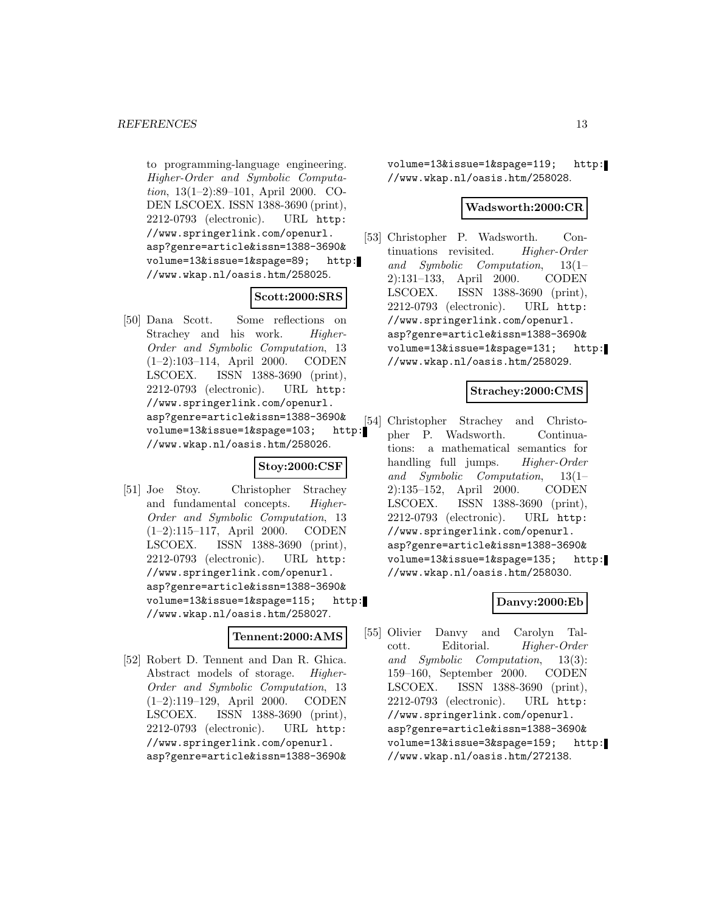to programming-language engineering. *Higher-Order and Symbolic Computation*, 13(1–2):89–101, April 2000. CODEN LSCOEX. ISSN 1388-3690 (print), 2212-0793 (electronic). URL http://www.springerlink.com/openurl.asp?genre=article&issn=1388-3690&volume=13&issue=1&spage=89; http://www.wkap.nl/oasis.htm/258025.

**Scott:2000:SRS**

[50] Dana Scott. Some reflections on Strachey and his work. *Higher-Order and Symbolic Computation*, 13 (1–2):103–114, April 2000. CODEN LSCOEX. ISSN 1388-3690 (print), 2212-0793 (electronic). URL http://www.springerlink.com/openurl.asp?genre=article&issn=1388-3690&volume=13&issue=1&spage=103; http://www.wkap.nl/oasis.htm/258026.

**Stoy:2000:CSF**

[51] Joe Stoy. Christopher Strachey and fundamental concepts. *Higher-Order and Symbolic Computation*, 13 (1–2):115–117, April 2000. CODEN LSCOEX. ISSN 1388-3690 (print), 2212-0793 (electronic). URL http://www.springerlink.com/openurl.asp?genre=article&issn=1388-3690&volume=13&issue=1&spage=115; http://www.wkap.nl/oasis.htm/258027.

**Tennent:2000:AMS**

[52] Robert D. Tennent and Dan R. Ghica. Abstract models of storage. *Higher-Order and Symbolic Computation*, 13 (1–2):119–129, April 2000. CODEN LSCOEX. ISSN 1388-3690 (print), 2212-0793 (electronic). URL http://www.springerlink.com/openurl.asp?genre=article&issn=1388-3690&volume=13&issue=1&spage=119; http://www.wkap.nl/oasis.htm/258028.

**Wadsworth:2000:CR**

[53] Christopher P. Wadsworth. Continuations revisited. *Higher-Order and Symbolic Computation*, 13(1–2):131–133, April 2000. CODEN LSCOEX. ISSN 1388-3690 (print), 2212-0793 (electronic). URL http://www.springerlink.com/openurl.asp?genre=article&issn=1388-3690&volume=13&issue=1&spage=131; http://www.wkap.nl/oasis.htm/258029.

**Strachey:2000:CMS**

[54] Christopher Strachey and Christopher P. Wadsworth. Continuations: a mathematical semantics for handling full jumps. *Higher-Order and Symbolic Computation*, 13(1–2):135–152, April 2000. CODEN LSCOEX. ISSN 1388-3690 (print), 2212-0793 (electronic). URL http://www.springerlink.com/openurl.asp?genre=article&issn=1388-3690&volume=13&issue=1&spage=135; http://www.wkap.nl/oasis.htm/258030.

**Danvy:2000:Eb**

[55] Olivier Danvy and Carolyn Talcott. Editorial. *Higher-Order and Symbolic Computation*, 13(3): 159–160, September 2000. CODEN LSCOEX. ISSN 1388-3690 (print), 2212-0793 (electronic). URL http://www.springerlink.com/openurl.asp?genre=article&issn=1388-3690&volume=13&issue=3&spage=159; http://www.wkap.nl/oasis.htm/272138.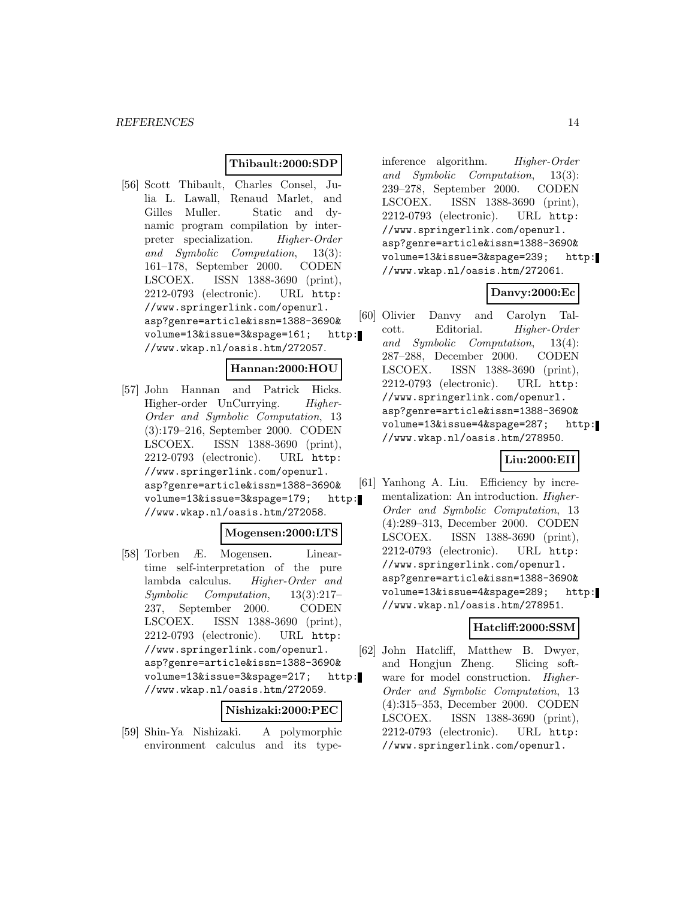**Thibault:2000:SDP**

[56] Scott Thibault, Charles Consel, Julia L. Lawall, Renaud Marlet, and Gilles Muller. Static and dynamic program compilation by interpreter specialization. *Higher-Order and Symbolic Computation*, 13(3): 161–178, September 2000. CODEN LSCOEX. ISSN 1388-3690 (print), 2212-0793 (electronic). URL `http://www.springerlink.com/openurl.asp?genre=article&issn=1388-3690&volume=13&issue=3&spage=161`; `http://www.wkap.nl/oasis.htm/272057`.

**Hannan:2000:HOU**

[57] John Hannan and Patrick Hicks. Higher-order UnCurrying. *Higher-Order and Symbolic Computation*, 13 (3):179–216, September 2000. CODEN LSCOEX. ISSN 1388-3690 (print), 2212-0793 (electronic). URL `http://www.springerlink.com/openurl.asp?genre=article&issn=1388-3690&volume=13&issue=3&spage=179`; `http://www.wkap.nl/oasis.htm/272058`.

**Mogensen:2000:LTS**

[58] Torben Æ. Mogensen. Linear-time self-interpretation of the pure lambda calculus. *Higher-Order and Symbolic Computation*, 13(3):217–237, September 2000. CODEN LSCOEX. ISSN 1388-3690 (print), 2212-0793 (electronic). URL `http://www.springerlink.com/openurl.asp?genre=article&issn=1388-3690&volume=13&issue=3&spage=217`; `http://www.wkap.nl/oasis.htm/272059`.

**Nishizaki:2000:PEC**

[59] Shin-Ya Nishizaki. A polymorphic environment calculus and its type-inference algorithm. *Higher-Order and Symbolic Computation*, 13(3): 239–278, September 2000. CODEN LSCOEX. ISSN 1388-3690 (print), 2212-0793 (electronic). URL `http://www.springerlink.com/openurl.asp?genre=article&issn=1388-3690&volume=13&issue=3&spage=239`; `http://www.wkap.nl/oasis.htm/272061`.

**Danvy:2000:Ec**

[60] Olivier Danvy and Carolyn Talcott. Editorial. *Higher-Order and Symbolic Computation*, 13(4): 287–288, December 2000. CODEN LSCOEX. ISSN 1388-3690 (print), 2212-0793 (electronic). URL `http://www.springerlink.com/openurl.asp?genre=article&issn=1388-3690&volume=13&issue=4&spage=287`; `http://www.wkap.nl/oasis.htm/278950`.

**Liu:2000:EII**

[61] Yanhong A. Liu. Efficiency by incrementalization: An introduction. *Higher-Order and Symbolic Computation*, 13 (4):289–313, December 2000. CODEN LSCOEX. ISSN 1388-3690 (print), 2212-0793 (electronic). URL `http://www.springerlink.com/openurl.asp?genre=article&issn=1388-3690&volume=13&issue=4&spage=289`; `http://www.wkap.nl/oasis.htm/278951`.

**Hatcliff:2000:SSM**

[62] John Hatcliff, Matthew B. Dwyer, and Hongjun Zheng. Slicing software for model construction. *Higher-Order and Symbolic Computation*, 13 (4):315–353, December 2000. CODEN LSCOEX. ISSN 1388-3690 (print), 2212-0793 (electronic). URL `http://www.springerlink.com/openurl.`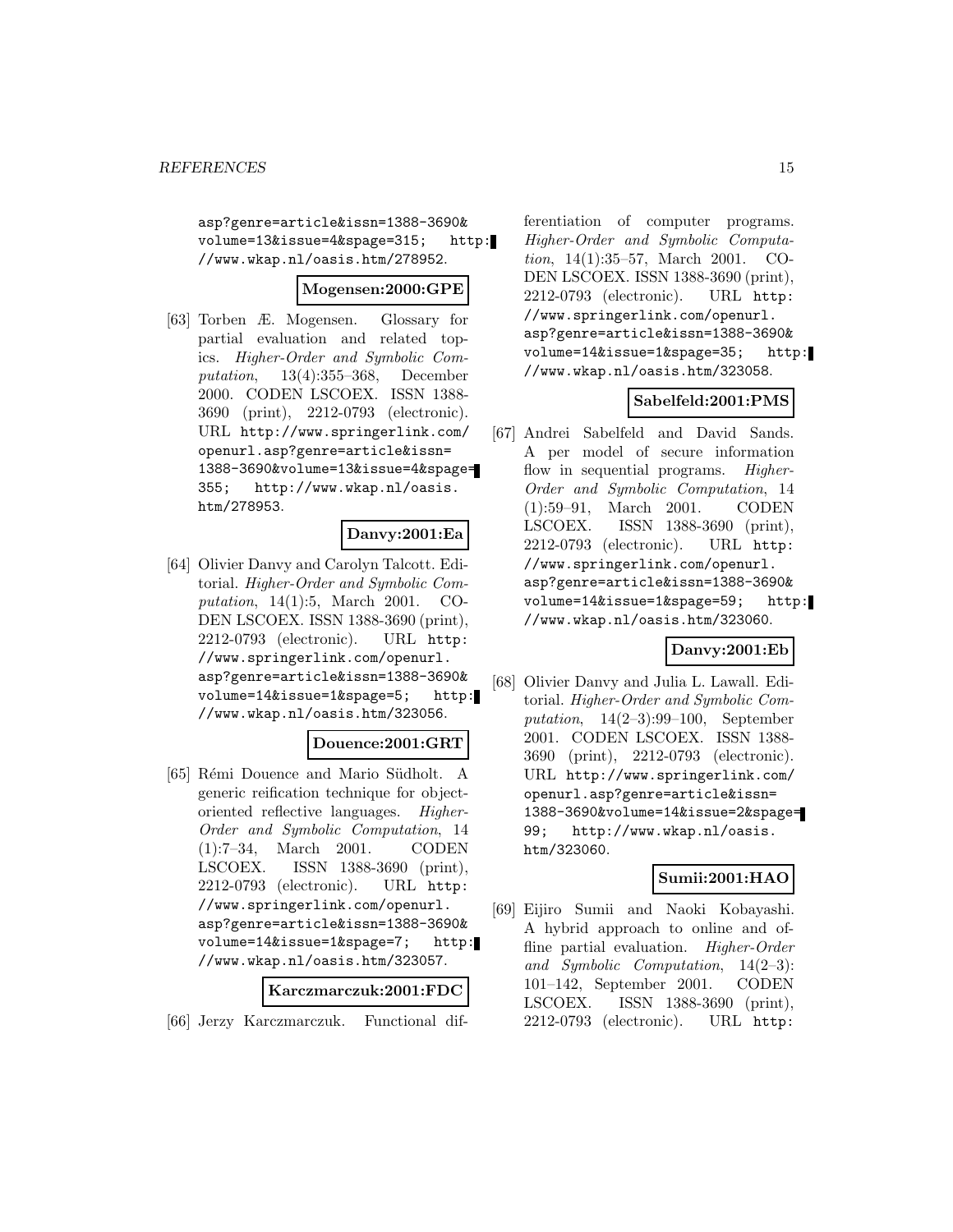asp?genre=article&issn=1388-3690&volume=13&issue=4&spage=315; http://www.wkap.nl/oasis.htm/278952.

**Mogensen:2000:GPE**

[63] Torben Æ. Mogensen. Glossary for partial evaluation and related topics. *Higher-Order and Symbolic Computation*, 13(4):355–368, December 2000. CODEN LSCOEX. ISSN 1388-3690 (print), 2212-0793 (electronic). URL http://www.springerlink.com/openurl.asp?genre=article&issn=1388-3690&volume=13&issue=4&spage=355; http://www.wkap.nl/oasis.htm/278953.

**Danvy:2001:Ea**

[64] Olivier Danvy and Carolyn Talcott. Editorial. *Higher-Order and Symbolic Computation*, 14(1):5, March 2001. CODEN LSCOEX. ISSN 1388-3690 (print), 2212-0793 (electronic). URL http://www.springerlink.com/openurl.asp?genre=article&issn=1388-3690&volume=14&issue=1&spage=5; http://www.wkap.nl/oasis.htm/323056.

**Douence:2001:GRT**

[65] Rémi Douence and Mario Südholt. A generic reification technique for object-oriented reflective languages. *Higher-Order and Symbolic Computation*, 14 (1):7–34, March 2001. CODEN LSCOEX. ISSN 1388-3690 (print), 2212-0793 (electronic). URL http://www.springerlink.com/openurl.asp?genre=article&issn=1388-3690&volume=14&issue=1&spage=7; http://www.wkap.nl/oasis.htm/323057.

**Karczmarczuk:2001:FDC**

[66] Jerzy Karczmarczuk. Functional differentiation of computer programs. *Higher-Order and Symbolic Computation*, 14(1):35–57, March 2001. CODEN LSCOEX. ISSN 1388-3690 (print), 2212-0793 (electronic). URL http://www.springerlink.com/openurl.asp?genre=article&issn=1388-3690&volume=14&issue=1&spage=35; http://www.wkap.nl/oasis.htm/323058.

**Sabelfeld:2001:PMS**

[67] Andrei Sabelfeld and David Sands. A per model of secure information flow in sequential programs. *Higher-Order and Symbolic Computation*, 14 (1):59–91, March 2001. CODEN LSCOEX. ISSN 1388-3690 (print), 2212-0793 (electronic). URL http://www.springerlink.com/openurl.asp?genre=article&issn=1388-3690&volume=14&issue=1&spage=59; http://www.wkap.nl/oasis.htm/323060.

**Danvy:2001:Eb**

[68] Olivier Danvy and Julia L. Lawall. Editorial. *Higher-Order and Symbolic Computation*, 14(2–3):99–100, September 2001. CODEN LSCOEX. ISSN 1388-3690 (print), 2212-0793 (electronic). URL http://www.springerlink.com/openurl.asp?genre=article&issn=1388-3690&volume=14&issue=2&spage=99; http://www.wkap.nl/oasis.htm/323060.

**Sumii:2001:HAO**

[69] Eijiro Sumii and Naoki Kobayashi. A hybrid approach to online and offline partial evaluation. *Higher-Order and Symbolic Computation*, 14(2–3):101–142, September 2001. CODEN LSCOEX. ISSN 1388-3690 (print), 2212-0793 (electronic). URL http: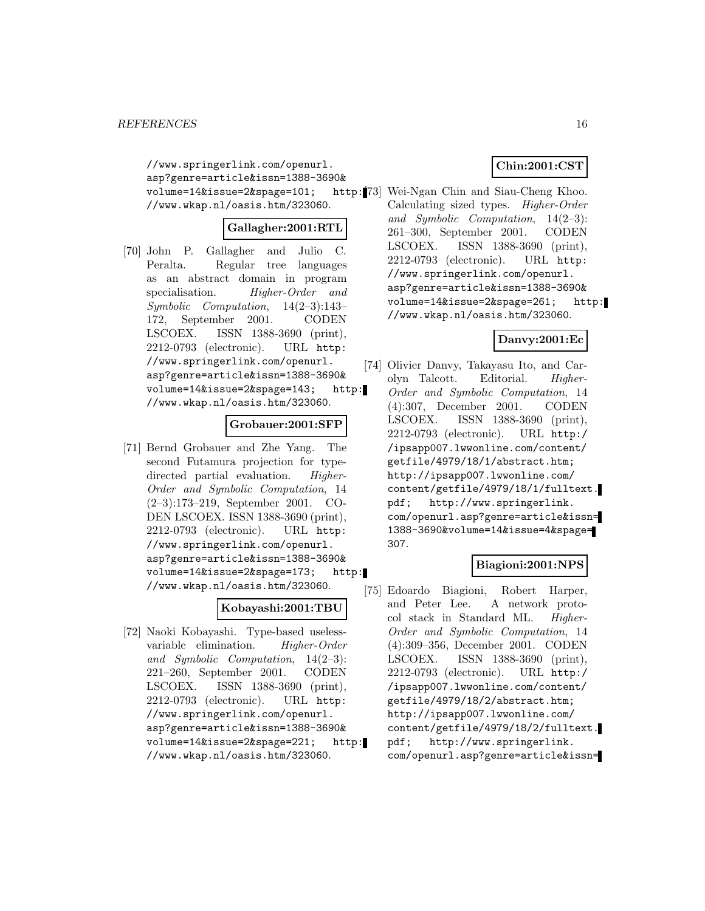//www.springerlink.com/openurl.asp?genre=article&issn=1388-3690&volume=14&issue=2&spage=101; http://www.wkap.nl/oasis.htm/323060.

**Gallagher:2001:RTL**

[70] John P. Gallagher and Julio C. Peralta. Regular tree languages as an abstract domain in program specialisation. *Higher-Order and Symbolic Computation*, 14(2–3):143–172, September 2001. CODEN LSCOEX. ISSN 1388-3690 (print), 2212-0793 (electronic). URL http://www.springerlink.com/openurl.asp?genre=article&issn=1388-3690&volume=14&issue=2&spage=143; http://www.wkap.nl/oasis.htm/323060.

**Grobauer:2001:SFP**

[71] Bernd Grobauer and Zhe Yang. The second Futamura projection for type-directed partial evaluation. *Higher-Order and Symbolic Computation*, 14(2–3):173–219, September 2001. CODEN LSCOEX. ISSN 1388-3690 (print), 2212-0793 (electronic). URL http://www.springerlink.com/openurl.asp?genre=article&issn=1388-3690&volume=14&issue=2&spage=173; http://www.wkap.nl/oasis.htm/323060.

**Kobayashi:2001:TBU**

[72] Naoki Kobayashi. Type-based useless-variable elimination. *Higher-Order and Symbolic Computation*, 14(2–3):221–260, September 2001. CODEN LSCOEX. ISSN 1388-3690 (print), 2212-0793 (electronic). URL http://www.springerlink.com/openurl.asp?genre=article&issn=1388-3690&volume=14&issue=2&spage=221; http://www.wkap.nl/oasis.htm/323060.

**Chin:2001:CST**

[73] Wei-Ngan Chin and Siau-Cheng Khoo. Calculating sized types. *Higher-Order and Symbolic Computation*, 14(2–3):261–300, September 2001. CODEN LSCOEX. ISSN 1388-3690 (print), 2212-0793 (electronic). URL http://www.springerlink.com/openurl.asp?genre=article&issn=1388-3690&volume=14&issue=2&spage=261; http://www.wkap.nl/oasis.htm/323060.

**Danvy:2001:Ec**

[74] Olivier Danvy, Takayasu Ito, and Carolyn Talcott. Editorial. *Higher-Order and Symbolic Computation*, 14(4):307, December 2001. CODEN LSCOEX. ISSN 1388-3690 (print), 2212-0793 (electronic). URL http://ipsapp007.lwwonline.com/content/getfile/4979/18/1/abstract.htm; http://ipsapp007.lwwonline.com/content/getfile/4979/18/1/fulltext.pdf; http://www.springerlink.com/openurl.asp?genre=article&issn=1388-3690&volume=14&issue=4&spage=307.

**Biagioni:2001:NPS**

[75] Edoardo Biagioni, Robert Harper, and Peter Lee. A network protocol stack in Standard ML. *Higher-Order and Symbolic Computation*, 14(4):309–356, December 2001. CODEN LSCOEX. ISSN 1388-3690 (print), 2212-0793 (electronic). URL http://ipsapp007.lwwonline.com/content/getfile/4979/18/2/abstract.htm; http://ipsapp007.lwwonline.com/content/getfile/4979/18/2/fulltext.pdf; http://www.springerlink.com/openurl.asp?genre=article&issn=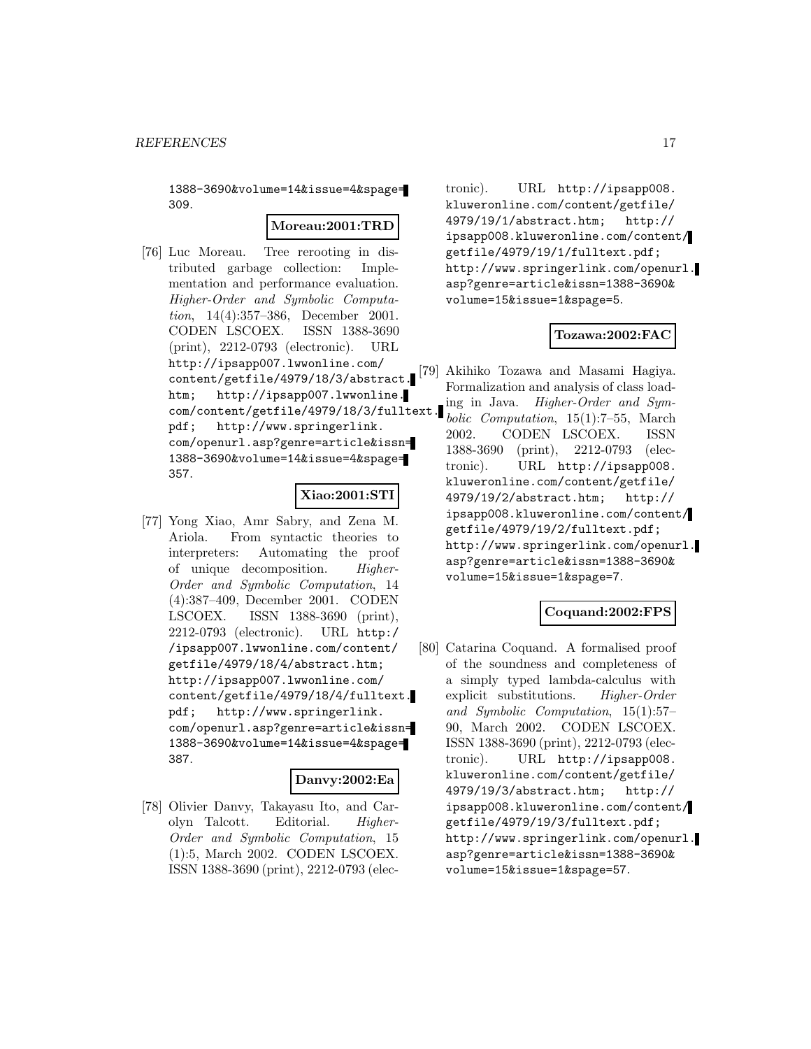1388-3690&volume=14&issue=4&spage=309.

**Moreau:2001:TRD**

[76] Luc Moreau. Tree rerooting in distributed garbage collection: Implementation and performance evaluation. *Higher-Order and Symbolic Computation*, 14(4):357–386, December 2001. CODEN LSCOEX. ISSN 1388-3690 (print), 2212-0793 (electronic). URL http://ipsapp007.lwwonline.com/content/getfile/4979/18/3/abstract.htm; http://ipsapp007.lwwonline.com/content/getfile/4979/18/3/fulltext.pdf; http://www.springerlink.com/openurl.asp?genre=article&issn=1388-3690&volume=14&issue=4&spage=357.

**Xiao:2001:STI**

[77] Yong Xiao, Amr Sabry, and Zena M. Ariola. From syntactic theories to interpreters: Automating the proof of unique decomposition. *Higher-Order and Symbolic Computation*, 14(4):387–409, December 2001. CODEN LSCOEX. ISSN 1388-3690 (print), 2212-0793 (electronic). URL http://ipsapp007.lwwonline.com/content/getfile/4979/18/4/abstract.htm; http://ipsapp007.lwwonline.com/content/getfile/4979/18/4/fulltext.pdf; http://www.springerlink.com/openurl.asp?genre=article&issn=1388-3690&volume=14&issue=4&spage=387.

**Danvy:2002:Ea**

[78] Olivier Danvy, Takayasu Ito, and Carolyn Talcott. Editorial. *Higher-Order and Symbolic Computation*, 15(1):5, March 2002. CODEN LSCOEX. ISSN 1388-3690 (print), 2212-0793 (electronic). URL http://ipsapp008.kluweronline.com/content/getfile/4979/19/1/abstract.htm; http://ipsapp008.kluweronline.com/content/getfile/4979/19/1/fulltext.pdf; http://www.springerlink.com/openurl.asp?genre=article&issn=1388-3690&volume=15&issue=1&spage=5.

**Tozawa:2002:FAC**

[79] Akihiko Tozawa and Masami Hagiya. Formalization and analysis of class loading in Java. *Higher-Order and Symbolic Computation*, 15(1):7–55, March 2002. CODEN LSCOEX. ISSN 1388-3690 (print), 2212-0793 (electronic). URL http://ipsapp008.kluweronline.com/content/getfile/4979/19/2/abstract.htm; http://ipsapp008.kluweronline.com/content/getfile/4979/19/2/fulltext.pdf; http://www.springerlink.com/openurl.asp?genre=article&issn=1388-3690&volume=15&issue=1&spage=7.

**Coquand:2002:FPS**

[80] Catarina Coquand. A formalised proof of the soundness and completeness of a simply typed lambda-calculus with explicit substitutions. *Higher-Order and Symbolic Computation*, 15(1):57–90, March 2002. CODEN LSCOEX. ISSN 1388-3690 (print), 2212-0793 (electronic). URL http://ipsapp008.kluweronline.com/content/getfile/4979/19/3/abstract.htm; http://ipsapp008.kluweronline.com/content/getfile/4979/19/3/fulltext.pdf; http://www.springerlink.com/openurl.asp?genre=article&issn=1388-3690&volume=15&issue=1&spage=57.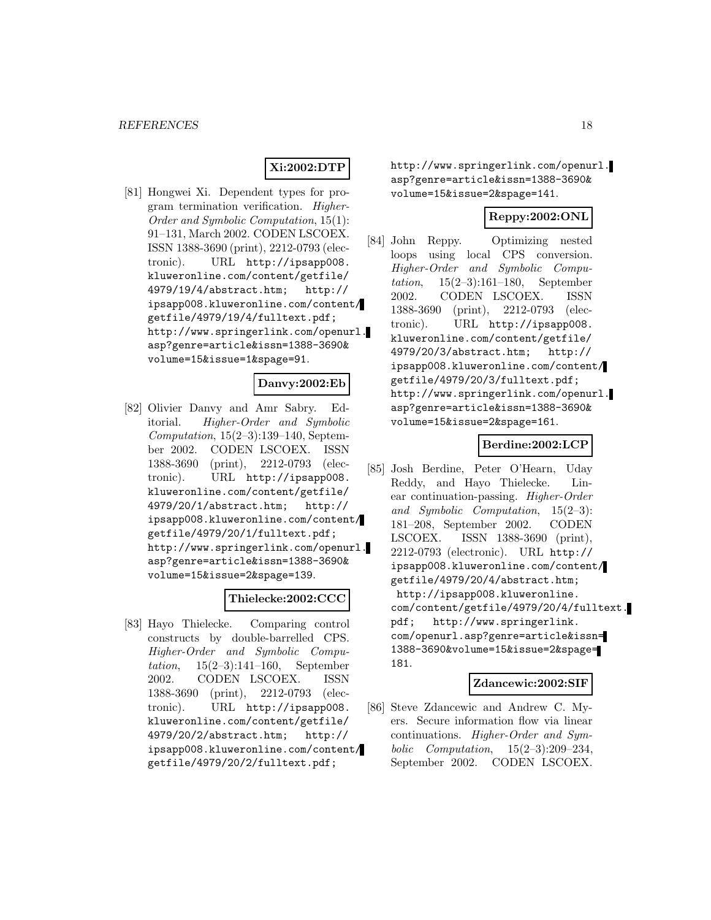**Xi:2002:DTP**

[81] Hongwei Xi. Dependent types for program termination verification. *Higher-Order and Symbolic Computation*, 15(1): 91–131, March 2002. CODEN LSCOEX. ISSN 1388-3690 (print), 2212-0793 (electronic). URL http://ipsapp008.kluweronline.com/content/getfile/4979/19/4/abstract.htm; http://ipsapp008.kluweronline.com/content/getfile/4979/19/4/fulltext.pdf; http://www.springerlink.com/openurl.asp?genre=article&issn=1388-3690&volume=15&issue=1&spage=91.

**Danvy:2002:Eb**

[82] Olivier Danvy and Amr Sabry. Editorial. *Higher-Order and Symbolic Computation*, 15(2–3):139–140, September 2002. CODEN LSCOEX. ISSN 1388-3690 (print), 2212-0793 (electronic). URL http://ipsapp008.kluweronline.com/content/getfile/4979/20/1/abstract.htm; http://ipsapp008.kluweronline.com/content/getfile/4979/20/1/fulltext.pdf; http://www.springerlink.com/openurl.asp?genre=article&issn=1388-3690&volume=15&issue=2&spage=139.

**Thielecke:2002:CCC**

[83] Hayo Thielecke. Comparing control constructs by double-barrelled CPS. *Higher-Order and Symbolic Computation*, 15(2–3):141–160, September 2002. CODEN LSCOEX. ISSN 1388-3690 (print), 2212-0793 (electronic). URL http://ipsapp008.kluweronline.com/content/getfile/4979/20/2/abstract.htm; http://ipsapp008.kluweronline.com/content/getfile/4979/20/2/fulltext.pdf; http://www.springerlink.com/openurl.asp?genre=article&issn=1388-3690&volume=15&issue=2&spage=141.

**Reppy:2002:ONL**

[84] John Reppy. Optimizing nested loops using local CPS conversion. *Higher-Order and Symbolic Computation*, 15(2–3):161–180, September 2002. CODEN LSCOEX. ISSN 1388-3690 (print), 2212-0793 (electronic). URL http://ipsapp008.kluweronline.com/content/getfile/4979/20/3/abstract.htm; http://ipsapp008.kluweronline.com/content/getfile/4979/20/3/fulltext.pdf; http://www.springerlink.com/openurl.asp?genre=article&issn=1388-3690&volume=15&issue=2&spage=161.

**Berdine:2002:LCP**

[85] Josh Berdine, Peter O'Hearn, Uday Reddy, and Hayo Thielecke. Linear continuation-passing. *Higher-Order and Symbolic Computation*, 15(2–3): 181–208, September 2002. CODEN LSCOEX. ISSN 1388-3690 (print), 2212-0793 (electronic). URL http://ipsapp008.kluweronline.com/content/getfile/4979/20/4/abstract.htm; http://ipsapp008.kluweronline.com/content/getfile/4979/20/4/fulltext.pdf; http://www.springerlink.com/openurl.asp?genre=article&issn=1388-3690&volume=15&issue=2&spage=181.

**Zdancewic:2002:SIF**

[86] Steve Zdancewic and Andrew C. Myers. Secure information flow via linear continuations. *Higher-Order and Symbolic Computation*, 15(2–3):209–234, September 2002. CODEN LSCOEX.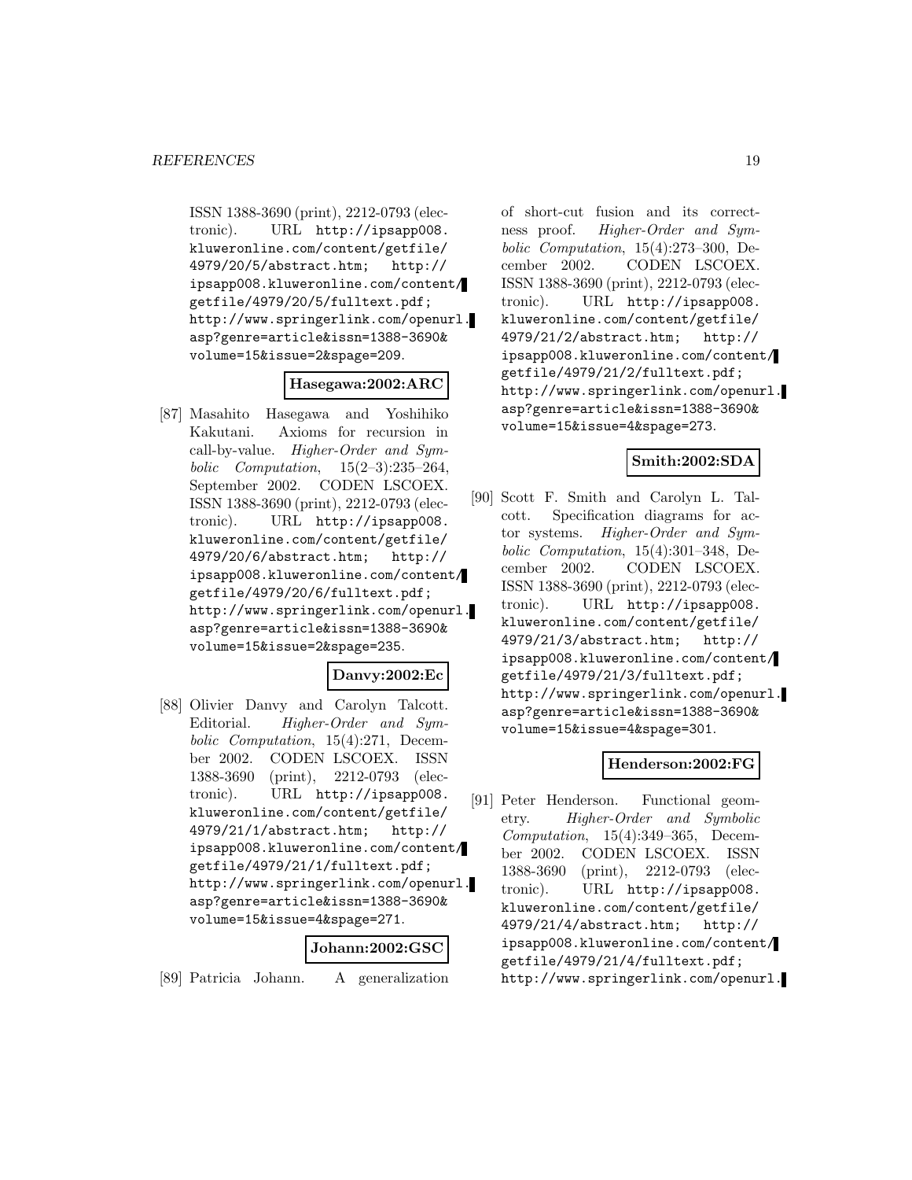ISSN 1388-3690 (print), 2212-0793 (electronic). URL http://ipsapp008.kluweronline.com/content/getfile/4979/20/5/abstract.htm; http://ipsapp008.kluweronline.com/content/getfile/4979/20/5/fulltext.pdf; http://www.springerlink.com/openurl.asp?genre=article&issn=1388-3690&volume=15&issue=2&spage=209.

**Hasegawa:2002:ARC**

[87] Masahito Hasegawa and Yoshihiko Kakutani. Axioms for recursion in call-by-value. *Higher-Order and Symbolic Computation*, 15(2–3):235–264, September 2002. CODEN LSCOEX. ISSN 1388-3690 (print), 2212-0793 (electronic). URL http://ipsapp008.kluweronline.com/content/getfile/4979/20/6/abstract.htm; http://ipsapp008.kluweronline.com/content/getfile/4979/20/6/fulltext.pdf; http://www.springerlink.com/openurl.asp?genre=article&issn=1388-3690&volume=15&issue=2&spage=235.

**Danvy:2002:Ec**

[88] Olivier Danvy and Carolyn Talcott. Editorial. *Higher-Order and Symbolic Computation*, 15(4):271, December 2002. CODEN LSCOEX. ISSN 1388-3690 (print), 2212-0793 (electronic). URL http://ipsapp008.kluweronline.com/content/getfile/4979/21/1/abstract.htm; http://ipsapp008.kluweronline.com/content/getfile/4979/21/1/fulltext.pdf; http://www.springerlink.com/openurl.asp?genre=article&issn=1388-3690&volume=15&issue=4&spage=271.

**Johann:2002:GSC**

[89] Patricia Johann. A generalization of short-cut fusion and its correctness proof. *Higher-Order and Symbolic Computation*, 15(4):273–300, December 2002. CODEN LSCOEX. ISSN 1388-3690 (print), 2212-0793 (electronic). URL http://ipsapp008.kluweronline.com/content/getfile/4979/21/2/abstract.htm; http://ipsapp008.kluweronline.com/content/getfile/4979/21/2/fulltext.pdf; http://www.springerlink.com/openurl.asp?genre=article&issn=1388-3690&volume=15&issue=4&spage=273.

**Smith:2002:SDA**

[90] Scott F. Smith and Carolyn L. Talcott. Specification diagrams for actor systems. *Higher-Order and Symbolic Computation*, 15(4):301–348, December 2002. CODEN LSCOEX. ISSN 1388-3690 (print), 2212-0793 (electronic). URL http://ipsapp008.kluweronline.com/content/getfile/4979/21/3/abstract.htm; http://ipsapp008.kluweronline.com/content/getfile/4979/21/3/fulltext.pdf; http://www.springerlink.com/openurl.asp?genre=article&issn=1388-3690&volume=15&issue=4&spage=301.

**Henderson:2002:FG**

[91] Peter Henderson. Functional geometry. *Higher-Order and Symbolic Computation*, 15(4):349–365, December 2002. CODEN LSCOEX. ISSN 1388-3690 (print), 2212-0793 (electronic). URL http://ipsapp008.kluweronline.com/content/getfile/4979/21/4/abstract.htm; http://ipsapp008.kluweronline.com/content/getfile/4979/21/4/fulltext.pdf; http://www.springerlink.com/openurl.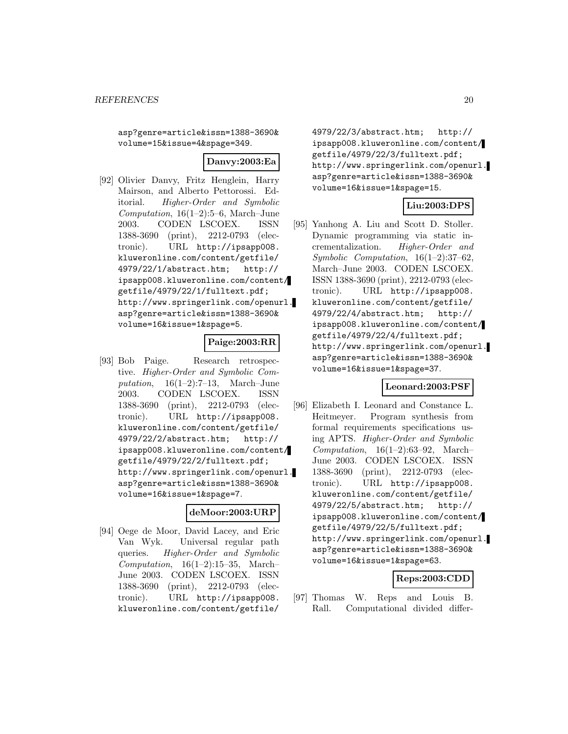asp?genre=article&issn=1388-3690&volume=15&issue=4&spage=349.

**Danvy:2003:Ea**

[92] Olivier Danvy, Fritz Henglein, Harry Mairson, and Alberto Pettorossi. Editorial. *Higher-Order and Symbolic Computation*, 16(1–2):5–6, March–June 2003. CODEN LSCOEX. ISSN 1388-3690 (print), 2212-0793 (electronic). URL http://ipsapp008.kluweronline.com/content/getfile/4979/22/1/abstract.htm; http://ipsapp008.kluweronline.com/content/getfile/4979/22/1/fulltext.pdf; http://www.springerlink.com/openurl.asp?genre=article&issn=1388-3690&volume=16&issue=1&spage=5.

**Paige:2003:RR**

[93] Bob Paige. Research retrospective. *Higher-Order and Symbolic Computation*, 16(1–2):7–13, March–June 2003. CODEN LSCOEX. ISSN 1388-3690 (print), 2212-0793 (electronic). URL http://ipsapp008.kluweronline.com/content/getfile/4979/22/2/abstract.htm; http://ipsapp008.kluweronline.com/content/getfile/4979/22/2/fulltext.pdf; http://www.springerlink.com/openurl.asp?genre=article&issn=1388-3690&volume=16&issue=1&spage=7.

**deMoor:2003:URP**

[94] Oege de Moor, David Lacey, and Eric Van Wyk. Universal regular path queries. *Higher-Order and Symbolic Computation*, 16(1–2):15–35, March–June 2003. CODEN LSCOEX. ISSN 1388-3690 (print), 2212-0793 (electronic). URL http://ipsapp008.kluweronline.com/content/getfile/4979/22/3/abstract.htm; http://ipsapp008.kluweronline.com/content/getfile/4979/22/3/fulltext.pdf; http://www.springerlink.com/openurl.asp?genre=article&issn=1388-3690&volume=16&issue=1&spage=15.

**Liu:2003:DPS**

[95] Yanhong A. Liu and Scott D. Stoller. Dynamic programming via static incrementalization. *Higher-Order and Symbolic Computation*, 16(1–2):37–62, March–June 2003. CODEN LSCOEX. ISSN 1388-3690 (print), 2212-0793 (electronic). URL http://ipsapp008.kluweronline.com/content/getfile/4979/22/4/abstract.htm; http://ipsapp008.kluweronline.com/content/getfile/4979/22/4/fulltext.pdf; http://www.springerlink.com/openurl.asp?genre=article&issn=1388-3690&volume=16&issue=1&spage=37.

**Leonard:2003:PSF**

[96] Elizabeth I. Leonard and Constance L. Heitmeyer. Program synthesis from formal requirements specifications using APTS. *Higher-Order and Symbolic Computation*, 16(1–2):63–92, March–June 2003. CODEN LSCOEX. ISSN 1388-3690 (print), 2212-0793 (electronic). URL http://ipsapp008.kluweronline.com/content/getfile/4979/22/5/abstract.htm; http://ipsapp008.kluweronline.com/content/getfile/4979/22/5/fulltext.pdf; http://www.springerlink.com/openurl.asp?genre=article&issn=1388-3690&volume=16&issue=1&spage=63.

**Reps:2003:CDD**

[97] Thomas W. Reps and Louis B. Rall. Computational divided differ-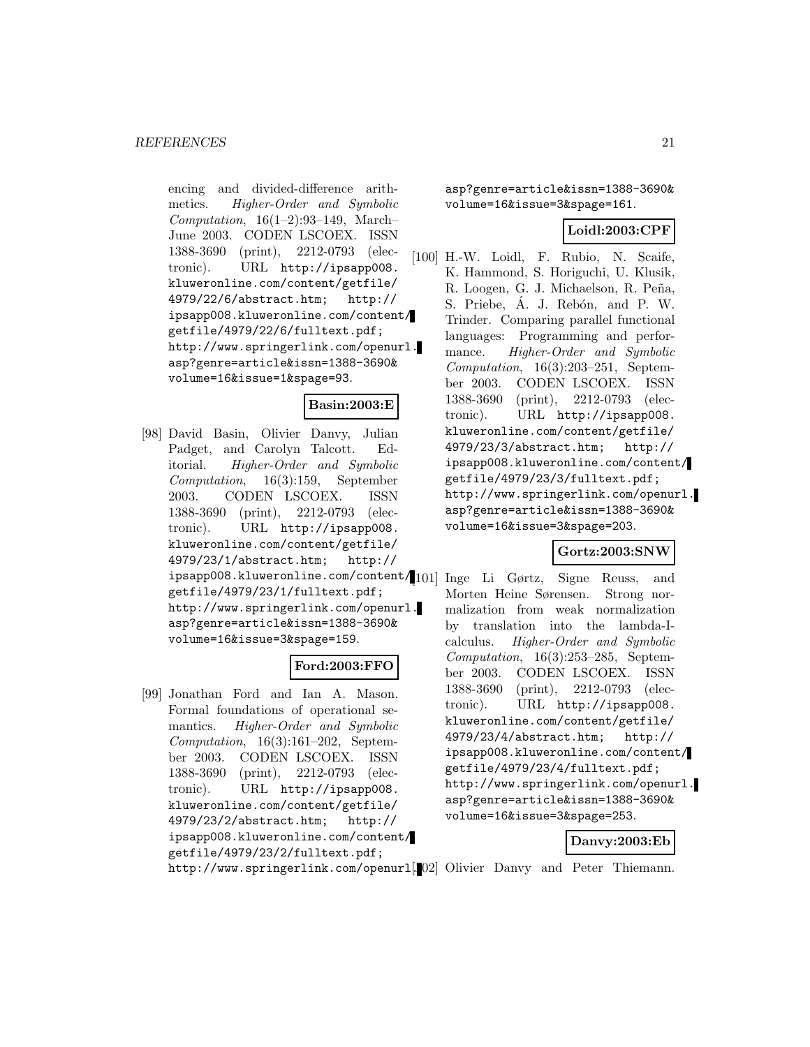encing and divided-difference arithmetics. *Higher-Order and Symbolic Computation*, 16(1–2):93–149, March–June 2003. CODEN LSCOEX. ISSN 1388-3690 (print), 2212-0793 (electronic). URL http://ipsapp008.kluweronline.com/content/getfile/4979/22/6/abstract.htm; http://ipsapp008.kluweronline.com/content/getfile/4979/22/6/fulltext.pdf; http://www.springerlink.com/openurl.asp?genre=article&issn=1388-3690&volume=16&issue=1&spage=93.

**Basin:2003:E**

[98] David Basin, Olivier Danvy, Julian Padget, and Carolyn Talcott. Editorial. *Higher-Order and Symbolic Computation*, 16(3):159, September 2003. CODEN LSCOEX. ISSN 1388-3690 (print), 2212-0793 (electronic). URL http://ipsapp008.kluweronline.com/content/getfile/4979/23/1/abstract.htm; http://ipsapp008.kluweronline.com/content/getfile/4979/23/1/fulltext.pdf; http://www.springerlink.com/openurl.asp?genre=article&issn=1388-3690&volume=16&issue=3&spage=159.

**Ford:2003:FFO**

[99] Jonathan Ford and Ian A. Mason. Formal foundations of operational semantics. *Higher-Order and Symbolic Computation*, 16(3):161–202, September 2003. CODEN LSCOEX. ISSN 1388-3690 (print), 2212-0793 (electronic). URL http://ipsapp008.kluweronline.com/content/getfile/4979/23/2/abstract.htm; http://ipsapp008.kluweronline.com/content/getfile/4979/23/2/fulltext.pdf; http://www.springerlink.com/openurl.asp?genre=article&issn=1388-3690&volume=16&issue=3&spage=161.

**Loidl:2003:CPF**

[100] H.-W. Loidl, F. Rubio, N. Scaife, K. Hammond, S. Horiguchi, U. Klusik, R. Loogen, G. J. Michaelson, R. Peña, S. Priebe, Á. J. Rebón, and P. W. Trinder. Comparing parallel functional languages: Programming and performance. *Higher-Order and Symbolic Computation*, 16(3):203–251, September 2003. CODEN LSCOEX. ISSN 1388-3690 (print), 2212-0793 (electronic). URL http://ipsapp008.kluweronline.com/content/getfile/4979/23/3/abstract.htm; http://ipsapp008.kluweronline.com/content/getfile/4979/23/3/fulltext.pdf; http://www.springerlink.com/openurl.asp?genre=article&issn=1388-3690&volume=16&issue=3&spage=203.

**Gortz:2003:SNW**

[101] Inge Li Gørtz, Signe Reuss, and Morten Heine Sørensen. Strong normalization from weak normalization by translation into the lambda-I-calculus. *Higher-Order and Symbolic Computation*, 16(3):253–285, September 2003. CODEN LSCOEX. ISSN 1388-3690 (print), 2212-0793 (electronic). URL http://ipsapp008.kluweronline.com/content/getfile/4979/23/4/abstract.htm; http://ipsapp008.kluweronline.com/content/getfile/4979/23/4/fulltext.pdf; http://www.springerlink.com/openurl.asp?genre=article&issn=1388-3690&volume=16&issue=3&spage=253.

**Danvy:2003:Eb**

[102] Olivier Danvy and Peter Thiemann.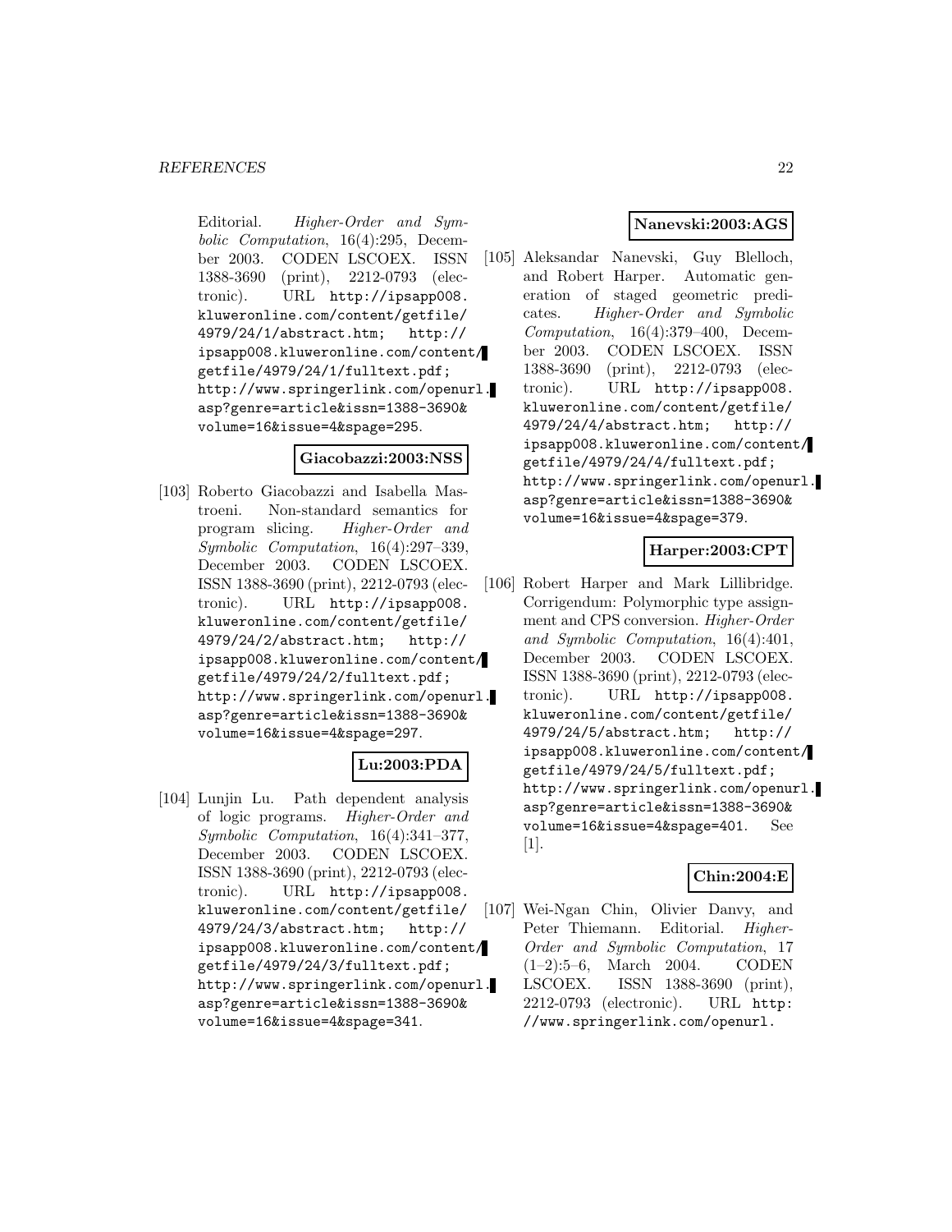Editorial. *Higher-Order and Symbolic Computation*, 16(4):295, December 2003. CODEN LSCOEX. ISSN 1388-3690 (print), 2212-0793 (electronic). URL http://ipsapp008.kluweronline.com/content/getfile/4979/24/1/abstract.htm; http://ipsapp008.kluweronline.com/content/getfile/4979/24/1/fulltext.pdf; http://www.springerlink.com/openurl.asp?genre=article&issn=1388-3690&volume=16&issue=4&spage=295.

**Giacobazzi:2003:NSS**

[103] Roberto Giacobazzi and Isabella Mastroeni. Non-standard semantics for program slicing. *Higher-Order and Symbolic Computation*, 16(4):297–339, December 2003. CODEN LSCOEX. ISSN 1388-3690 (print), 2212-0793 (electronic). URL http://ipsapp008.kluweronline.com/content/getfile/4979/24/2/abstract.htm; http://ipsapp008.kluweronline.com/content/getfile/4979/24/2/fulltext.pdf; http://www.springerlink.com/openurl.asp?genre=article&issn=1388-3690&volume=16&issue=4&spage=297.

**Lu:2003:PDA**

[104] Lunjin Lu. Path dependent analysis of logic programs. *Higher-Order and Symbolic Computation*, 16(4):341–377, December 2003. CODEN LSCOEX. ISSN 1388-3690 (print), 2212-0793 (electronic). URL http://ipsapp008.kluweronline.com/content/getfile/4979/24/3/abstract.htm; http://ipsapp008.kluweronline.com/content/getfile/4979/24/3/fulltext.pdf; http://www.springerlink.com/openurl.asp?genre=article&issn=1388-3690&volume=16&issue=4&spage=341.

**Nanevski:2003:AGS**

[105] Aleksandar Nanevski, Guy Blelloch, and Robert Harper. Automatic generation of staged geometric predicates. *Higher-Order and Symbolic Computation*, 16(4):379–400, December 2003. CODEN LSCOEX. ISSN 1388-3690 (print), 2212-0793 (electronic). URL http://ipsapp008.kluweronline.com/content/getfile/4979/24/4/abstract.htm; http://ipsapp008.kluweronline.com/content/getfile/4979/24/4/fulltext.pdf; http://www.springerlink.com/openurl.asp?genre=article&issn=1388-3690&volume=16&issue=4&spage=379.

**Harper:2003:CPT**

[106] Robert Harper and Mark Lillibridge. Corrigendum: Polymorphic type assignment and CPS conversion. *Higher-Order and Symbolic Computation*, 16(4):401, December 2003. CODEN LSCOEX. ISSN 1388-3690 (print), 2212-0793 (electronic). URL http://ipsapp008.kluweronline.com/content/getfile/4979/24/5/abstract.htm; http://ipsapp008.kluweronline.com/content/getfile/4979/24/5/fulltext.pdf; http://www.springerlink.com/openurl.asp?genre=article&issn=1388-3690&volume=16&issue=4&spage=401. See [1].

**Chin:2004:E**

[107] Wei-Ngan Chin, Olivier Danvy, and Peter Thiemann. Editorial. *Higher-Order and Symbolic Computation*, 17 (1–2):5–6, March 2004. CODEN LSCOEX. ISSN 1388-3690 (print), 2212-0793 (electronic). URL http://www.springerlink.com/openurl.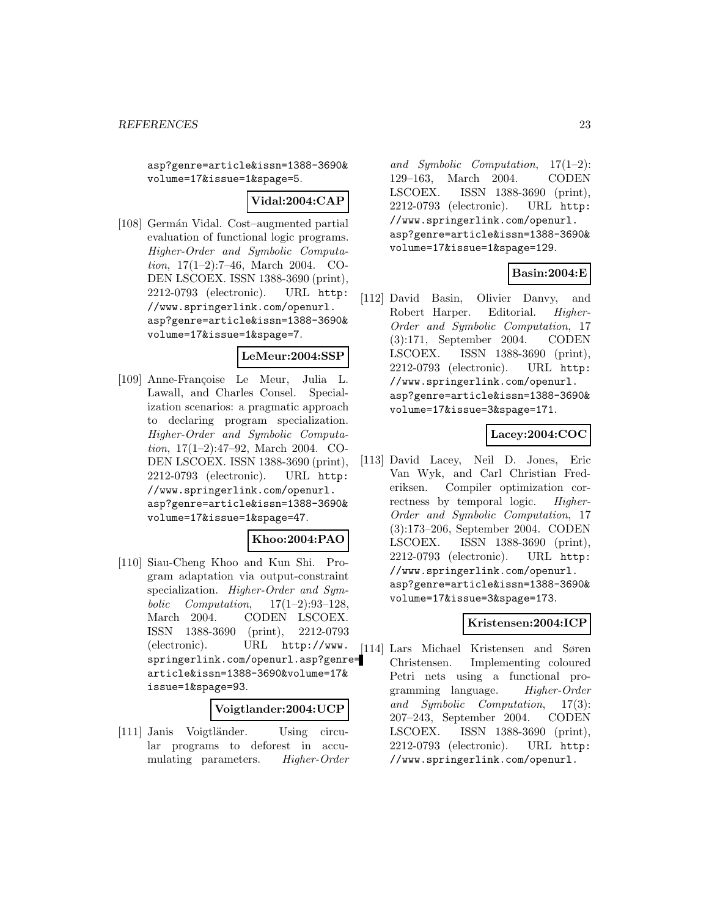asp?genre=article&issn=1388-3690&volume=17&issue=1&spage=5.

**Vidal:2004:CAP**

[108] Germán Vidal. Cost–augmented partial evaluation of functional logic programs. *Higher-Order and Symbolic Computation*, 17(1–2):7–46, March 2004. CODEN LSCOEX. ISSN 1388-3690 (print), 2212-0793 (electronic). URL http://www.springerlink.com/openurl.asp?genre=article&issn=1388-3690&volume=17&issue=1&spage=7.

**LeMeur:2004:SSP**

[109] Anne-Françoise Le Meur, Julia L. Lawall, and Charles Consel. Specialization scenarios: a pragmatic approach to declaring program specialization. *Higher-Order and Symbolic Computation*, 17(1–2):47–92, March 2004. CODEN LSCOEX. ISSN 1388-3690 (print), 2212-0793 (electronic). URL http://www.springerlink.com/openurl.asp?genre=article&issn=1388-3690&volume=17&issue=1&spage=47.

**Khoo:2004:PAO**

[110] Siau-Cheng Khoo and Kun Shi. Program adaptation via output-constraint specialization. *Higher-Order and Symbolic Computation*, 17(1–2):93–128, March 2004. CODEN LSCOEX. ISSN 1388-3690 (print), 2212-0793 (electronic). URL http://www.springerlink.com/openurl.asp?genre=article&issn=1388-3690&volume=17&issue=1&spage=93.

**Voigtlander:2004:UCP**

[111] Janis Voigtländer. Using circular programs to deforest in accumulating parameters. *Higher-Order and Symbolic Computation*, 17(1–2):129–163, March 2004. CODEN LSCOEX. ISSN 1388-3690 (print), 2212-0793 (electronic). URL http://www.springerlink.com/openurl.asp?genre=article&issn=1388-3690&volume=17&issue=1&spage=129.

**Basin:2004:E**

[112] David Basin, Olivier Danvy, and Robert Harper. Editorial. *Higher-Order and Symbolic Computation*, 17(3):171, September 2004. CODEN LSCOEX. ISSN 1388-3690 (print), 2212-0793 (electronic). URL http://www.springerlink.com/openurl.asp?genre=article&issn=1388-3690&volume=17&issue=3&spage=171.

**Lacey:2004:COC**

[113] David Lacey, Neil D. Jones, Eric Van Wyk, and Carl Christian Frederiksen. Compiler optimization correctness by temporal logic. *Higher-Order and Symbolic Computation*, 17(3):173–206, September 2004. CODEN LSCOEX. ISSN 1388-3690 (print), 2212-0793 (electronic). URL http://www.springerlink.com/openurl.asp?genre=article&issn=1388-3690&volume=17&issue=3&spage=173.

**Kristensen:2004:ICP**

[114] Lars Michael Kristensen and Søren Christensen. Implementing coloured Petri nets using a functional programming language. *Higher-Order and Symbolic Computation*, 17(3):207–243, September 2004. CODEN LSCOEX. ISSN 1388-3690 (print), 2212-0793 (electronic). URL http://www.springerlink.com/openurl.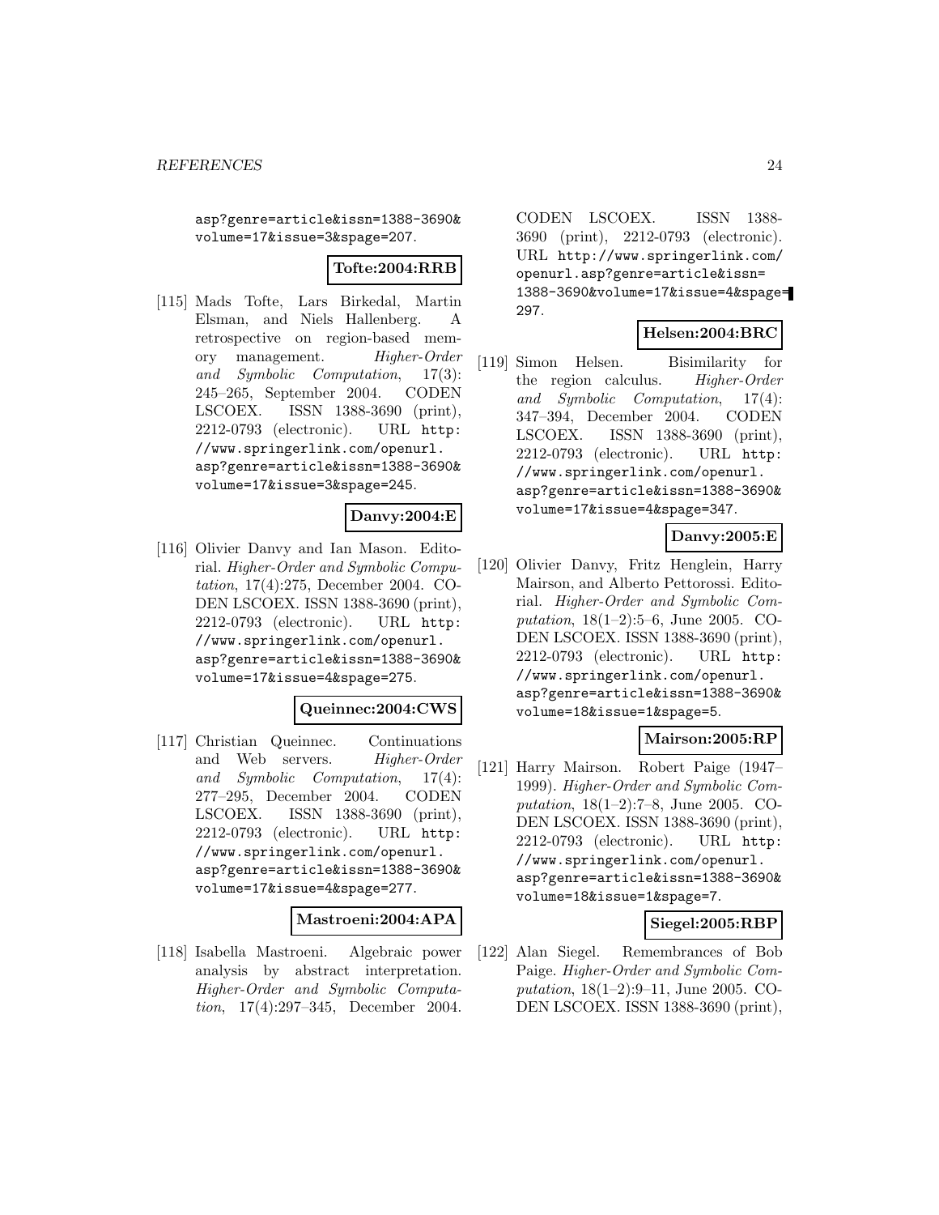asp?genre=article&issn=1388-3690&volume=17&issue=3&spage=207.

**Tofte:2004:RRB**

[115] Mads Tofte, Lars Birkedal, Martin Elsman, and Niels Hallenberg. A retrospective on region-based memory management. *Higher-Order and Symbolic Computation*, 17(3): 245–265, September 2004. CODEN LSCOEX. ISSN 1388-3690 (print), 2212-0793 (electronic). URL http://www.springerlink.com/openurl.asp?genre=article&issn=1388-3690&volume=17&issue=3&spage=245.

**Danvy:2004:E**

[116] Olivier Danvy and Ian Mason. Editorial. *Higher-Order and Symbolic Computation*, 17(4):275, December 2004. CODEN LSCOEX. ISSN 1388-3690 (print), 2212-0793 (electronic). URL http://www.springerlink.com/openurl.asp?genre=article&issn=1388-3690&volume=17&issue=4&spage=275.

**Queinnec:2004:CWS**

[117] Christian Queinnec. Continuations and Web servers. *Higher-Order and Symbolic Computation*, 17(4): 277–295, December 2004. CODEN LSCOEX. ISSN 1388-3690 (print), 2212-0793 (electronic). URL http://www.springerlink.com/openurl.asp?genre=article&issn=1388-3690&volume=17&issue=4&spage=277.

**Mastroeni:2004:APA**

[118] Isabella Mastroeni. Algebraic power analysis by abstract interpretation. *Higher-Order and Symbolic Computation*, 17(4):297–345, December 2004. CODEN LSCOEX. ISSN 1388-3690 (print), 2212-0793 (electronic). URL http://www.springerlink.com/openurl.asp?genre=article&issn=1388-3690&volume=17&issue=4&spage=297.

**Helsen:2004:BRC**

[119] Simon Helsen. Bisimilarity for the region calculus. *Higher-Order and Symbolic Computation*, 17(4): 347–394, December 2004. CODEN LSCOEX. ISSN 1388-3690 (print), 2212-0793 (electronic). URL http://www.springerlink.com/openurl.asp?genre=article&issn=1388-3690&volume=17&issue=4&spage=347.

**Danvy:2005:E**

[120] Olivier Danvy, Fritz Henglein, Harry Mairson, and Alberto Pettorossi. Editorial. *Higher-Order and Symbolic Computation*, 18(1–2):5–6, June 2005. CODEN LSCOEX. ISSN 1388-3690 (print), 2212-0793 (electronic). URL http://www.springerlink.com/openurl.asp?genre=article&issn=1388-3690&volume=18&issue=1&spage=5.

**Mairson:2005:RP**

[121] Harry Mairson. Robert Paige (1947–1999). *Higher-Order and Symbolic Computation*, 18(1–2):7–8, June 2005. CODEN LSCOEX. ISSN 1388-3690 (print), 2212-0793 (electronic). URL http://www.springerlink.com/openurl.asp?genre=article&issn=1388-3690&volume=18&issue=1&spage=7.

**Siegel:2005:RBP**

[122] Alan Siegel. Remembrances of Bob Paige. *Higher-Order and Symbolic Computation*, 18(1–2):9–11, June 2005. CODEN LSCOEX. ISSN 1388-3690 (print),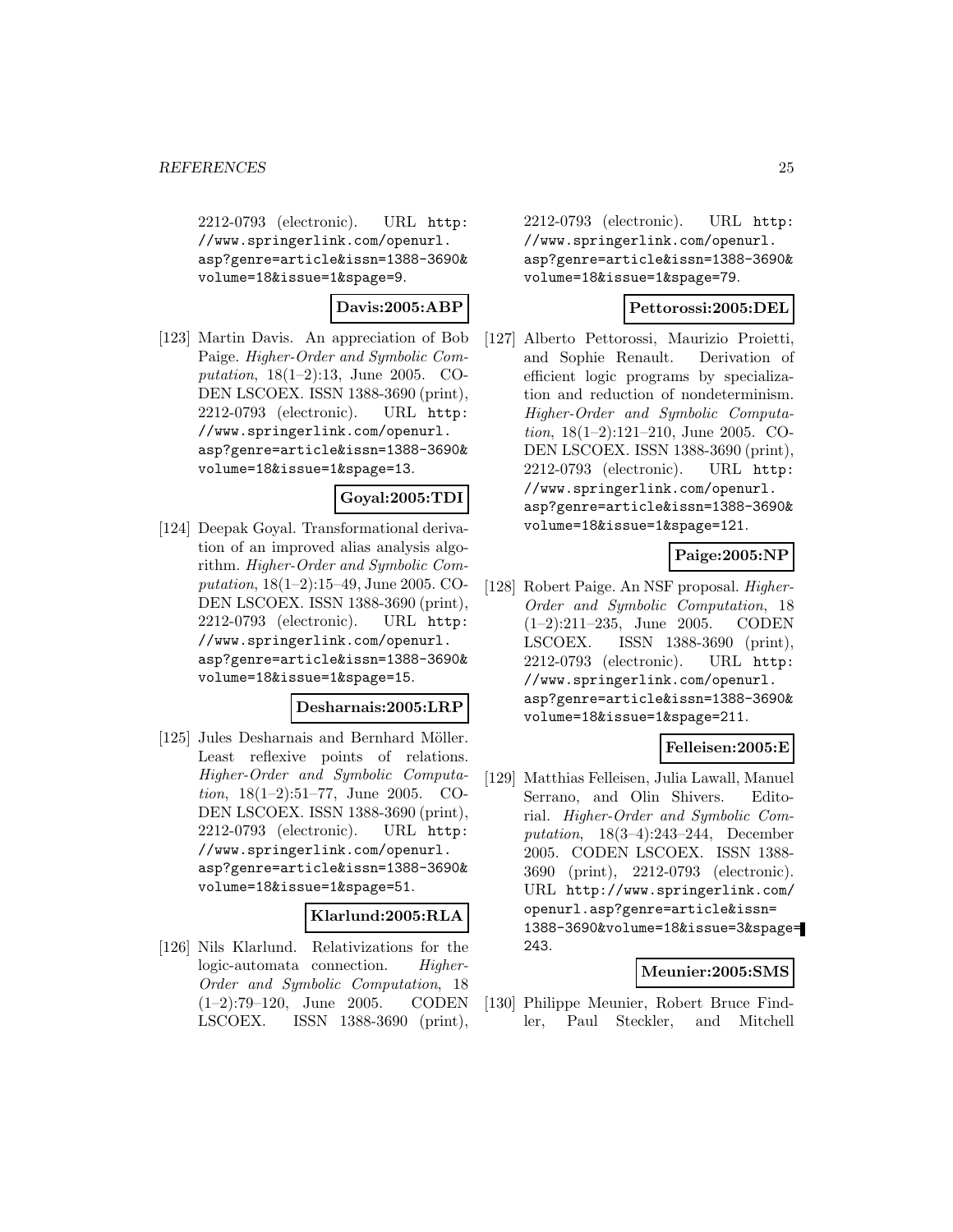2212-0793 (electronic). URL http://www.springerlink.com/openurl.asp?genre=article&issn=1388-3690&volume=18&issue=1&spage=9.

**Davis:2005:ABP**

[123] Martin Davis. An appreciation of Bob Paige. *Higher-Order and Symbolic Computation*, 18(1–2):13, June 2005. CODEN LSCOEX. ISSN 1388-3690 (print), 2212-0793 (electronic). URL http://www.springerlink.com/openurl.asp?genre=article&issn=1388-3690&volume=18&issue=1&spage=13.

**Goyal:2005:TDI**

[124] Deepak Goyal. Transformational derivation of an improved alias analysis algorithm. *Higher-Order and Symbolic Computation*, 18(1–2):15–49, June 2005. CODEN LSCOEX. ISSN 1388-3690 (print), 2212-0793 (electronic). URL http://www.springerlink.com/openurl.asp?genre=article&issn=1388-3690&volume=18&issue=1&spage=15.

**Desharnais:2005:LRP**

[125] Jules Desharnais and Bernhard Möller. Least reflexive points of relations. *Higher-Order and Symbolic Computation*, 18(1–2):51–77, June 2005. CODEN LSCOEX. ISSN 1388-3690 (print), 2212-0793 (electronic). URL http://www.springerlink.com/openurl.asp?genre=article&issn=1388-3690&volume=18&issue=1&spage=51.

**Klarlund:2005:RLA**

[126] Nils Klarlund. Relativizations for the logic-automata connection. *Higher-Order and Symbolic Computation*, 18(1–2):79–120, June 2005. CODEN LSCOEX. ISSN 1388-3690 (print), 2212-0793 (electronic). URL http://www.springerlink.com/openurl.asp?genre=article&issn=1388-3690&volume=18&issue=1&spage=79.

**Pettorossi:2005:DEL**

[127] Alberto Pettorossi, Maurizio Proietti, and Sophie Renault. Derivation of efficient logic programs by specialization and reduction of nondeterminism. *Higher-Order and Symbolic Computation*, 18(1–2):121–210, June 2005. CODEN LSCOEX. ISSN 1388-3690 (print), 2212-0793 (electronic). URL http://www.springerlink.com/openurl.asp?genre=article&issn=1388-3690&volume=18&issue=1&spage=121.

**Paige:2005:NP**

[128] Robert Paige. An NSF proposal. *Higher-Order and Symbolic Computation*, 18(1–2):211–235, June 2005. CODEN LSCOEX. ISSN 1388-3690 (print), 2212-0793 (electronic). URL http://www.springerlink.com/openurl.asp?genre=article&issn=1388-3690&volume=18&issue=1&spage=211.

**Felleisen:2005:E**

[129] Matthias Felleisen, Julia Lawall, Manuel Serrano, and Olin Shivers. Editorial. *Higher-Order and Symbolic Computation*, 18(3–4):243–244, December 2005. CODEN LSCOEX. ISSN 1388-3690 (print), 2212-0793 (electronic). URL http://www.springerlink.com/openurl.asp?genre=article&issn=1388-3690&volume=18&issue=3&spage=243.

**Meunier:2005:SMS**

[130] Philippe Meunier, Robert Bruce Findler, Paul Steckler, and Mitchell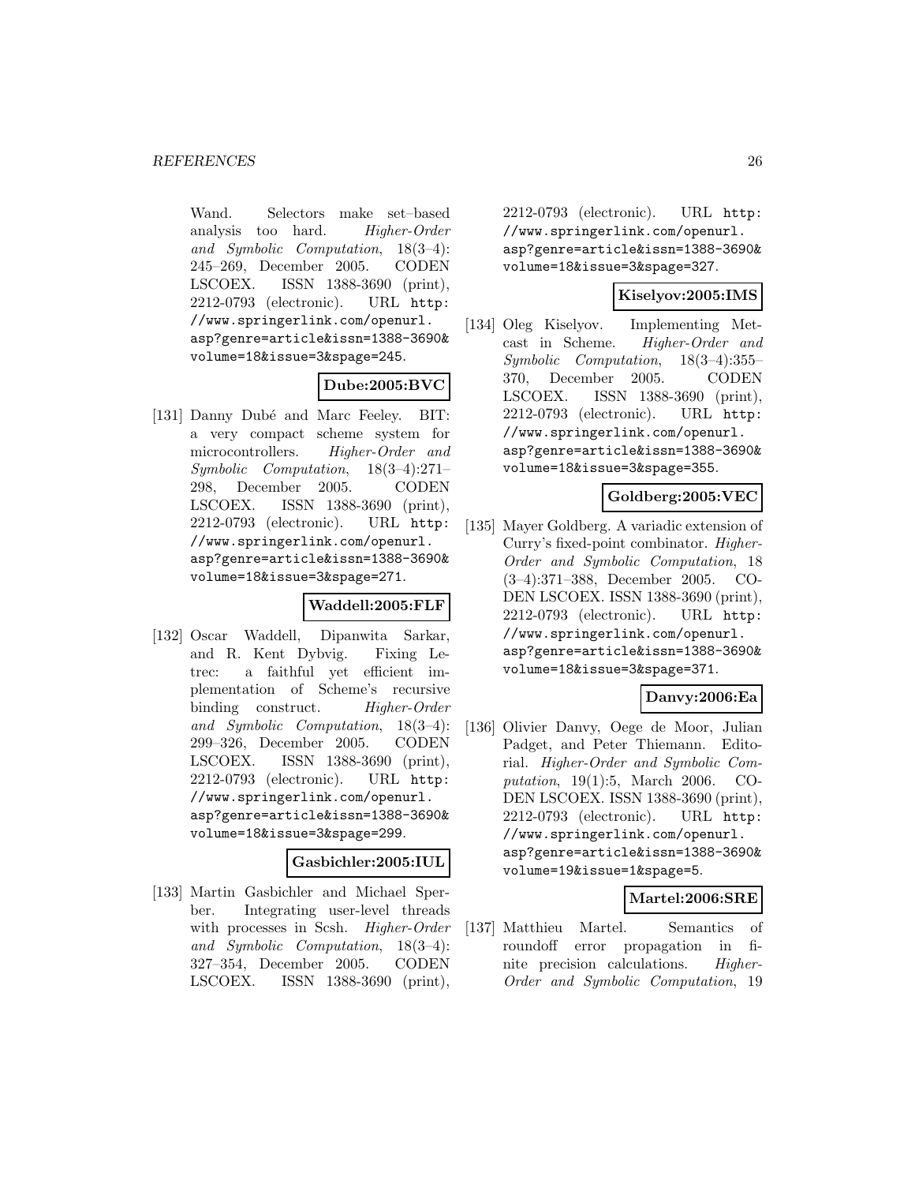Wand. Selectors make set–based analysis too hard. *Higher-Order and Symbolic Computation*, 18(3–4): 245–269, December 2005. CODEN LSCOEX. ISSN 1388-3690 (print), 2212-0793 (electronic). URL http://www.springerlink.com/openurl.asp?genre=article&issn=1388-3690&volume=18&issue=3&spage=245.

**Dube:2005:BVC**

[131] Danny Dubé and Marc Feeley. BIT: a very compact scheme system for microcontrollers. *Higher-Order and Symbolic Computation*, 18(3–4):271–298, December 2005. CODEN LSCOEX. ISSN 1388-3690 (print), 2212-0793 (electronic). URL http://www.springerlink.com/openurl.asp?genre=article&issn=1388-3690&volume=18&issue=3&spage=271.

**Waddell:2005:FLF**

[132] Oscar Waddell, Dipanwita Sarkar, and R. Kent Dybvig. Fixing Letrec: a faithful yet efficient implementation of Scheme's recursive binding construct. *Higher-Order and Symbolic Computation*, 18(3–4): 299–326, December 2005. CODEN LSCOEX. ISSN 1388-3690 (print), 2212-0793 (electronic). URL http://www.springerlink.com/openurl.asp?genre=article&issn=1388-3690&volume=18&issue=3&spage=299.

**Gasbichler:2005:IUL**

[133] Martin Gasbichler and Michael Sperber. Integrating user-level threads with processes in Scsh. *Higher-Order and Symbolic Computation*, 18(3–4): 327–354, December 2005. CODEN LSCOEX. ISSN 1388-3690 (print), 2212-0793 (electronic). URL http://www.springerlink.com/openurl.asp?genre=article&issn=1388-3690&volume=18&issue=3&spage=327.

**Kiselyov:2005:IMS**

[134] Oleg Kiselyov. Implementing Metcast in Scheme. *Higher-Order and Symbolic Computation*, 18(3–4):355–370, December 2005. CODEN LSCOEX. ISSN 1388-3690 (print), 2212-0793 (electronic). URL http://www.springerlink.com/openurl.asp?genre=article&issn=1388-3690&volume=18&issue=3&spage=355.

**Goldberg:2005:VEC**

[135] Mayer Goldberg. A variadic extension of Curry's fixed-point combinator. *Higher-Order and Symbolic Computation*, 18 (3–4):371–388, December 2005. CODEN LSCOEX. ISSN 1388-3690 (print), 2212-0793 (electronic). URL http://www.springerlink.com/openurl.asp?genre=article&issn=1388-3690&volume=18&issue=3&spage=371.

**Danvy:2006:Ea**

[136] Olivier Danvy, Oege de Moor, Julian Padget, and Peter Thiemann. Editorial. *Higher-Order and Symbolic Computation*, 19(1):5, March 2006. CODEN LSCOEX. ISSN 1388-3690 (print), 2212-0793 (electronic). URL http://www.springerlink.com/openurl.asp?genre=article&issn=1388-3690&volume=19&issue=1&spage=5.

**Martel:2006:SRE**

[137] Matthieu Martel. Semantics of roundoff error propagation in finite precision calculations. *Higher-Order and Symbolic Computation*, 19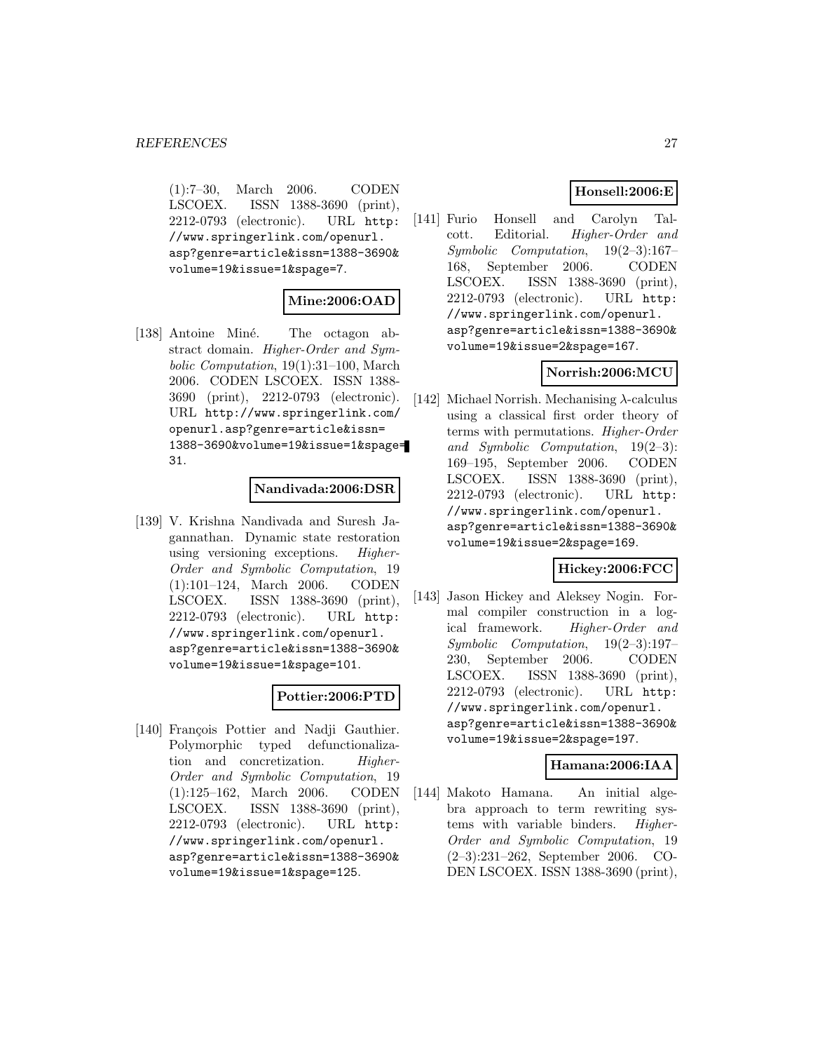(1):7–30, March 2006. CODEN LSCOEX. ISSN 1388-3690 (print), 2212-0793 (electronic). URL http://www.springerlink.com/openurl.asp?genre=article&issn=1388-3690&volume=19&issue=1&spage=7.

**Mine:2006:OAD**

[138] Antoine Miné. The octagon abstract domain. *Higher-Order and Symbolic Computation*, 19(1):31–100, March 2006. CODEN LSCOEX. ISSN 1388-3690 (print), 2212-0793 (electronic). URL http://www.springerlink.com/openurl.asp?genre=article&issn=1388-3690&volume=19&issue=1&spage=31.

**Nandivada:2006:DSR**

[139] V. Krishna Nandivada and Suresh Jagannathan. Dynamic state restoration using versioning exceptions. *Higher-Order and Symbolic Computation*, 19(1):101–124, March 2006. CODEN LSCOEX. ISSN 1388-3690 (print), 2212-0793 (electronic). URL http://www.springerlink.com/openurl.asp?genre=article&issn=1388-3690&volume=19&issue=1&spage=101.

**Pottier:2006:PTD**

[140] François Pottier and Nadji Gauthier. Polymorphic typed defunctionalization and concretization. *Higher-Order and Symbolic Computation*, 19(1):125–162, March 2006. CODEN LSCOEX. ISSN 1388-3690 (print), 2212-0793 (electronic). URL http://www.springerlink.com/openurl.asp?genre=article&issn=1388-3690&volume=19&issue=1&spage=125.

**Honsell:2006:E**

[141] Furio Honsell and Carolyn Talcott. Editorial. *Higher-Order and Symbolic Computation*, 19(2–3):167–168, September 2006. CODEN LSCOEX. ISSN 1388-3690 (print), 2212-0793 (electronic). URL http://www.springerlink.com/openurl.asp?genre=article&issn=1388-3690&volume=19&issue=2&spage=167.

**Norrish:2006:MCU**

[142] Michael Norrish. Mechanising $\lambda$-calculus using a classical first order theory of terms with permutations. *Higher-Order and Symbolic Computation*, 19(2–3):169–195, September 2006. CODEN LSCOEX. ISSN 1388-3690 (print), 2212-0793 (electronic). URL http://www.springerlink.com/openurl.asp?genre=article&issn=1388-3690&volume=19&issue=2&spage=169.

**Hickey:2006:FCC**

[143] Jason Hickey and Aleksey Nogin. Formal compiler construction in a logical framework. *Higher-Order and Symbolic Computation*, 19(2–3):197–230, September 2006. CODEN LSCOEX. ISSN 1388-3690 (print), 2212-0793 (electronic). URL http://www.springerlink.com/openurl.asp?genre=article&issn=1388-3690&volume=19&issue=2&spage=197.

**Hamana:2006:IAA**

[144] Makoto Hamana. An initial algebra approach to term rewriting systems with variable binders. *Higher-Order and Symbolic Computation*, 19(2–3):231–262, September 2006. CODEN LSCOEX. ISSN 1388-3690 (print),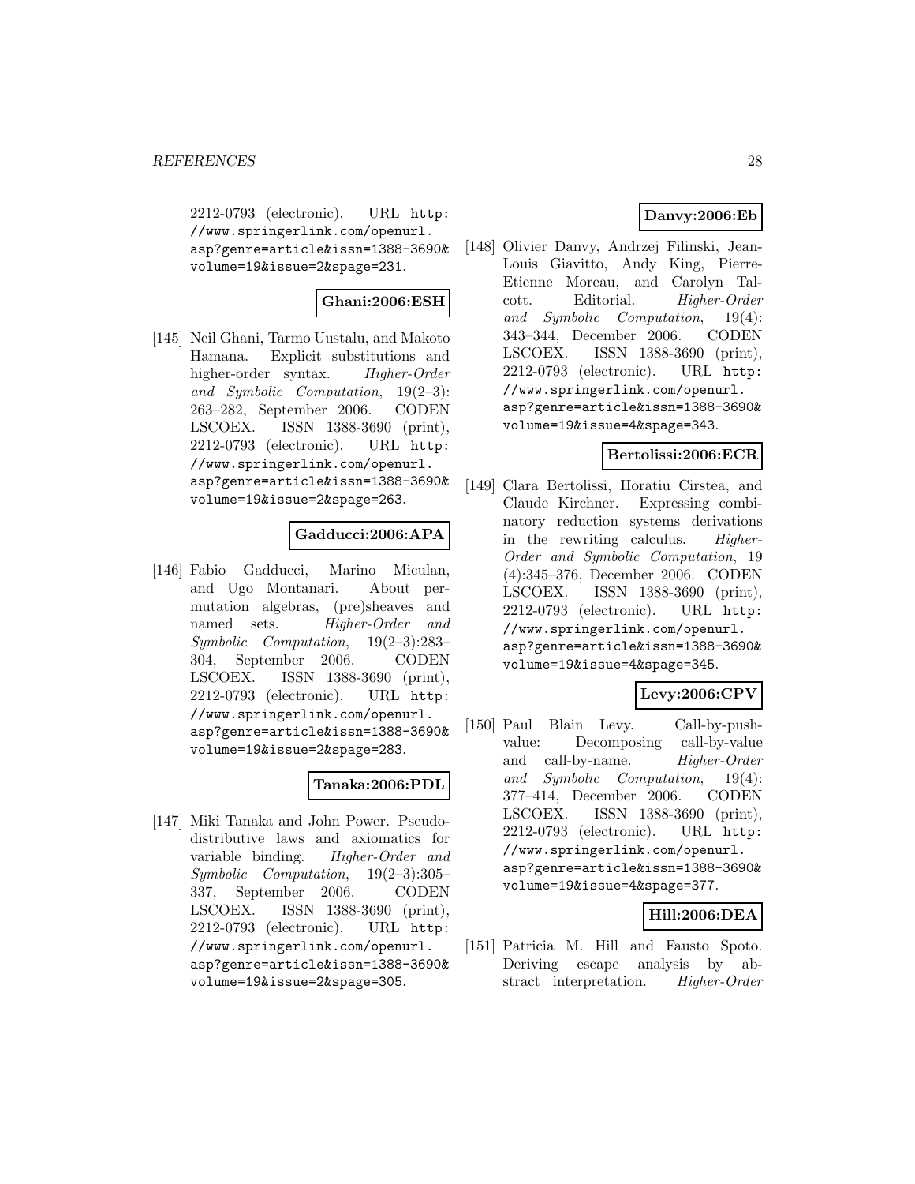2212-0793 (electronic). URL http://www.springerlink.com/openurl.asp?genre=article&issn=1388-3690&volume=19&issue=2&spage=231.

**Ghani:2006:ESH**

[145] Neil Ghani, Tarmo Uustalu, and Makoto Hamana. Explicit substitutions and higher-order syntax. *Higher-Order and Symbolic Computation*, 19(2–3): 263–282, September 2006. CODEN LSCOEX. ISSN 1388-3690 (print), 2212-0793 (electronic). URL http://www.springerlink.com/openurl.asp?genre=article&issn=1388-3690&volume=19&issue=2&spage=263.

**Gadducci:2006:APA**

[146] Fabio Gadducci, Marino Miculan, and Ugo Montanari. About permutation algebras, (pre)sheaves and named sets. *Higher-Order and Symbolic Computation*, 19(2–3):283–304, September 2006. CODEN LSCOEX. ISSN 1388-3690 (print), 2212-0793 (electronic). URL http://www.springerlink.com/openurl.asp?genre=article&issn=1388-3690&volume=19&issue=2&spage=283.

**Tanaka:2006:PDL**

[147] Miki Tanaka and John Power. Pseudo-distributive laws and axiomatics for variable binding. *Higher-Order and Symbolic Computation*, 19(2–3):305–337, September 2006. CODEN LSCOEX. ISSN 1388-3690 (print), 2212-0793 (electronic). URL http://www.springerlink.com/openurl.asp?genre=article&issn=1388-3690&volume=19&issue=2&spage=305.

**Danvy:2006:Eb**

[148] Olivier Danvy, Andrzej Filinski, Jean-Louis Giavitto, Andy King, Pierre-Etienne Moreau, and Carolyn Talcott. Editorial. *Higher-Order and Symbolic Computation*, 19(4): 343–344, December 2006. CODEN LSCOEX. ISSN 1388-3690 (print), 2212-0793 (electronic). URL http://www.springerlink.com/openurl.asp?genre=article&issn=1388-3690&volume=19&issue=4&spage=343.

**Bertolissi:2006:ECR**

[149] Clara Bertolissi, Horatiu Cirstea, and Claude Kirchner. Expressing combinatory reduction systems derivations in the rewriting calculus. *Higher-Order and Symbolic Computation*, 19 (4):345–376, December 2006. CODEN LSCOEX. ISSN 1388-3690 (print), 2212-0793 (electronic). URL http://www.springerlink.com/openurl.asp?genre=article&issn=1388-3690&volume=19&issue=4&spage=345.

**Levy:2006:CPV**

[150] Paul Blain Levy. Call-by-push-value: Decomposing call-by-value and call-by-name. *Higher-Order and Symbolic Computation*, 19(4): 377–414, December 2006. CODEN LSCOEX. ISSN 1388-3690 (print), 2212-0793 (electronic). URL http://www.springerlink.com/openurl.asp?genre=article&issn=1388-3690&volume=19&issue=4&spage=377.

**Hill:2006:DEA**

[151] Patricia M. Hill and Fausto Spoto. Deriving escape analysis by abstract interpretation. *Higher-Order*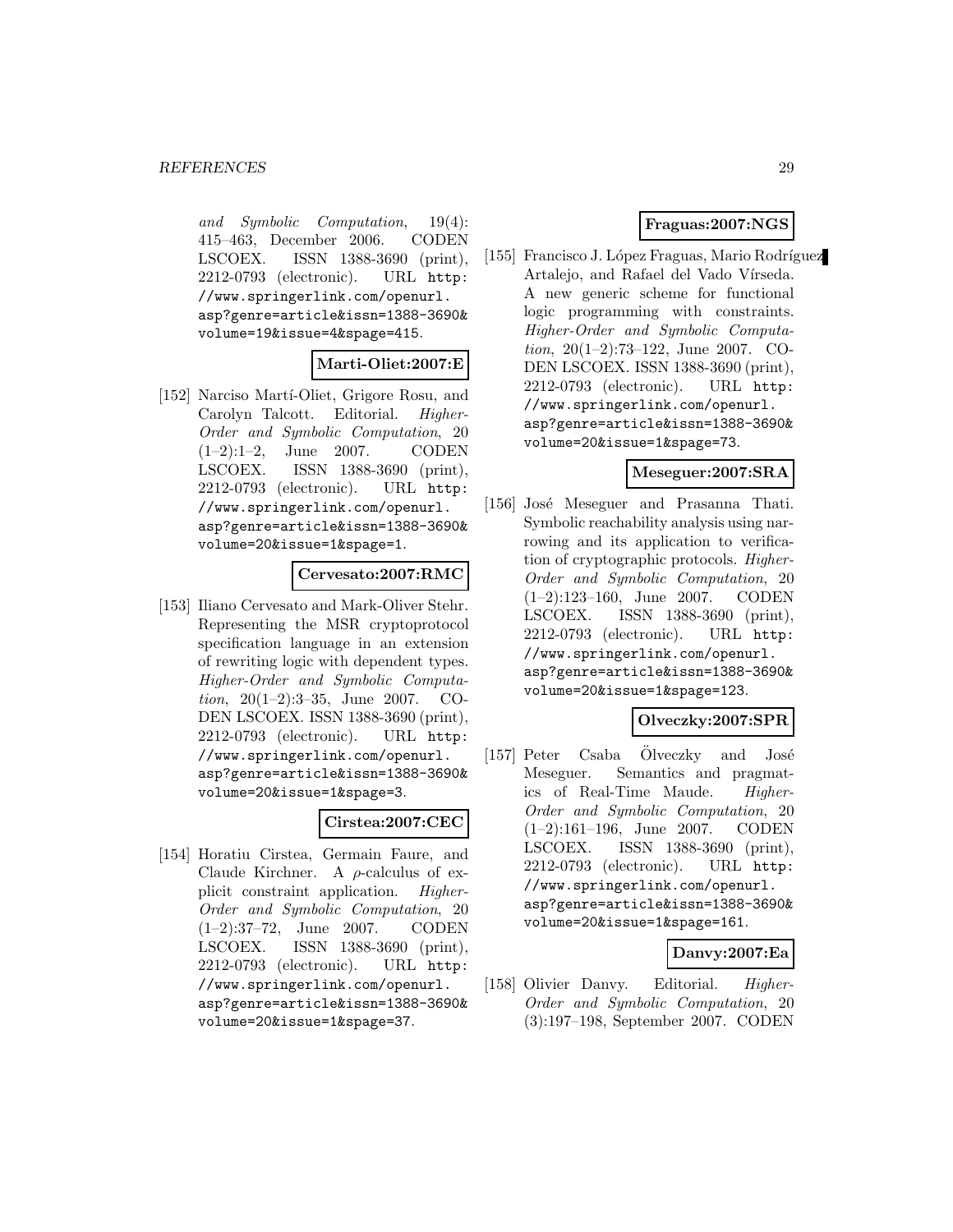*and Symbolic Computation*, 19(4): 415–463, December 2006. CODEN LSCOEX. ISSN 1388-3690 (print), 2212-0793 (electronic). URL `http://www.springerlink.com/openurl.asp?genre=article&issn=1388-3690&volume=19&issue=4&spage=415`.

**Marti-Oliet:2007:E**

[152] Narciso Martí-Oliet, Grigore Rosu, and Carolyn Talcott. Editorial. *Higher-Order and Symbolic Computation*, 20 (1–2):1–2, June 2007. CODEN LSCOEX. ISSN 1388-3690 (print), 2212-0793 (electronic). URL `http://www.springerlink.com/openurl.asp?genre=article&issn=1388-3690&volume=20&issue=1&spage=1`.

**Cervesato:2007:RMC**

[153] Iliano Cervesato and Mark-Oliver Stehr. Representing the MSR cryptoprotocol specification language in an extension of rewriting logic with dependent types. *Higher-Order and Symbolic Computation*, 20(1–2):3–35, June 2007. CODEN LSCOEX. ISSN 1388-3690 (print), 2212-0793 (electronic). URL `http://www.springerlink.com/openurl.asp?genre=article&issn=1388-3690&volume=20&issue=1&spage=3`.

**Cirstea:2007:CEC**

[154] Horatiu Cirstea, Germain Faure, and Claude Kirchner. A $\rho$-calculus of explicit constraint application. *Higher-Order and Symbolic Computation*, 20 (1–2):37–72, June 2007. CODEN LSCOEX. ISSN 1388-3690 (print), 2212-0793 (electronic). URL `http://www.springerlink.com/openurl.asp?genre=article&issn=1388-3690&volume=20&issue=1&spage=37`.

**Fraguas:2007:NGS**

[155] Francisco J. López Fraguas, Mario Rodríguez Artalejo, and Rafael del Vado Vírseda. A new generic scheme for functional logic programming with constraints. *Higher-Order and Symbolic Computation*, 20(1–2):73–122, June 2007. CODEN LSCOEX. ISSN 1388-3690 (print), 2212-0793 (electronic). URL `http://www.springerlink.com/openurl.asp?genre=article&issn=1388-3690&volume=20&issue=1&spage=73`.

**Meseguer:2007:SRA**

[156] José Meseguer and Prasanna Thati. Symbolic reachability analysis using narrowing and its application to verification of cryptographic protocols. *Higher-Order and Symbolic Computation*, 20 (1–2):123–160, June 2007. CODEN LSCOEX. ISSN 1388-3690 (print), 2212-0793 (electronic). URL `http://www.springerlink.com/openurl.asp?genre=article&issn=1388-3690&volume=20&issue=1&spage=123`.

**Olveczky:2007:SPR**

[157] Peter Csaba Ölveczky and José Meseguer. Semantics and pragmatics of Real-Time Maude. *Higher-Order and Symbolic Computation*, 20 (1–2):161–196, June 2007. CODEN LSCOEX. ISSN 1388-3690 (print), 2212-0793 (electronic). URL `http://www.springerlink.com/openurl.asp?genre=article&issn=1388-3690&volume=20&issue=1&spage=161`.

**Danvy:2007:Ea**

[158] Olivier Danvy. Editorial. *Higher-Order and Symbolic Computation*, 20 (3):197–198, September 2007. CODEN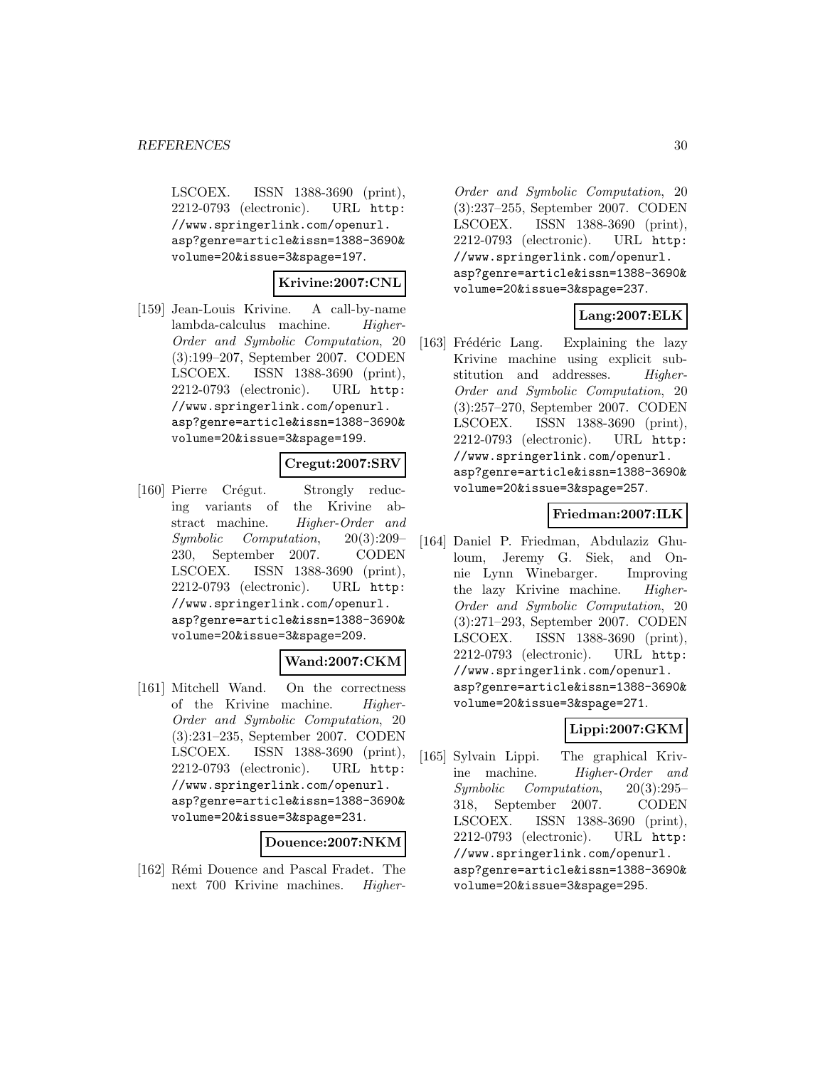LSCOEX. ISSN 1388-3690 (print), 2212-0793 (electronic). URL http://www.springerlink.com/openurl.asp?genre=article&issn=1388-3690&volume=20&issue=3&spage=197.

**Krivine:2007:CNL**

[159] Jean-Louis Krivine. A call-by-name lambda-calculus machine. *Higher-Order and Symbolic Computation*, 20 (3):199–207, September 2007. CODEN LSCOEX. ISSN 1388-3690 (print), 2212-0793 (electronic). URL http://www.springerlink.com/openurl.asp?genre=article&issn=1388-3690&volume=20&issue=3&spage=199.

**Cregut:2007:SRV**

[160] Pierre Crégut. Strongly reducing variants of the Krivine abstract machine. *Higher-Order and Symbolic Computation*, 20(3):209–230, September 2007. CODEN LSCOEX. ISSN 1388-3690 (print), 2212-0793 (electronic). URL http://www.springerlink.com/openurl.asp?genre=article&issn=1388-3690&volume=20&issue=3&spage=209.

**Wand:2007:CKM**

[161] Mitchell Wand. On the correctness of the Krivine machine. *Higher-Order and Symbolic Computation*, 20 (3):231–235, September 2007. CODEN LSCOEX. ISSN 1388-3690 (print), 2212-0793 (electronic). URL http://www.springerlink.com/openurl.asp?genre=article&issn=1388-3690&volume=20&issue=3&spage=231.

**Douence:2007:NKM**

[162] Rémi Douence and Pascal Fradet. The next 700 Krivine machines. *Higher-Order and Symbolic Computation*, 20 (3):237–255, September 2007. CODEN LSCOEX. ISSN 1388-3690 (print), 2212-0793 (electronic). URL http://www.springerlink.com/openurl.asp?genre=article&issn=1388-3690&volume=20&issue=3&spage=237.

**Lang:2007:ELK**

[163] Frédéric Lang. Explaining the lazy Krivine machine using explicit substitution and addresses. *Higher-Order and Symbolic Computation*, 20 (3):257–270, September 2007. CODEN LSCOEX. ISSN 1388-3690 (print), 2212-0793 (electronic). URL http://www.springerlink.com/openurl.asp?genre=article&issn=1388-3690&volume=20&issue=3&spage=257.

**Friedman:2007:ILK**

[164] Daniel P. Friedman, Abdulaziz Ghuloum, Jeremy G. Siek, and Onnie Lynn Winebarger. Improving the lazy Krivine machine. *Higher-Order and Symbolic Computation*, 20 (3):271–293, September 2007. CODEN LSCOEX. ISSN 1388-3690 (print), 2212-0793 (electronic). URL http://www.springerlink.com/openurl.asp?genre=article&issn=1388-3690&volume=20&issue=3&spage=271.

**Lippi:2007:GKM**

[165] Sylvain Lippi. The graphical Krivine machine. *Higher-Order and Symbolic Computation*, 20(3):295–318, September 2007. CODEN LSCOEX. ISSN 1388-3690 (print), 2212-0793 (electronic). URL http://www.springerlink.com/openurl.asp?genre=article&issn=1388-3690&volume=20&issue=3&spage=295.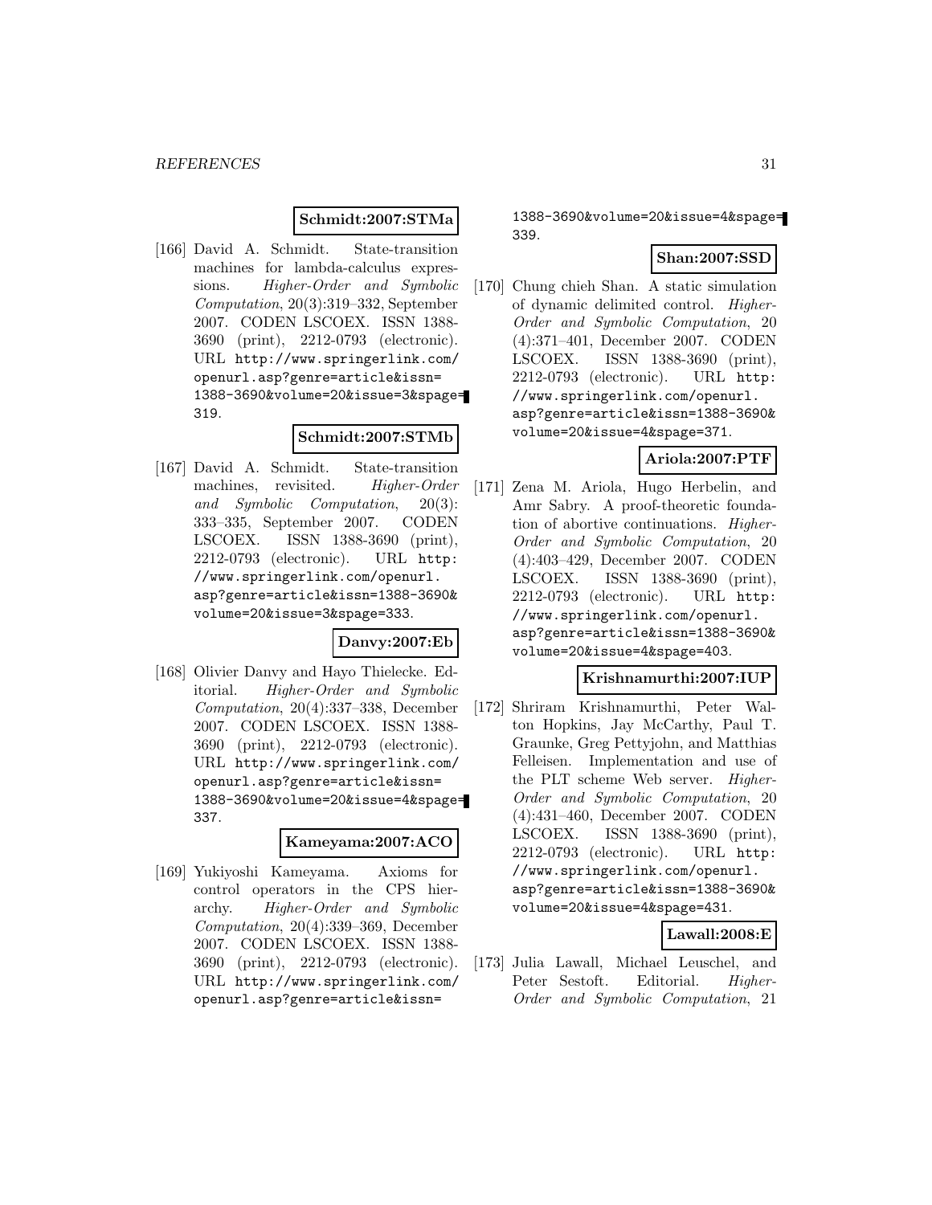**Schmidt:2007:STMa**

[166] David A. Schmidt. State-transition machines for lambda-calculus expressions. *Higher-Order and Symbolic Computation*, 20(3):319–332, September 2007. CODEN LSCOEX. ISSN 1388-3690 (print), 2212-0793 (electronic). URL http://www.springerlink.com/openurl.asp?genre=article&issn=1388-3690&volume=20&issue=3&spage=319.

**Schmidt:2007:STMb**

[167] David A. Schmidt. State-transition machines, revisited. *Higher-Order and Symbolic Computation*, 20(3):333–335, September 2007. CODEN LSCOEX. ISSN 1388-3690 (print), 2212-0793 (electronic). URL http://www.springerlink.com/openurl.asp?genre=article&issn=1388-3690&volume=20&issue=3&spage=333.

**Danvy:2007:Eb**

[168] Olivier Danvy and Hayo Thielecke. Editorial. *Higher-Order and Symbolic Computation*, 20(4):337–338, December 2007. CODEN LSCOEX. ISSN 1388-3690 (print), 2212-0793 (electronic). URL http://www.springerlink.com/openurl.asp?genre=article&issn=1388-3690&volume=20&issue=4&spage=337.

**Kameyama:2007:ACO**

[169] Yukiyoshi Kameyama. Axioms for control operators in the CPS hierarchy. *Higher-Order and Symbolic Computation*, 20(4):339–369, December 2007. CODEN LSCOEX. ISSN 1388-3690 (print), 2212-0793 (electronic). URL http://www.springerlink.com/openurl.asp?genre=article&issn=1388-3690&volume=20&issue=4&spage=339.

**Shan:2007:SSD**

[170] Chung chieh Shan. A static simulation of dynamic delimited control. *Higher-Order and Symbolic Computation*, 20(4):371–401, December 2007. CODEN LSCOEX. ISSN 1388-3690 (print), 2212-0793 (electronic). URL http://www.springerlink.com/openurl.asp?genre=article&issn=1388-3690&volume=20&issue=4&spage=371.

**Ariola:2007:PTF**

[171] Zena M. Ariola, Hugo Herbelin, and Amr Sabry. A proof-theoretic foundation of abortive continuations. *Higher-Order and Symbolic Computation*, 20(4):403–429, December 2007. CODEN LSCOEX. ISSN 1388-3690 (print), 2212-0793 (electronic). URL http://www.springerlink.com/openurl.asp?genre=article&issn=1388-3690&volume=20&issue=4&spage=403.

**Krishnamurthi:2007:IUP**

[172] Shriram Krishnamurthi, Peter Walton Hopkins, Jay McCarthy, Paul T. Graunke, Greg Pettyjohn, and Matthias Felleisen. Implementation and use of the PLT scheme Web server. *Higher-Order and Symbolic Computation*, 20(4):431–460, December 2007. CODEN LSCOEX. ISSN 1388-3690 (print), 2212-0793 (electronic). URL http://www.springerlink.com/openurl.asp?genre=article&issn=1388-3690&volume=20&issue=4&spage=431.

**Lawall:2008:E**

[173] Julia Lawall, Michael Leuschel, and Peter Sestoft. Editorial. *Higher-Order and Symbolic Computation*, 21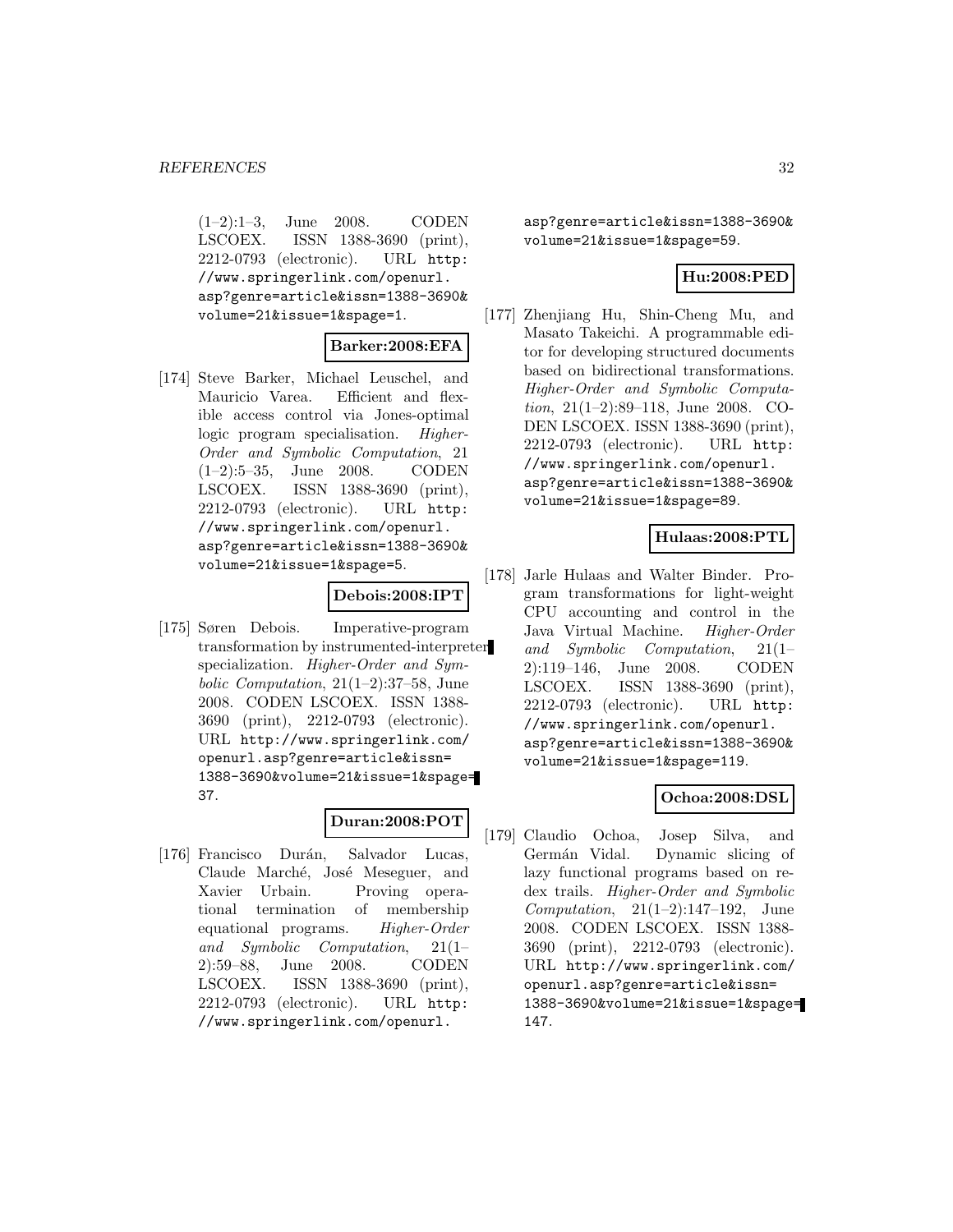(1–2):1–3, June 2008. CODEN LSCOEX. ISSN 1388-3690 (print), 2212-0793 (electronic). URL http://www.springerlink.com/openurl.asp?genre=article&issn=1388-3690&volume=21&issue=1&spage=1.

**Barker:2008:EFA**

[174] Steve Barker, Michael Leuschel, and Mauricio Varea. Efficient and flexible access control via Jones-optimal logic program specialisation. *Higher-Order and Symbolic Computation*, 21 (1–2):5–35, June 2008. CODEN LSCOEX. ISSN 1388-3690 (print), 2212-0793 (electronic). URL http://www.springerlink.com/openurl.asp?genre=article&issn=1388-3690&volume=21&issue=1&spage=5.

**Debois:2008:IPT**

[175] Søren Debois. Imperative-program transformation by instrumented-interpreter specialization. *Higher-Order and Symbolic Computation*, 21(1–2):37–58, June 2008. CODEN LSCOEX. ISSN 1388-3690 (print), 2212-0793 (electronic). URL http://www.springerlink.com/openurl.asp?genre=article&issn=1388-3690&volume=21&issue=1&spage=37.

**Duran:2008:POT**

[176] Francisco Durán, Salvador Lucas, Claude Marché, José Meseguer, and Xavier Urbain. Proving operational termination of membership equational programs. *Higher-Order and Symbolic Computation*, 21(1–2):59–88, June 2008. CODEN LSCOEX. ISSN 1388-3690 (print), 2212-0793 (electronic). URL http://www.springerlink.com/openurl.asp?genre=article&issn=1388-3690&volume=21&issue=1&spage=59.

**Hu:2008:PED**

[177] Zhenjiang Hu, Shin-Cheng Mu, and Masato Takeichi. A programmable editor for developing structured documents based on bidirectional transformations. *Higher-Order and Symbolic Computation*, 21(1–2):89–118, June 2008. CODEN LSCOEX. ISSN 1388-3690 (print), 2212-0793 (electronic). URL http://www.springerlink.com/openurl.asp?genre=article&issn=1388-3690&volume=21&issue=1&spage=89.

**Hulaas:2008:PTL**

[178] Jarle Hulaas and Walter Binder. Program transformations for light-weight CPU accounting and control in the Java Virtual Machine. *Higher-Order and Symbolic Computation*, 21(1–2):119–146, June 2008. CODEN LSCOEX. ISSN 1388-3690 (print), 2212-0793 (electronic). URL http://www.springerlink.com/openurl.asp?genre=article&issn=1388-3690&volume=21&issue=1&spage=119.

**Ochoa:2008:DSL**

[179] Claudio Ochoa, Josep Silva, and Germán Vidal. Dynamic slicing of lazy functional programs based on redex trails. *Higher-Order and Symbolic Computation*, 21(1–2):147–192, June 2008. CODEN LSCOEX. ISSN 1388-3690 (print), 2212-0793 (electronic). URL http://www.springerlink.com/openurl.asp?genre=article&issn=1388-3690&volume=21&issue=1&spage=147.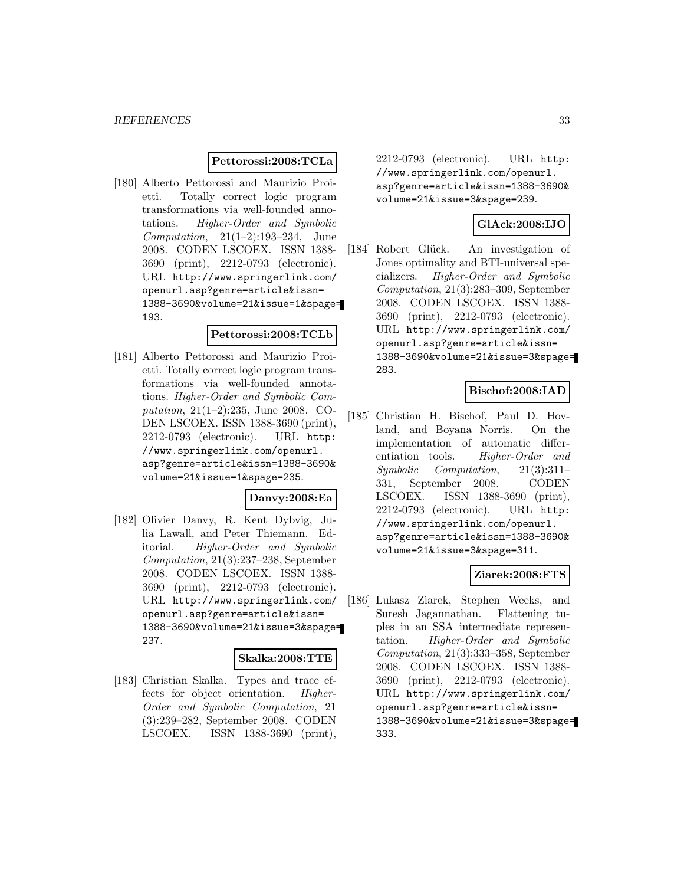**Pettorossi:2008:TCLa**

[180] Alberto Pettorossi and Maurizio Proietti. Totally correct logic program transformations via well-founded annotations. *Higher-Order and Symbolic Computation*, 21(1–2):193–234, June 2008. CODEN LSCOEX. ISSN 1388-3690 (print), 2212-0793 (electronic). URL http://www.springerlink.com/openurl.asp?genre=article&issn=1388-3690&volume=21&issue=1&spage=193.

**Pettorossi:2008:TCLb**

[181] Alberto Pettorossi and Maurizio Proietti. Totally correct logic program transformations via well-founded annotations. *Higher-Order and Symbolic Computation*, 21(1–2):235, June 2008. CODEN LSCOEX. ISSN 1388-3690 (print), 2212-0793 (electronic). URL http://www.springerlink.com/openurl.asp?genre=article&issn=1388-3690&volume=21&issue=1&spage=235.

**Danvy:2008:Ea**

[182] Olivier Danvy, R. Kent Dybvig, Julia Lawall, and Peter Thiemann. Editorial. *Higher-Order and Symbolic Computation*, 21(3):237–238, September 2008. CODEN LSCOEX. ISSN 1388-3690 (print), 2212-0793 (electronic). URL http://www.springerlink.com/openurl.asp?genre=article&issn=1388-3690&volume=21&issue=3&spage=237.

**Skalka:2008:TTE**

[183] Christian Skalka. Types and trace effects for object orientation. *Higher-Order and Symbolic Computation*, 21(3):239–282, September 2008. CODEN LSCOEX. ISSN 1388-3690 (print), 2212-0793 (electronic). URL http://www.springerlink.com/openurl.asp?genre=article&issn=1388-3690&volume=21&issue=3&spage=239.

**GlAck:2008:IJO**

[184] Robert Glück. An investigation of Jones optimality and BTI-universal specializers. *Higher-Order and Symbolic Computation*, 21(3):283–309, September 2008. CODEN LSCOEX. ISSN 1388-3690 (print), 2212-0793 (electronic). URL http://www.springerlink.com/openurl.asp?genre=article&issn=1388-3690&volume=21&issue=3&spage=283.

**Bischof:2008:IAD**

[185] Christian H. Bischof, Paul D. Hovland, and Boyana Norris. On the implementation of automatic differentiation tools. *Higher-Order and Symbolic Computation*, 21(3):311–331, September 2008. CODEN LSCOEX. ISSN 1388-3690 (print), 2212-0793 (electronic). URL http://www.springerlink.com/openurl.asp?genre=article&issn=1388-3690&volume=21&issue=3&spage=311.

**Ziarek:2008:FTS**

[186] Lukasz Ziarek, Stephen Weeks, and Suresh Jagannathan. Flattening tuples in an SSA intermediate representation. *Higher-Order and Symbolic Computation*, 21(3):333–358, September 2008. CODEN LSCOEX. ISSN 1388-3690 (print), 2212-0793 (electronic). URL http://www.springerlink.com/openurl.asp?genre=article&issn=1388-3690&volume=21&issue=3&spage=333.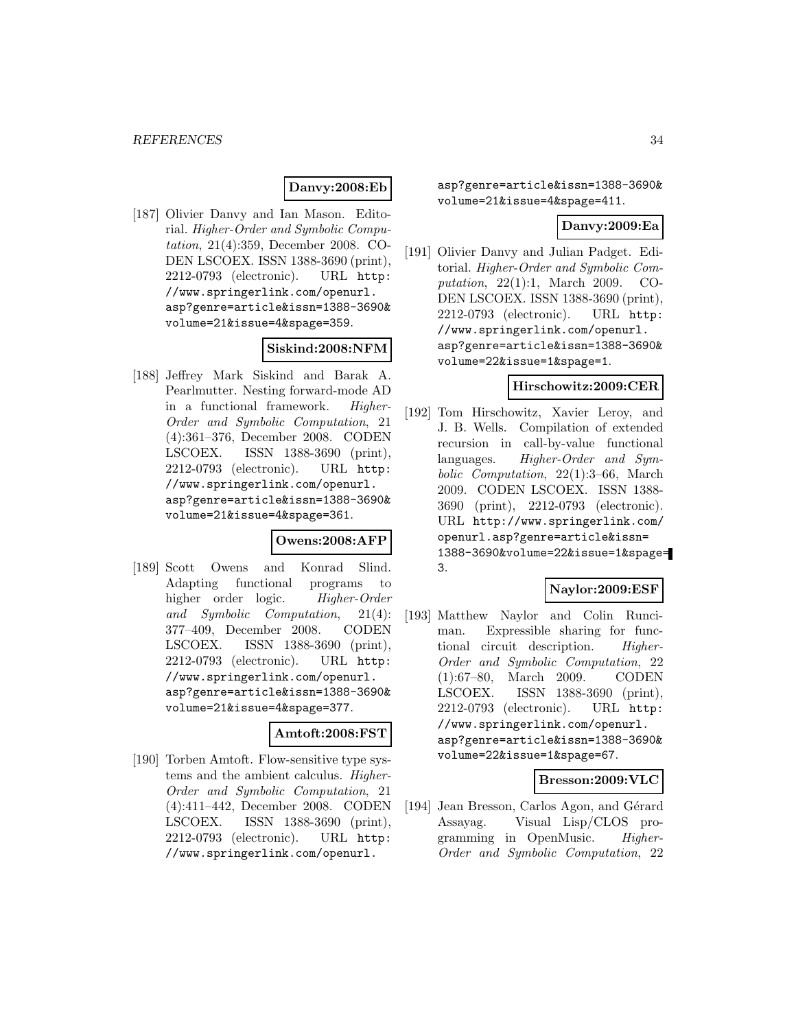**Danvy:2008:Eb**

[187] Olivier Danvy and Ian Mason. Editorial. *Higher-Order and Symbolic Computation*, 21(4):359, December 2008. CODEN LSCOEX. ISSN 1388-3690 (print), 2212-0793 (electronic). URL `http://www.springerlink.com/openurl.asp?genre=article&issn=1388-3690&volume=21&issue=4&spage=359`.

**Siskind:2008:NFM**

[188] Jeffrey Mark Siskind and Barak A. Pearlmutter. Nesting forward-mode AD in a functional framework. *Higher-Order and Symbolic Computation*, 21 (4):361–376, December 2008. CODEN LSCOEX. ISSN 1388-3690 (print), 2212-0793 (electronic). URL `http://www.springerlink.com/openurl.asp?genre=article&issn=1388-3690&volume=21&issue=4&spage=361`.

**Owens:2008:AFP**

[189] Scott Owens and Konrad Slind. Adapting functional programs to higher order logic. *Higher-Order and Symbolic Computation*, 21(4): 377–409, December 2008. CODEN LSCOEX. ISSN 1388-3690 (print), 2212-0793 (electronic). URL `http://www.springerlink.com/openurl.asp?genre=article&issn=1388-3690&volume=21&issue=4&spage=377`.

**Amtoft:2008:FST**

[190] Torben Amtoft. Flow-sensitive type systems and the ambient calculus. *Higher-Order and Symbolic Computation*, 21 (4):411–442, December 2008. CODEN LSCOEX. ISSN 1388-3690 (print), 2212-0793 (electronic). URL `http://www.springerlink.com/openurl.asp?genre=article&issn=1388-3690&volume=21&issue=4&spage=411`.

**Danvy:2009:Ea**

[191] Olivier Danvy and Julian Padget. Editorial. *Higher-Order and Symbolic Computation*, 22(1):1, March 2009. CODEN LSCOEX. ISSN 1388-3690 (print), 2212-0793 (electronic). URL `http://www.springerlink.com/openurl.asp?genre=article&issn=1388-3690&volume=22&issue=1&spage=1`.

**Hirschowitz:2009:CER**

[192] Tom Hirschowitz, Xavier Leroy, and J. B. Wells. Compilation of extended recursion in call-by-value functional languages. *Higher-Order and Symbolic Computation*, 22(1):3–66, March 2009. CODEN LSCOEX. ISSN 1388-3690 (print), 2212-0793 (electronic). URL `http://www.springerlink.com/openurl.asp?genre=article&issn=1388-3690&volume=22&issue=1&spage=3`.

**Naylor:2009:ESF**

[193] Matthew Naylor and Colin Runciman. Expressible sharing for functional circuit description. *Higher-Order and Symbolic Computation*, 22 (1):67–80, March 2009. CODEN LSCOEX. ISSN 1388-3690 (print), 2212-0793 (electronic). URL `http://www.springerlink.com/openurl.asp?genre=article&issn=1388-3690&volume=22&issue=1&spage=67`.

**Bresson:2009:VLC**

[194] Jean Bresson, Carlos Agon, and Gérard Assayag. Visual Lisp/CLOS programming in OpenMusic. *Higher-Order and Symbolic Computation*, 22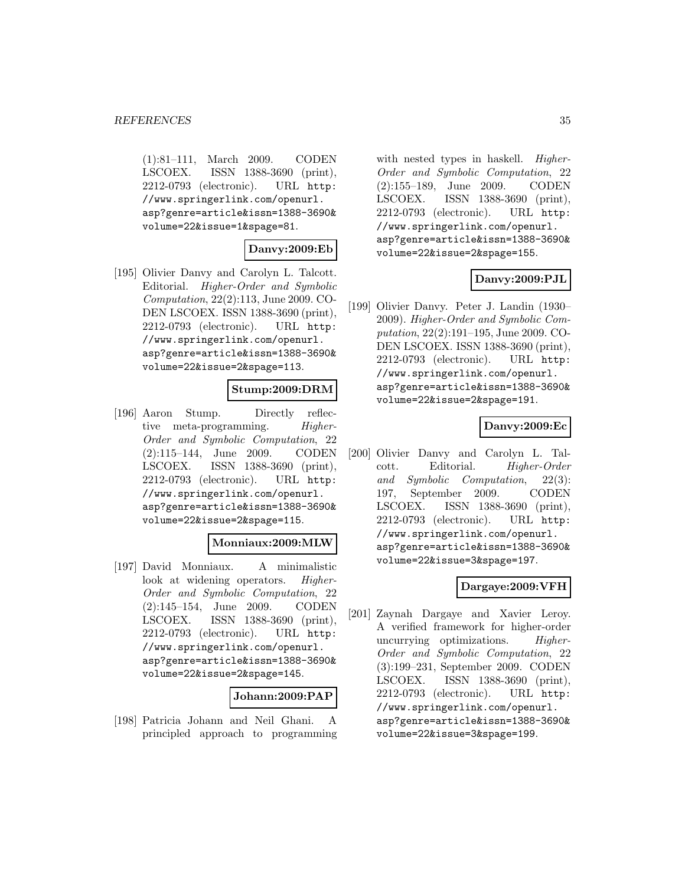(1):81–111, March 2009. CODEN LSCOEX. ISSN 1388-3690 (print), 2212-0793 (electronic). URL http://www.springerlink.com/openurl.asp?genre=article&issn=1388-3690&volume=22&issue=1&spage=81.

**Danvy:2009:Eb**

[195] Olivier Danvy and Carolyn L. Talcott. Editorial. *Higher-Order and Symbolic Computation*, 22(2):113, June 2009. CODEN LSCOEX. ISSN 1388-3690 (print), 2212-0793 (electronic). URL http://www.springerlink.com/openurl.asp?genre=article&issn=1388-3690&volume=22&issue=2&spage=113.

**Stump:2009:DRM**

[196] Aaron Stump. Directly reflective meta-programming. *Higher-Order and Symbolic Computation*, 22 (2):115–144, June 2009. CODEN LSCOEX. ISSN 1388-3690 (print), 2212-0793 (electronic). URL http://www.springerlink.com/openurl.asp?genre=article&issn=1388-3690&volume=22&issue=2&spage=115.

**Monniaux:2009:MLW**

[197] David Monniaux. A minimalistic look at widening operators. *Higher-Order and Symbolic Computation*, 22 (2):145–154, June 2009. CODEN LSCOEX. ISSN 1388-3690 (print), 2212-0793 (electronic). URL http://www.springerlink.com/openurl.asp?genre=article&issn=1388-3690&volume=22&issue=2&spage=145.

**Johann:2009:PAP**

[198] Patricia Johann and Neil Ghani. A principled approach to programming with nested types in haskell. *Higher-Order and Symbolic Computation*, 22 (2):155–189, June 2009. CODEN LSCOEX. ISSN 1388-3690 (print), 2212-0793 (electronic). URL http://www.springerlink.com/openurl.asp?genre=article&issn=1388-3690&volume=22&issue=2&spage=155.

**Danvy:2009:PJL**

[199] Olivier Danvy. Peter J. Landin (1930–2009). *Higher-Order and Symbolic Computation*, 22(2):191–195, June 2009. CODEN LSCOEX. ISSN 1388-3690 (print), 2212-0793 (electronic). URL http://www.springerlink.com/openurl.asp?genre=article&issn=1388-3690&volume=22&issue=2&spage=191.

**Danvy:2009:Ec**

[200] Olivier Danvy and Carolyn L. Talcott. Editorial. *Higher-Order and Symbolic Computation*, 22(3): 197, September 2009. CODEN LSCOEX. ISSN 1388-3690 (print), 2212-0793 (electronic). URL http://www.springerlink.com/openurl.asp?genre=article&issn=1388-3690&volume=22&issue=3&spage=197.

**Dargaye:2009:VFH**

[201] Zaynah Dargaye and Xavier Leroy. A verified framework for higher-order uncurrying optimizations. *Higher-Order and Symbolic Computation*, 22 (3):199–231, September 2009. CODEN LSCOEX. ISSN 1388-3690 (print), 2212-0793 (electronic). URL http://www.springerlink.com/openurl.asp?genre=article&issn=1388-3690&volume=22&issue=3&spage=199.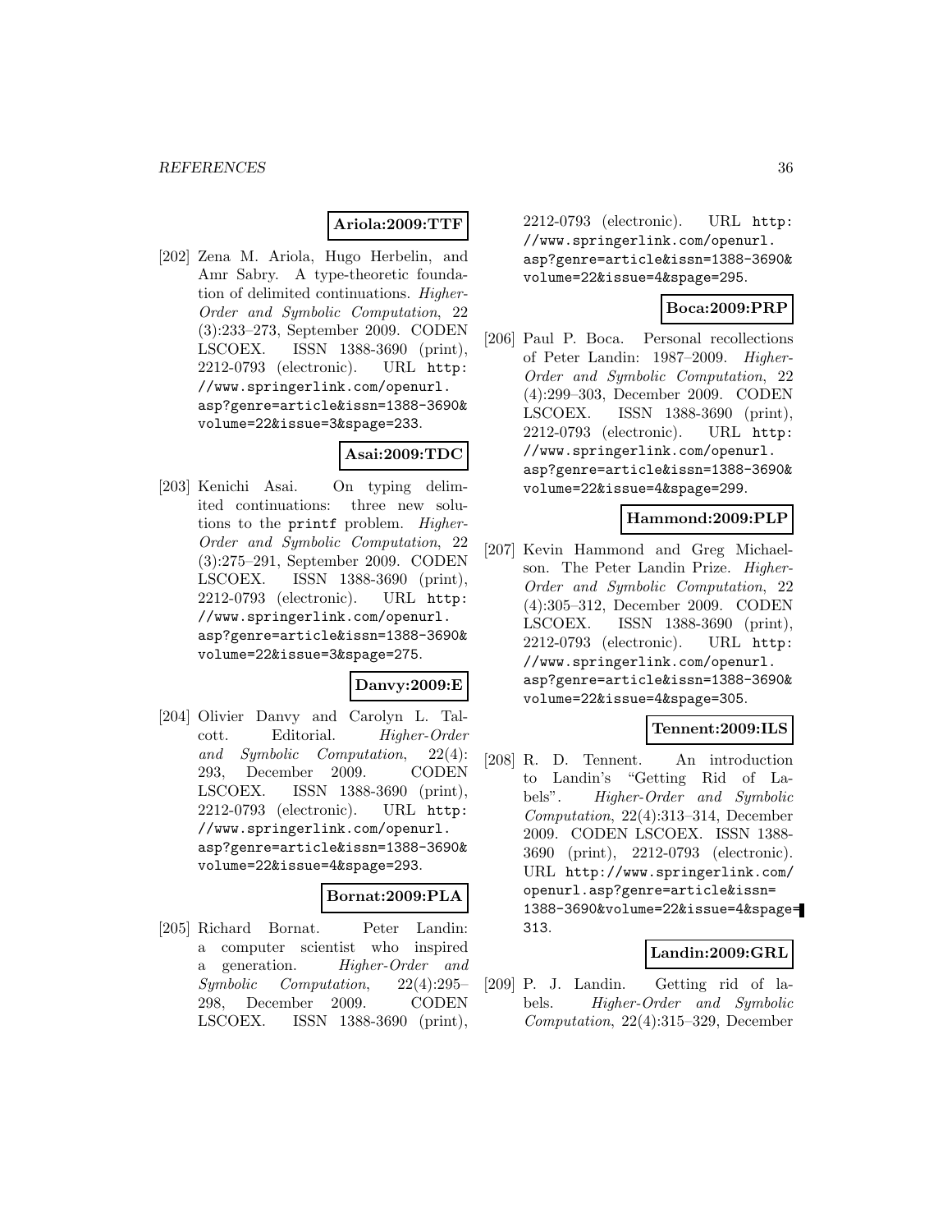**Ariola:2009:TTF**

[202] Zena M. Ariola, Hugo Herbelin, and Amr Sabry. A type-theoretic foundation of delimited continuations. *Higher-Order and Symbolic Computation*, 22 (3):233–273, September 2009. CODEN LSCOEX. ISSN 1388-3690 (print), 2212-0793 (electronic). URL http://www.springerlink.com/openurl.asp?genre=article&issn=1388-3690&volume=22&issue=3&spage=233.

**Asai:2009:TDC**

[203] Kenichi Asai. On typing delimited continuations: three new solutions to the printf problem. *Higher-Order and Symbolic Computation*, 22 (3):275–291, September 2009. CODEN LSCOEX. ISSN 1388-3690 (print), 2212-0793 (electronic). URL http://www.springerlink.com/openurl.asp?genre=article&issn=1388-3690&volume=22&issue=3&spage=275.

**Danvy:2009:E**

[204] Olivier Danvy and Carolyn L. Talcott. Editorial. *Higher-Order and Symbolic Computation*, 22(4): 293, December 2009. CODEN LSCOEX. ISSN 1388-3690 (print), 2212-0793 (electronic). URL http://www.springerlink.com/openurl.asp?genre=article&issn=1388-3690&volume=22&issue=4&spage=293.

**Bornat:2009:PLA**

[205] Richard Bornat. Peter Landin: a computer scientist who inspired a generation. *Higher-Order and Symbolic Computation*, 22(4):295–298, December 2009. CODEN LSCOEX. ISSN 1388-3690 (print), 2212-0793 (electronic). URL http://www.springerlink.com/openurl.asp?genre=article&issn=1388-3690&volume=22&issue=4&spage=295.

**Boca:2009:PRP**

[206] Paul P. Boca. Personal recollections of Peter Landin: 1987–2009. *Higher-Order and Symbolic Computation*, 22 (4):299–303, December 2009. CODEN LSCOEX. ISSN 1388-3690 (print), 2212-0793 (electronic). URL http://www.springerlink.com/openurl.asp?genre=article&issn=1388-3690&volume=22&issue=4&spage=299.

**Hammond:2009:PLP**

[207] Kevin Hammond and Greg Michaelson. The Peter Landin Prize. *Higher-Order and Symbolic Computation*, 22 (4):305–312, December 2009. CODEN LSCOEX. ISSN 1388-3690 (print), 2212-0793 (electronic). URL http://www.springerlink.com/openurl.asp?genre=article&issn=1388-3690&volume=22&issue=4&spage=305.

**Tennent:2009:ILS**

[208] R. D. Tennent. An introduction to Landin's "Getting Rid of Labels". *Higher-Order and Symbolic Computation*, 22(4):313–314, December 2009. CODEN LSCOEX. ISSN 1388-3690 (print), 2212-0793 (electronic). URL http://www.springerlink.com/openurl.asp?genre=article&issn=1388-3690&volume=22&issue=4&spage=313.

**Landin:2009:GRL**

[209] P. J. Landin. Getting rid of labels. *Higher-Order and Symbolic Computation*, 22(4):315–329, December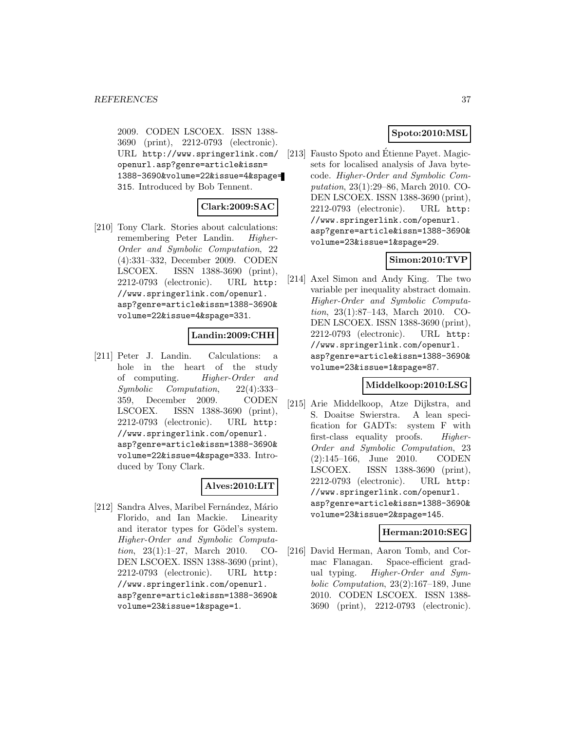2009. CODEN LSCOEX. ISSN 1388-3690 (print), 2212-0793 (electronic). URL http://www.springerlink.com/openurl.asp?genre=article&issn=1388-3690&volume=22&issue=4&spage=315. Introduced by Bob Tennent.

**Clark:2009:SAC**

[210] Tony Clark. Stories about calculations: remembering Peter Landin. *Higher-Order and Symbolic Computation*, 22 (4):331–332, December 2009. CODEN LSCOEX. ISSN 1388-3690 (print), 2212-0793 (electronic). URL http://www.springerlink.com/openurl.asp?genre=article&issn=1388-3690&volume=22&issue=4&spage=331.

**Landin:2009:CHH**

[211] Peter J. Landin. Calculations: a hole in the heart of the study of computing. *Higher-Order and Symbolic Computation*, 22(4):333–359, December 2009. CODEN LSCOEX. ISSN 1388-3690 (print), 2212-0793 (electronic). URL http://www.springerlink.com/openurl.asp?genre=article&issn=1388-3690&volume=22&issue=4&spage=333. Introduced by Tony Clark.

**Alves:2010:LIT**

[212] Sandra Alves, Maribel Fernández, Mário Florido, and Ian Mackie. Linearity and iterator types for Gödel's system. *Higher-Order and Symbolic Computation*, 23(1):1–27, March 2010. CODEN LSCOEX. ISSN 1388-3690 (print), 2212-0793 (electronic). URL http://www.springerlink.com/openurl.asp?genre=article&issn=1388-3690&volume=23&issue=1&spage=1.

**Spoto:2010:MSL**

[213] Fausto Spoto and Étienne Payet. Magic-sets for localised analysis of Java bytecode. *Higher-Order and Symbolic Computation*, 23(1):29–86, March 2010. CODEN LSCOEX. ISSN 1388-3690 (print), 2212-0793 (electronic). URL http://www.springerlink.com/openurl.asp?genre=article&issn=1388-3690&volume=23&issue=1&spage=29.

**Simon:2010:TVP**

[214] Axel Simon and Andy King. The two variable per inequality abstract domain. *Higher-Order and Symbolic Computation*, 23(1):87–143, March 2010. CODEN LSCOEX. ISSN 1388-3690 (print), 2212-0793 (electronic). URL http://www.springerlink.com/openurl.asp?genre=article&issn=1388-3690&volume=23&issue=1&spage=87.

**Middelkoop:2010:LSG**

[215] Arie Middelkoop, Atze Dijkstra, and S. Doaitse Swierstra. A lean specification for GADTs: system F with first-class equality proofs. *Higher-Order and Symbolic Computation*, 23 (2):145–166, June 2010. CODEN LSCOEX. ISSN 1388-3690 (print), 2212-0793 (electronic). URL http://www.springerlink.com/openurl.asp?genre=article&issn=1388-3690&volume=23&issue=2&spage=145.

**Herman:2010:SEG**

[216] David Herman, Aaron Tomb, and Cormac Flanagan. Space-efficient gradual typing. *Higher-Order and Symbolic Computation*, 23(2):167–189, June 2010. CODEN LSCOEX. ISSN 1388-3690 (print), 2212-0793 (electronic).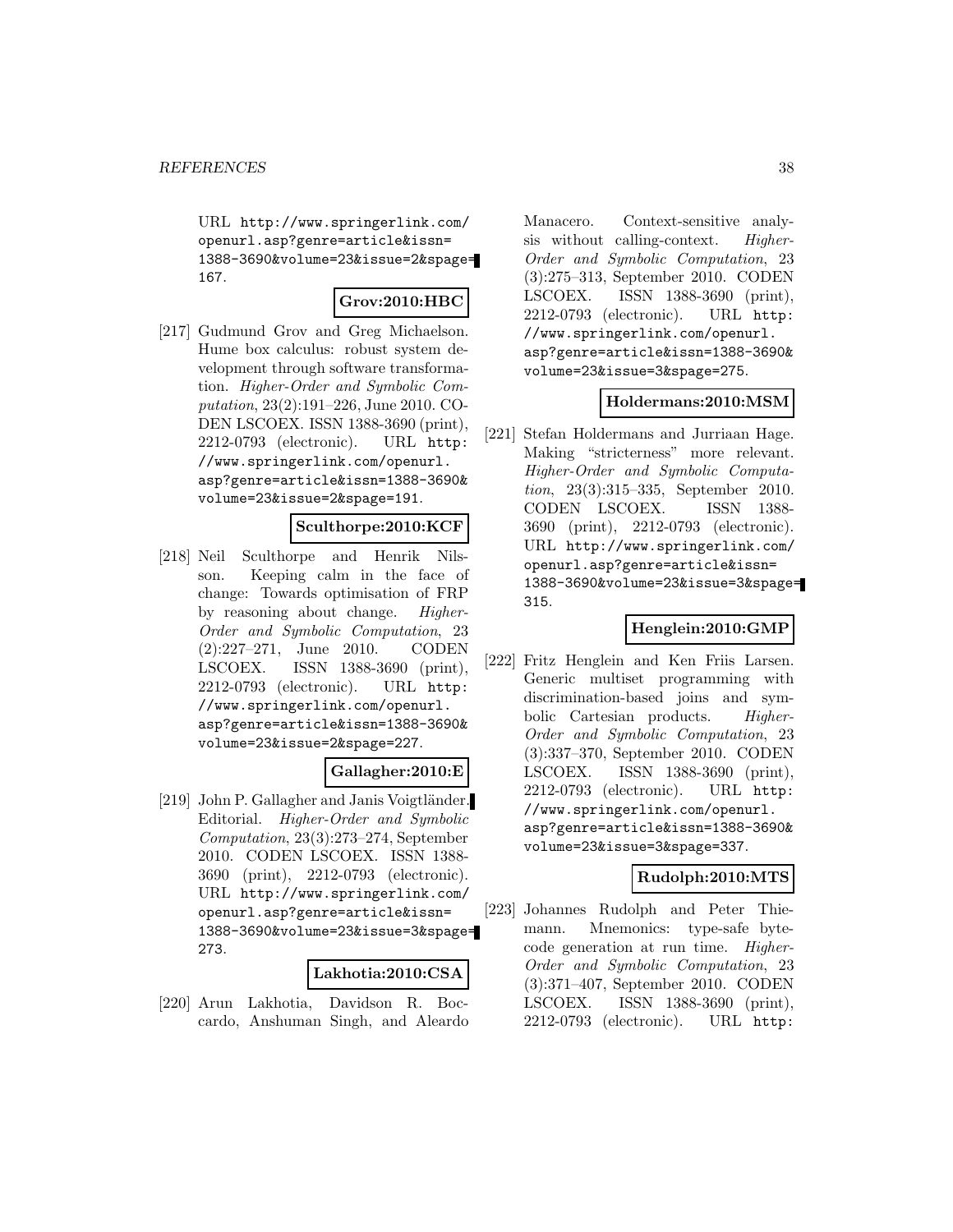URL http://www.springerlink.com/openurl.asp?genre=article&issn=1388-3690&volume=23&issue=2&spage=167.

**Grov:2010:HBC**

[217] Gudmund Grov and Greg Michaelson. Hume box calculus: robust system development through software transformation. *Higher-Order and Symbolic Computation*, 23(2):191–226, June 2010. CODEN LSCOEX. ISSN 1388-3690 (print), 2212-0793 (electronic). URL http://www.springerlink.com/openurl.asp?genre=article&issn=1388-3690&volume=23&issue=2&spage=191.

**Sculthorpe:2010:KCF**

[218] Neil Sculthorpe and Henrik Nilsson. Keeping calm in the face of change: Towards optimisation of FRP by reasoning about change. *Higher-Order and Symbolic Computation*, 23(2):227–271, June 2010. CODEN LSCOEX. ISSN 1388-3690 (print), 2212-0793 (electronic). URL http://www.springerlink.com/openurl.asp?genre=article&issn=1388-3690&volume=23&issue=2&spage=227.

**Gallagher:2010:E**

[219] John P. Gallagher and Janis Voigtländer. Editorial. *Higher-Order and Symbolic Computation*, 23(3):273–274, September 2010. CODEN LSCOEX. ISSN 1388-3690 (print), 2212-0793 (electronic). URL http://www.springerlink.com/openurl.asp?genre=article&issn=1388-3690&volume=23&issue=3&spage=273.

**Lakhotia:2010:CSA**

[220] Arun Lakhotia, Davidson R. Boccardo, Anshuman Singh, and Aleardo Manacero. Context-sensitive analysis without calling-context. *Higher-Order and Symbolic Computation*, 23(3):275–313, September 2010. CODEN LSCOEX. ISSN 1388-3690 (print), 2212-0793 (electronic). URL http://www.springerlink.com/openurl.asp?genre=article&issn=1388-3690&volume=23&issue=3&spage=275.

**Holdermans:2010:MSM**

[221] Stefan Holdermans and Jurriaan Hage. Making "stricterness" more relevant. *Higher-Order and Symbolic Computation*, 23(3):315–335, September 2010. CODEN LSCOEX. ISSN 1388-3690 (print), 2212-0793 (electronic). URL http://www.springerlink.com/openurl.asp?genre=article&issn=1388-3690&volume=23&issue=3&spage=315.

**Henglein:2010:GMP**

[222] Fritz Henglein and Ken Friis Larsen. Generic multiset programming with discrimination-based joins and symbolic Cartesian products. *Higher-Order and Symbolic Computation*, 23(3):337–370, September 2010. CODEN LSCOEX. ISSN 1388-3690 (print), 2212-0793 (electronic). URL http://www.springerlink.com/openurl.asp?genre=article&issn=1388-3690&volume=23&issue=3&spage=337.

**Rudolph:2010:MTS**

[223] Johannes Rudolph and Peter Thiemann. Mnemonics: type-safe bytecode generation at run time. *Higher-Order and Symbolic Computation*, 23(3):371–407, September 2010. CODEN LSCOEX. ISSN 1388-3690 (print), 2212-0793 (electronic). URL http: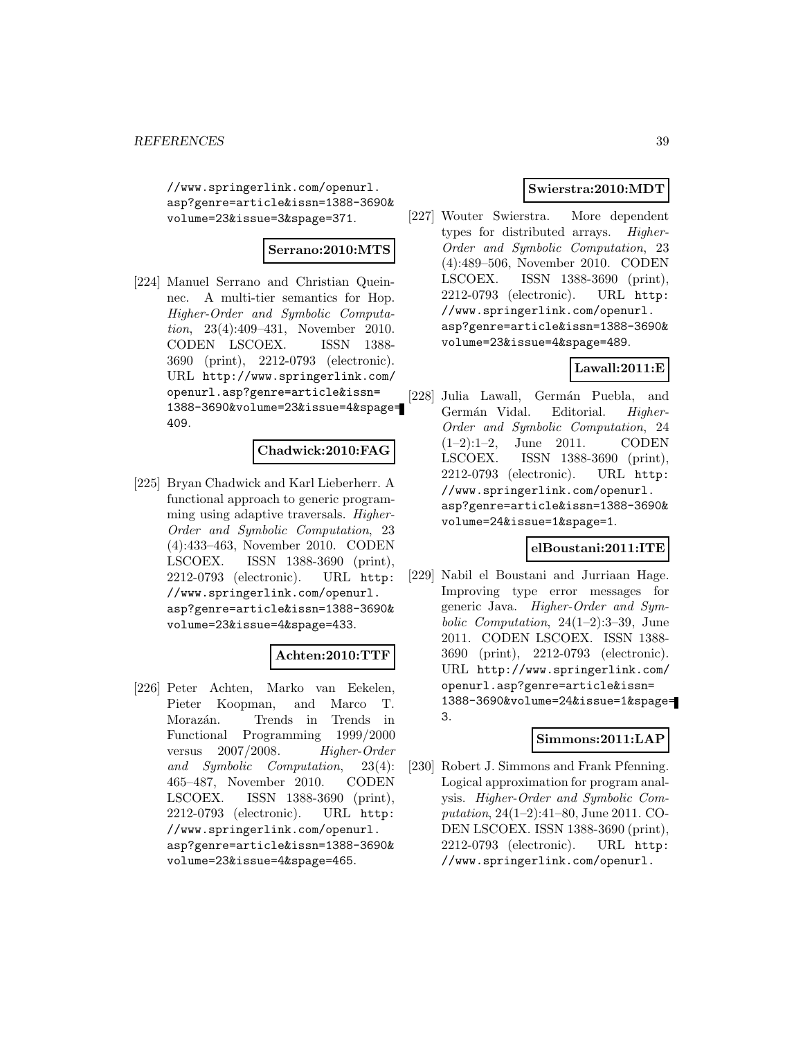//www.springerlink.com/openurl.asp?genre=article&issn=1388-3690&volume=23&issue=3&spage=371.

**Serrano:2010:MTS**

[224] Manuel Serrano and Christian Queinnec. A multi-tier semantics for Hop. *Higher-Order and Symbolic Computation*, 23(4):409–431, November 2010. CODEN LSCOEX. ISSN 1388-3690 (print), 2212-0793 (electronic). URL http://www.springerlink.com/openurl.asp?genre=article&issn=1388-3690&volume=23&issue=4&spage=409.

**Chadwick:2010:FAG**

[225] Bryan Chadwick and Karl Lieberherr. A functional approach to generic programming using adaptive traversals. *Higher-Order and Symbolic Computation*, 23 (4):433–463, November 2010. CODEN LSCOEX. ISSN 1388-3690 (print), 2212-0793 (electronic). URL http://www.springerlink.com/openurl.asp?genre=article&issn=1388-3690&volume=23&issue=4&spage=433.

**Achten:2010:TTF**

[226] Peter Achten, Marko van Eekelen, Pieter Koopman, and Marco T. Morazán. Trends in Trends in Functional Programming 1999/2000 versus 2007/2008. *Higher-Order and Symbolic Computation*, 23(4): 465–487, November 2010. CODEN LSCOEX. ISSN 1388-3690 (print), 2212-0793 (electronic). URL http://www.springerlink.com/openurl.asp?genre=article&issn=1388-3690&volume=23&issue=4&spage=465.

**Swierstra:2010:MDT**

[227] Wouter Swierstra. More dependent types for distributed arrays. *Higher-Order and Symbolic Computation*, 23 (4):489–506, November 2010. CODEN LSCOEX. ISSN 1388-3690 (print), 2212-0793 (electronic). URL http://www.springerlink.com/openurl.asp?genre=article&issn=1388-3690&volume=23&issue=4&spage=489.

**Lawall:2011:E**

[228] Julia Lawall, Germán Puebla, and Germán Vidal. Editorial. *Higher-Order and Symbolic Computation*, 24 (1–2):1–2, June 2011. CODEN LSCOEX. ISSN 1388-3690 (print), 2212-0793 (electronic). URL http://www.springerlink.com/openurl.asp?genre=article&issn=1388-3690&volume=24&issue=1&spage=1.

**elBoustani:2011:ITE**

[229] Nabil el Boustani and Jurriaan Hage. Improving type error messages for generic Java. *Higher-Order and Symbolic Computation*, 24(1–2):3–39, June 2011. CODEN LSCOEX. ISSN 1388-3690 (print), 2212-0793 (electronic). URL http://www.springerlink.com/openurl.asp?genre=article&issn=1388-3690&volume=24&issue=1&spage=3.

**Simmons:2011:LAP**

[230] Robert J. Simmons and Frank Pfenning. Logical approximation for program analysis. *Higher-Order and Symbolic Computation*, 24(1–2):41–80, June 2011. CODEN LSCOEX. ISSN 1388-3690 (print), 2212-0793 (electronic). URL http://www.springerlink.com/openurl.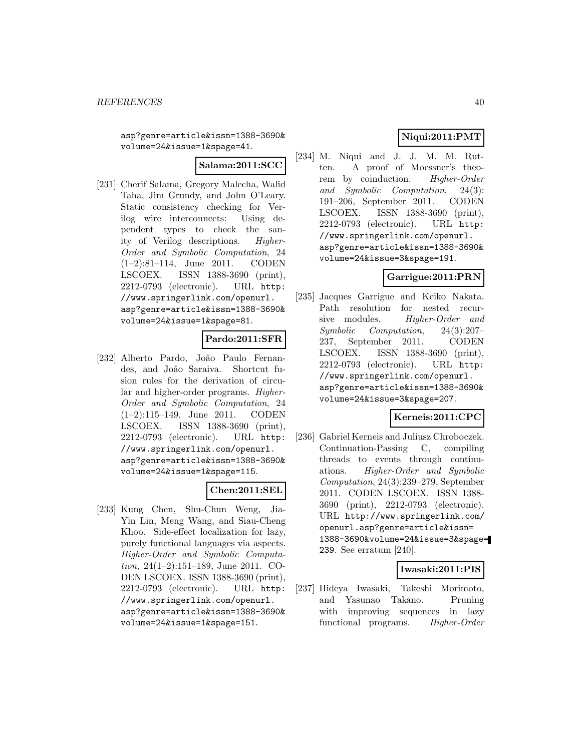asp?genre=article&issn=1388-3690&volume=24&issue=1&spage=41.

**Salama:2011:SCC**

[231] Cherif Salama, Gregory Malecha, Walid Taha, Jim Grundy, and John O'Leary. Static consistency checking for Verilog wire interconnects: Using dependent types to check the sanity of Verilog descriptions. *Higher-Order and Symbolic Computation*, 24 (1–2):81–114, June 2011. CODEN LSCOEX. ISSN 1388-3690 (print), 2212-0793 (electronic). URL http://www.springerlink.com/openurl.asp?genre=article&issn=1388-3690&volume=24&issue=1&spage=81.

**Pardo:2011:SFR**

[232] Alberto Pardo, João Paulo Fernandes, and João Saraiva. Shortcut fusion rules for the derivation of circular and higher-order programs. *Higher-Order and Symbolic Computation*, 24 (1–2):115–149, June 2011. CODEN LSCOEX. ISSN 1388-3690 (print), 2212-0793 (electronic). URL http://www.springerlink.com/openurl.asp?genre=article&issn=1388-3690&volume=24&issue=1&spage=115.

**Chen:2011:SEL**

[233] Kung Chen, Shu-Chun Weng, Jia-Yin Lin, Meng Wang, and Siau-Cheng Khoo. Side-effect localization for lazy, purely functional languages via aspects. *Higher-Order and Symbolic Computation*, 24(1–2):151–189, June 2011. CODEN LSCOEX. ISSN 1388-3690 (print), 2212-0793 (electronic). URL http://www.springerlink.com/openurl.asp?genre=article&issn=1388-3690&volume=24&issue=1&spage=151.

**Niqui:2011:PMT**

[234] M. Niqui and J. J. M. M. Rutten. A proof of Moessner's theorem by coinduction. *Higher-Order and Symbolic Computation*, 24(3): 191–206, September 2011. CODEN LSCOEX. ISSN 1388-3690 (print), 2212-0793 (electronic). URL http://www.springerlink.com/openurl.asp?genre=article&issn=1388-3690&volume=24&issue=3&spage=191.

**Garrigue:2011:PRN**

[235] Jacques Garrigue and Keiko Nakata. Path resolution for nested recursive modules. *Higher-Order and Symbolic Computation*, 24(3):207–237, September 2011. CODEN LSCOEX. ISSN 1388-3690 (print), 2212-0793 (electronic). URL http://www.springerlink.com/openurl.asp?genre=article&issn=1388-3690&volume=24&issue=3&spage=207.

**Kerneis:2011:CPC**

[236] Gabriel Kerneis and Juliusz Chroboczek. Continuation-Passing C, compiling threads to events through continuations. *Higher-Order and Symbolic Computation*, 24(3):239–279, September 2011. CODEN LSCOEX. ISSN 1388-3690 (print), 2212-0793 (electronic). URL http://www.springerlink.com/openurl.asp?genre=article&issn=1388-3690&volume=24&issue=3&spage=239. See erratum [240].

**Iwasaki:2011:PIS**

[237] Hideya Iwasaki, Takeshi Morimoto, and Yasunao Takano. Pruning with improving sequences in lazy functional programs. *Higher-Order*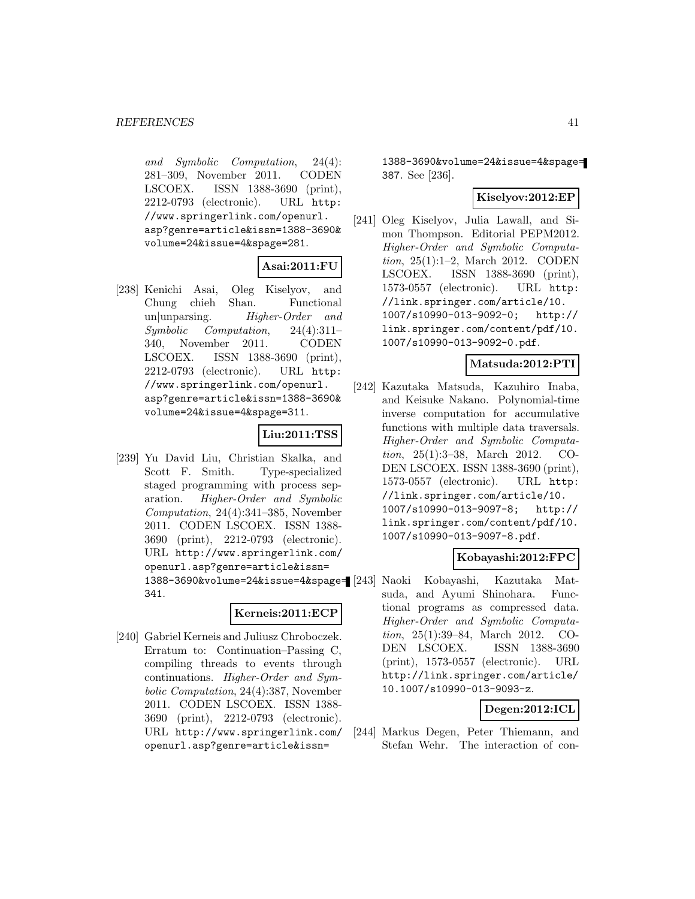*and Symbolic Computation*, 24(4): 281–309, November 2011. CODEN LSCOEX. ISSN 1388-3690 (print), 2212-0793 (electronic). URL http://www.springerlink.com/openurl.asp?genre=article&issn=1388-3690&volume=24&issue=4&spage=281.

**Asai:2011:FU**

[238] Kenichi Asai, Oleg Kiselyov, and Chung chieh Shan. Functional un|unparsing. *Higher-Order and Symbolic Computation*, 24(4):311–340, November 2011. CODEN LSCOEX. ISSN 1388-3690 (print), 2212-0793 (electronic). URL http://www.springerlink.com/openurl.asp?genre=article&issn=1388-3690&volume=24&issue=4&spage=311.

**Liu:2011:TSS**

[239] Yu David Liu, Christian Skalka, and Scott F. Smith. Type-specialized staged programming with process separation. *Higher-Order and Symbolic Computation*, 24(4):341–385, November 2011. CODEN LSCOEX. ISSN 1388-3690 (print), 2212-0793 (electronic). URL http://www.springerlink.com/openurl.asp?genre=article&issn=1388-3690&volume=24&issue=4&spage=341.

**Kerneis:2011:ECP**

[240] Gabriel Kerneis and Juliusz Chroboczek. Erratum to: Continuation–Passing C, compiling threads to events through continuations. *Higher-Order and Symbolic Computation*, 24(4):387, November 2011. CODEN LSCOEX. ISSN 1388-3690 (print), 2212-0793 (electronic). URL http://www.springerlink.com/openurl.asp?genre=article&issn=1388-3690&volume=24&issue=4&spage=387. See [236].

**Kiselyov:2012:EP**

[241] Oleg Kiselyov, Julia Lawall, and Simon Thompson. Editorial PEPM2012. *Higher-Order and Symbolic Computation*, 25(1):1–2, March 2012. CODEN LSCOEX. ISSN 1388-3690 (print), 1573-0557 (electronic). URL http://link.springer.com/article/10.1007/s10990-013-9092-0; http://link.springer.com/content/pdf/10.1007/s10990-013-9092-0.pdf.

**Matsuda:2012:PTI**

[242] Kazutaka Matsuda, Kazuhiro Inaba, and Keisuke Nakano. Polynomial-time inverse computation for accumulative functions with multiple data traversals. *Higher-Order and Symbolic Computation*, 25(1):3–38, March 2012. CODEN LSCOEX. ISSN 1388-3690 (print), 1573-0557 (electronic). URL http://link.springer.com/article/10.1007/s10990-013-9097-8; http://link.springer.com/content/pdf/10.1007/s10990-013-9097-8.pdf.

**Kobayashi:2012:FPC**

[243] Naoki Kobayashi, Kazutaka Matsuda, and Ayumi Shinohara. Functional programs as compressed data. *Higher-Order and Symbolic Computation*, 25(1):39–84, March 2012. CODEN LSCOEX. ISSN 1388-3690 (print), 1573-0557 (electronic). URL http://link.springer.com/article/10.1007/s10990-013-9093-z.

**Degen:2012:ICL**

[244] Markus Degen, Peter Thiemann, and Stefan Wehr. The interaction of con-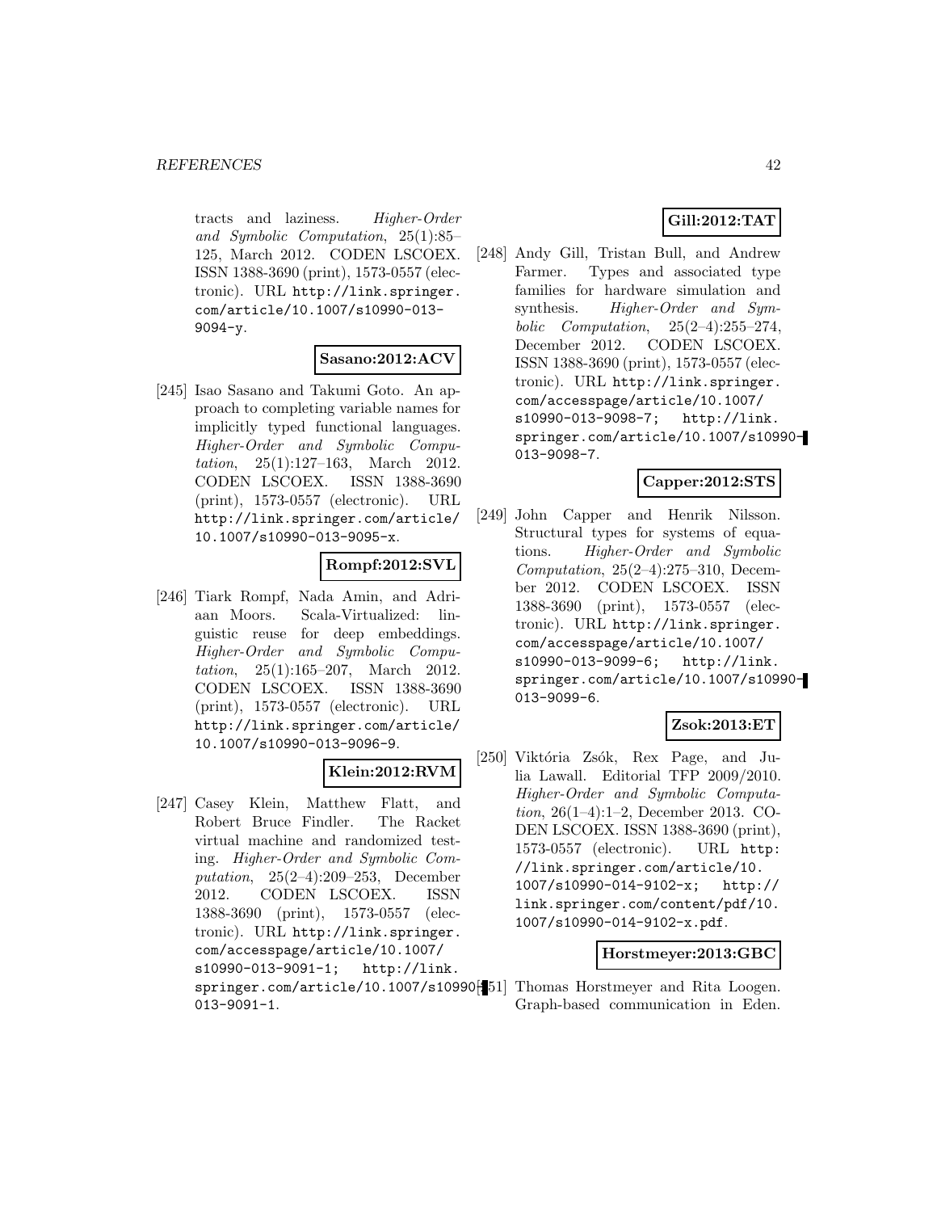tracts and laziness. *Higher-Order and Symbolic Computation*, 25(1):85–125, March 2012. CODEN LSCOEX. ISSN 1388-3690 (print), 1573-0557 (electronic). URL http://link.springer.com/article/10.1007/s10990-013-9094-y.

**Sasano:2012:ACV**

[245] Isao Sasano and Takumi Goto. An approach to completing variable names for implicitly typed functional languages. *Higher-Order and Symbolic Computation*, 25(1):127–163, March 2012. CODEN LSCOEX. ISSN 1388-3690 (print), 1573-0557 (electronic). URL http://link.springer.com/article/10.1007/s10990-013-9095-x.

**Rompf:2012:SVL**

[246] Tiark Rompf, Nada Amin, and Adriaan Moors. Scala-Virtualized: linguistic reuse for deep embeddings. *Higher-Order and Symbolic Computation*, 25(1):165–207, March 2012. CODEN LSCOEX. ISSN 1388-3690 (print), 1573-0557 (electronic). URL http://link.springer.com/article/10.1007/s10990-013-9096-9.

**Klein:2012:RVM**

[247] Casey Klein, Matthew Flatt, and Robert Bruce Findler. The Racket virtual machine and randomized testing. *Higher-Order and Symbolic Computation*, 25(2–4):209–253, December 2012. CODEN LSCOEX. ISSN 1388-3690 (print), 1573-0557 (electronic). URL http://link.springer.com/accesspage/article/10.1007/s10990-013-9091-1; http://link.springer.com/article/10.1007/s10990-013-9091-1.

**Gill:2012:TAT**

[248] Andy Gill, Tristan Bull, and Andrew Farmer. Types and associated type families for hardware simulation and synthesis. *Higher-Order and Symbolic Computation*, 25(2–4):255–274, December 2012. CODEN LSCOEX. ISSN 1388-3690 (print), 1573-0557 (electronic). URL http://link.springer.com/accesspage/article/10.1007/s10990-013-9098-7; http://link.springer.com/article/10.1007/s10990-013-9098-7.

**Capper:2012:STS**

[249] John Capper and Henrik Nilsson. Structural types for systems of equations. *Higher-Order and Symbolic Computation*, 25(2–4):275–310, December 2012. CODEN LSCOEX. ISSN 1388-3690 (print), 1573-0557 (electronic). URL http://link.springer.com/accesspage/article/10.1007/s10990-013-9099-6; http://link.springer.com/article/10.1007/s10990-013-9099-6.

**Zsok:2013:ET**

[250] Viktória Zsók, Rex Page, and Julia Lawall. Editorial TFP 2009/2010. *Higher-Order and Symbolic Computation*, 26(1–4):1–2, December 2013. CODEN LSCOEX. ISSN 1388-3690 (print), 1573-0557 (electronic). URL http://link.springer.com/article/10.1007/s10990-014-9102-x; http://link.springer.com/content/pdf/10.1007/s10990-014-9102-x.pdf.

**Horstmeyer:2013:GBC**

[251] Thomas Horstmeyer and Rita Loogen. Graph-based communication in Eden.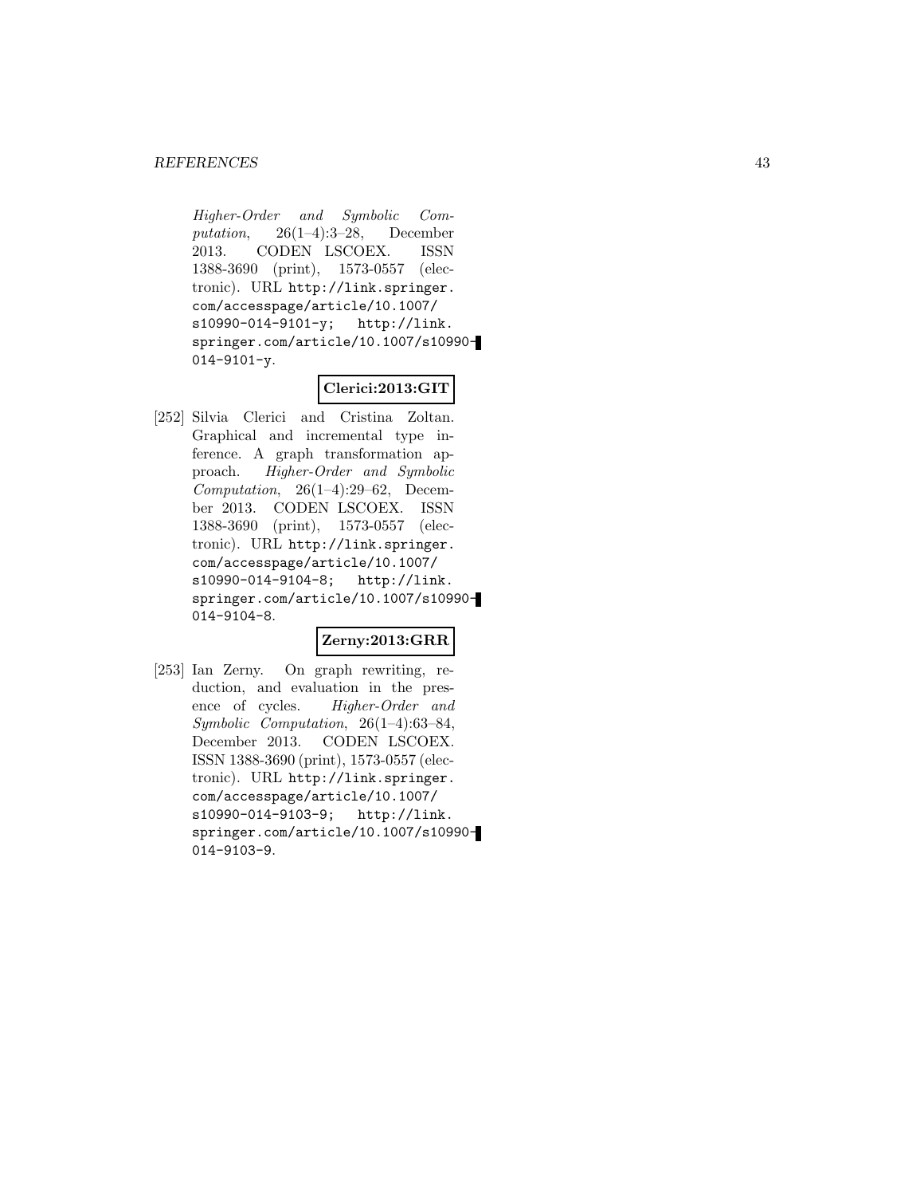*Higher-Order and Symbolic Computation*, 26(1–4):3–28, December 2013. CODEN LSCOEX. ISSN 1388-3690 (print), 1573-0557 (electronic). URL http://link.springer.com/accesspage/article/10.1007/s10990-014-9101-y; http://link.springer.com/article/10.1007/s10990-014-9101-y.

**Clerici:2013:GIT**

[252] Silvia Clerici and Cristina Zoltan. Graphical and incremental type inference. A graph transformation approach. *Higher-Order and Symbolic Computation*, 26(1–4):29–62, December 2013. CODEN LSCOEX. ISSN 1388-3690 (print), 1573-0557 (electronic). URL http://link.springer.com/accesspage/article/10.1007/s10990-014-9104-8; http://link.springer.com/article/10.1007/s10990-014-9104-8.

**Zerny:2013:GRR**

[253] Ian Zerny. On graph rewriting, reduction, and evaluation in the presence of cycles. *Higher-Order and Symbolic Computation*, 26(1–4):63–84, December 2013. CODEN LSCOEX. ISSN 1388-3690 (print), 1573-0557 (electronic). URL http://link.springer.com/accesspage/article/10.1007/s10990-014-9103-9; http://link.springer.com/article/10.1007/s10990-014-9103-9.